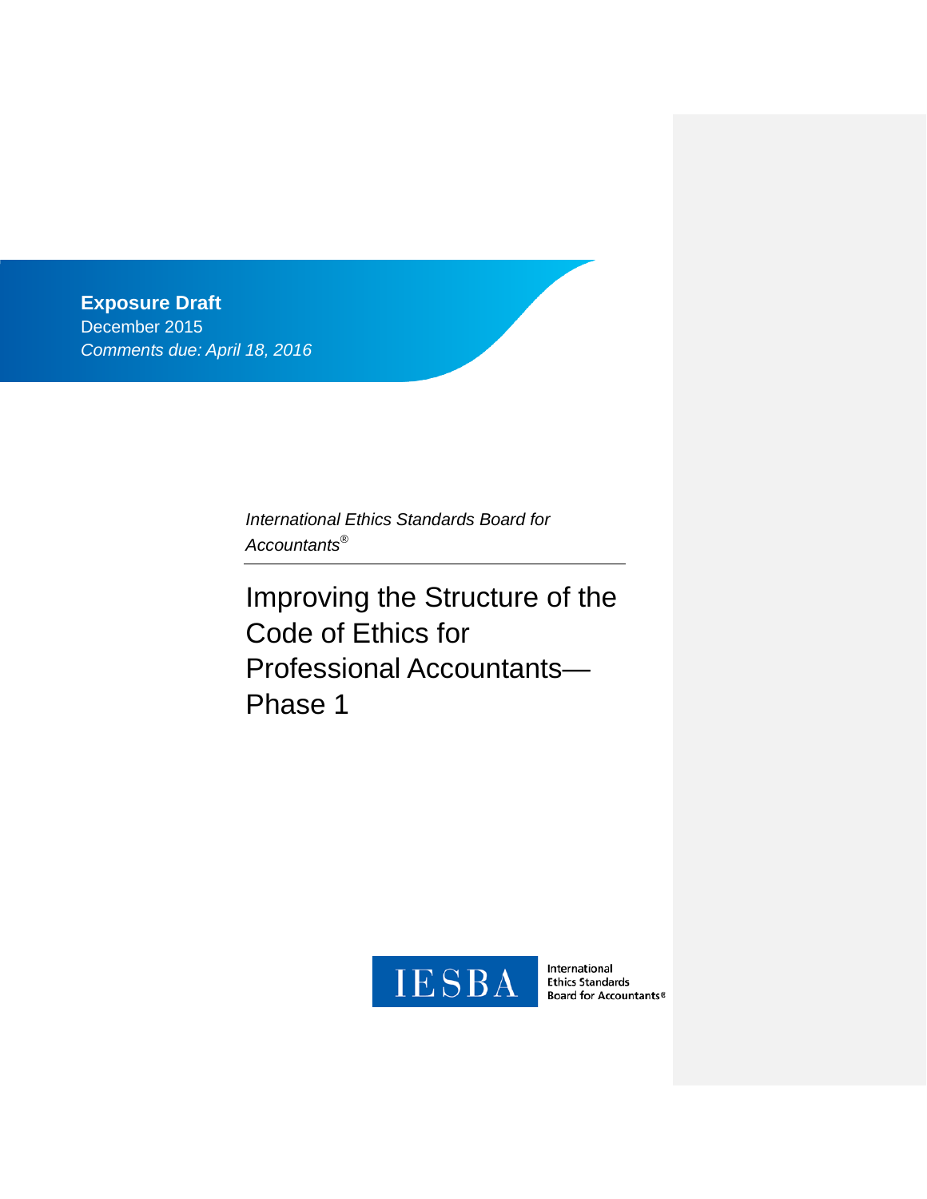**Exposure Draft**
December 2015
*Comments due: April 18, 2016*

*International Ethics Standards Board for Accountants®*

# Improving the Structure of the Code of Ethics for Professional Accountants—Phase 1

IESBA International Ethics Standards Board for Accountants®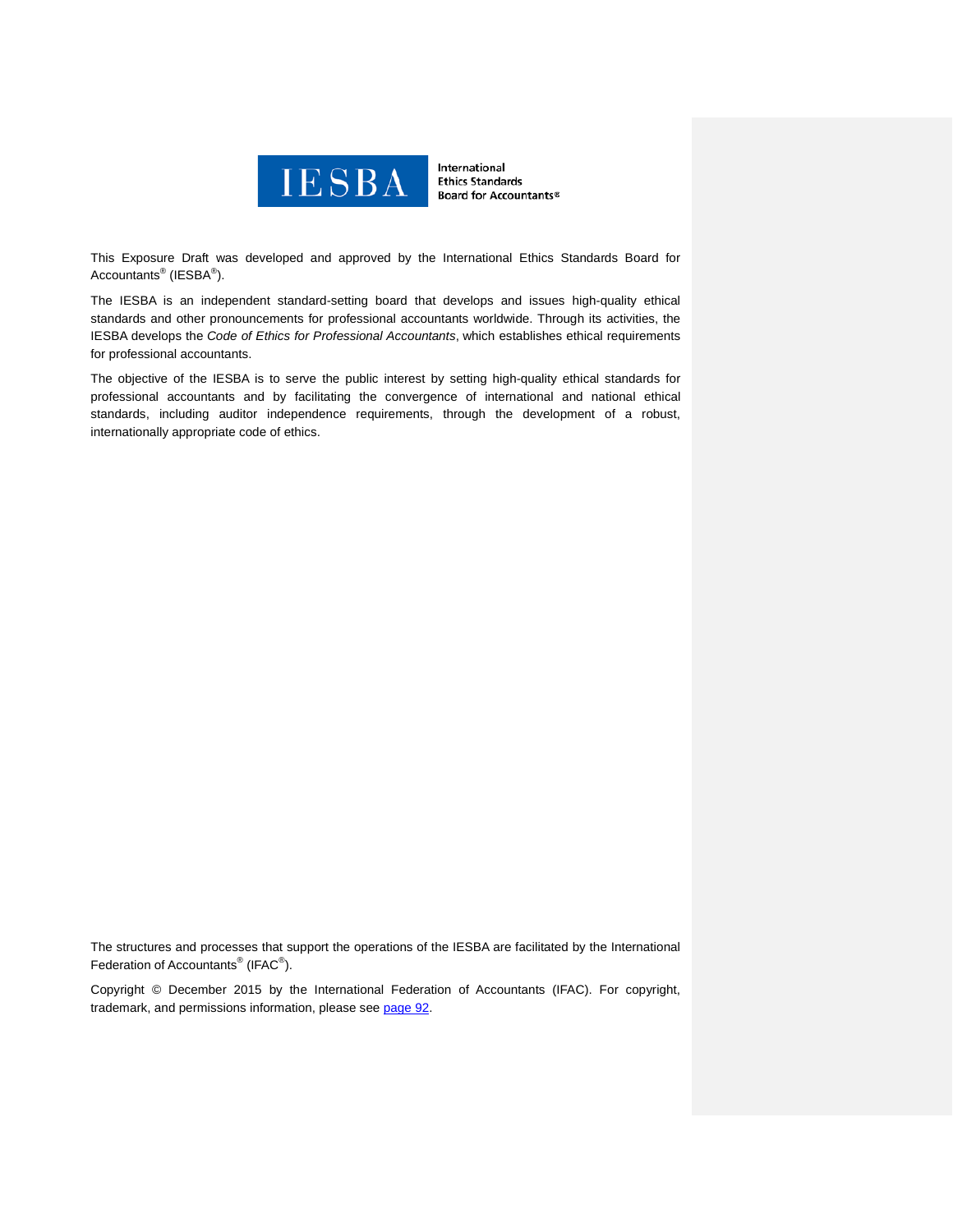This Exposure Draft was developed and approved by the International Ethics Standards Board for Accountants® (IESBA®).

The IESBA is an independent standard-setting board that develops and issues high-quality ethical standards and other pronouncements for professional accountants worldwide. Through its activities, the IESBA develops the *Code of Ethics for Professional Accountants*, which establishes ethical requirements for professional accountants.

The objective of the IESBA is to serve the public interest by setting high-quality ethical standards for professional accountants and by facilitating the convergence of international and national ethical standards, including auditor independence requirements, through the development of a robust, internationally appropriate code of ethics.

The structures and processes that support the operations of the IESBA are facilitated by the International Federation of Accountants® (IFAC®).

Copyright © December 2015 by the International Federation of Accountants (IFAC). For copyright, trademark, and permissions information, please see page 92.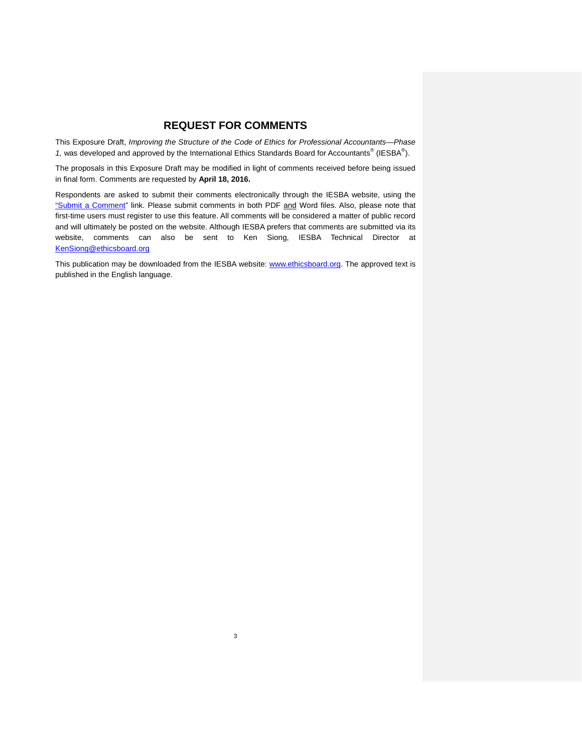# REQUEST FOR COMMENTS

This Exposure Draft, *Improving the Structure of the Code of Ethics for Professional Accountants—Phase 1,* was developed and approved by the International Ethics Standards Board for Accountants® (IESBA®).

The proposals in this Exposure Draft may be modified in light of comments received before being issued in final form. Comments are requested by **April 18, 2016.**

Respondents are asked to submit their comments electronically through the IESBA website, using the "Submit a Comment" link. Please submit comments in both PDF and Word files. Also, please note that first-time users must register to use this feature. All comments will be considered a matter of public record and will ultimately be posted on the website. Although IESBA prefers that comments are submitted via its website, comments can also be sent to Ken Siong, IESBA Technical Director at KenSiong@ethicsboard.org

This publication may be downloaded from the IESBA website: www.ethicsboard.org. The approved text is published in the English language.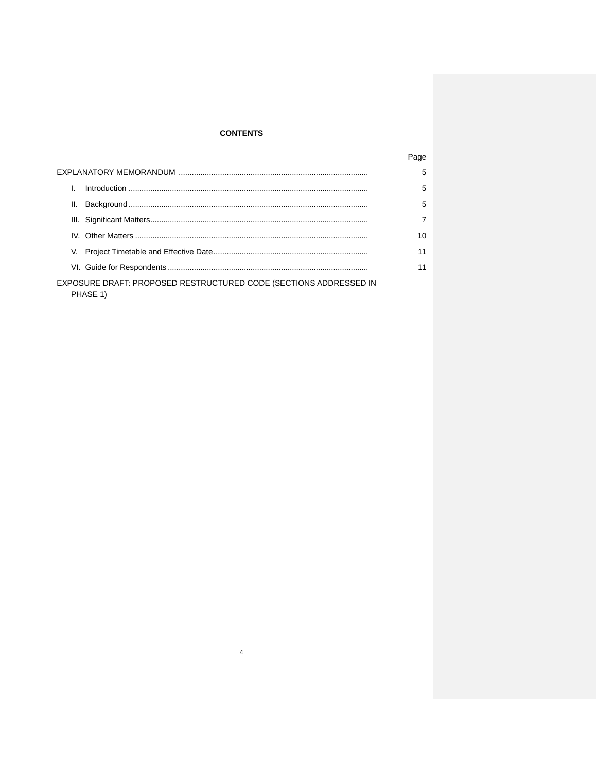**CONTENTS**

| | Page |
|---|---|
| EXPLANATORY MEMORANDUM | 5 |
| I. Introduction | 5 |
| II. Background | 5 |
| III. Significant Matters | 7 |
| IV. Other Matters | 10 |
| V. Project Timetable and Effective Date | 11 |
| VI. Guide for Respondents | 11 |
| EXPOSURE DRAFT: PROPOSED RESTRUCTURED CODE (SECTIONS ADDRESSED IN PHASE 1) | |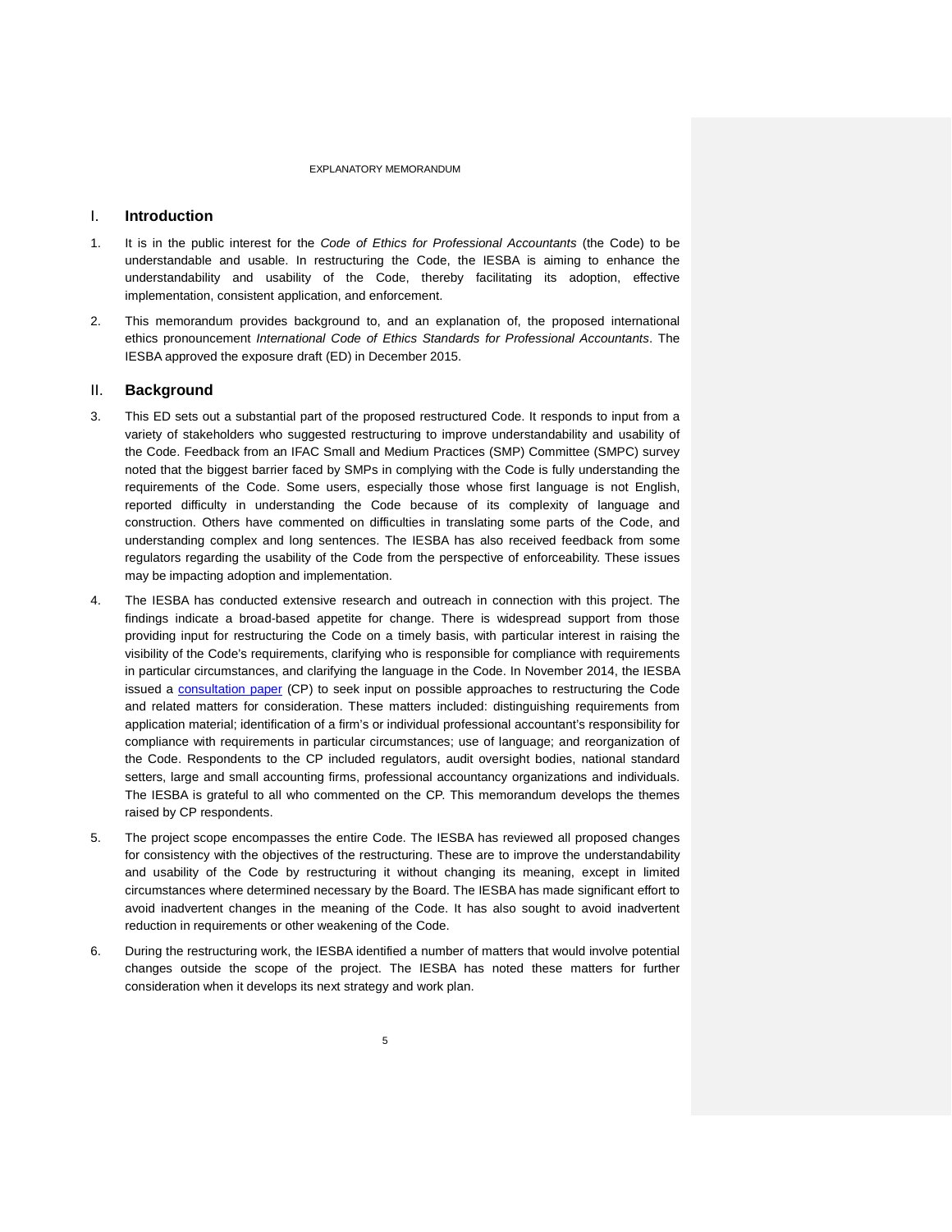EXPLANATORY MEMORANDUM

## I. Introduction

1. It is in the public interest for the *Code of Ethics for Professional Accountants* (the Code) to be understandable and usable. In restructuring the Code, the IESBA is aiming to enhance the understandability and usability of the Code, thereby facilitating its adoption, effective implementation, consistent application, and enforcement.

2. This memorandum provides background to, and an explanation of, the proposed international ethics pronouncement *International Code of Ethics Standards for Professional Accountants*. The IESBA approved the exposure draft (ED) in December 2015.

## II. Background

3. This ED sets out a substantial part of the proposed restructured Code. It responds to input from a variety of stakeholders who suggested restructuring to improve understandability and usability of the Code. Feedback from an IFAC Small and Medium Practices (SMP) Committee (SMPC) survey noted that the biggest barrier faced by SMPs in complying with the Code is fully understanding the requirements of the Code. Some users, especially those whose first language is not English, reported difficulty in understanding the Code because of its complexity of language and construction. Others have commented on difficulties in translating some parts of the Code, and understanding complex and long sentences. The IESBA has also received feedback from some regulators regarding the usability of the Code from the perspective of enforceability. These issues may be impacting adoption and implementation.

4. The IESBA has conducted extensive research and outreach in connection with this project. The findings indicate a broad-based appetite for change. There is widespread support from those providing input for restructuring the Code on a timely basis, with particular interest in raising the visibility of the Code's requirements, clarifying who is responsible for compliance with requirements in particular circumstances, and clarifying the language in the Code. In November 2014, the IESBA issued a consultation paper (CP) to seek input on possible approaches to restructuring the Code and related matters for consideration. These matters included: distinguishing requirements from application material; identification of a firm's or individual professional accountant's responsibility for compliance with requirements in particular circumstances; use of language; and reorganization of the Code. Respondents to the CP included regulators, audit oversight bodies, national standard setters, large and small accounting firms, professional accountancy organizations and individuals. The IESBA is grateful to all who commented on the CP. This memorandum develops the themes raised by CP respondents.

5. The project scope encompasses the entire Code. The IESBA has reviewed all proposed changes for consistency with the objectives of the restructuring. These are to improve the understandability and usability of the Code by restructuring it without changing its meaning, except in limited circumstances where determined necessary by the Board. The IESBA has made significant effort to avoid inadvertent changes in the meaning of the Code. It has also sought to avoid inadvertent reduction in requirements or other weakening of the Code.

6. During the restructuring work, the IESBA identified a number of matters that would involve potential changes outside the scope of the project. The IESBA has noted these matters for further consideration when it develops its next strategy and work plan.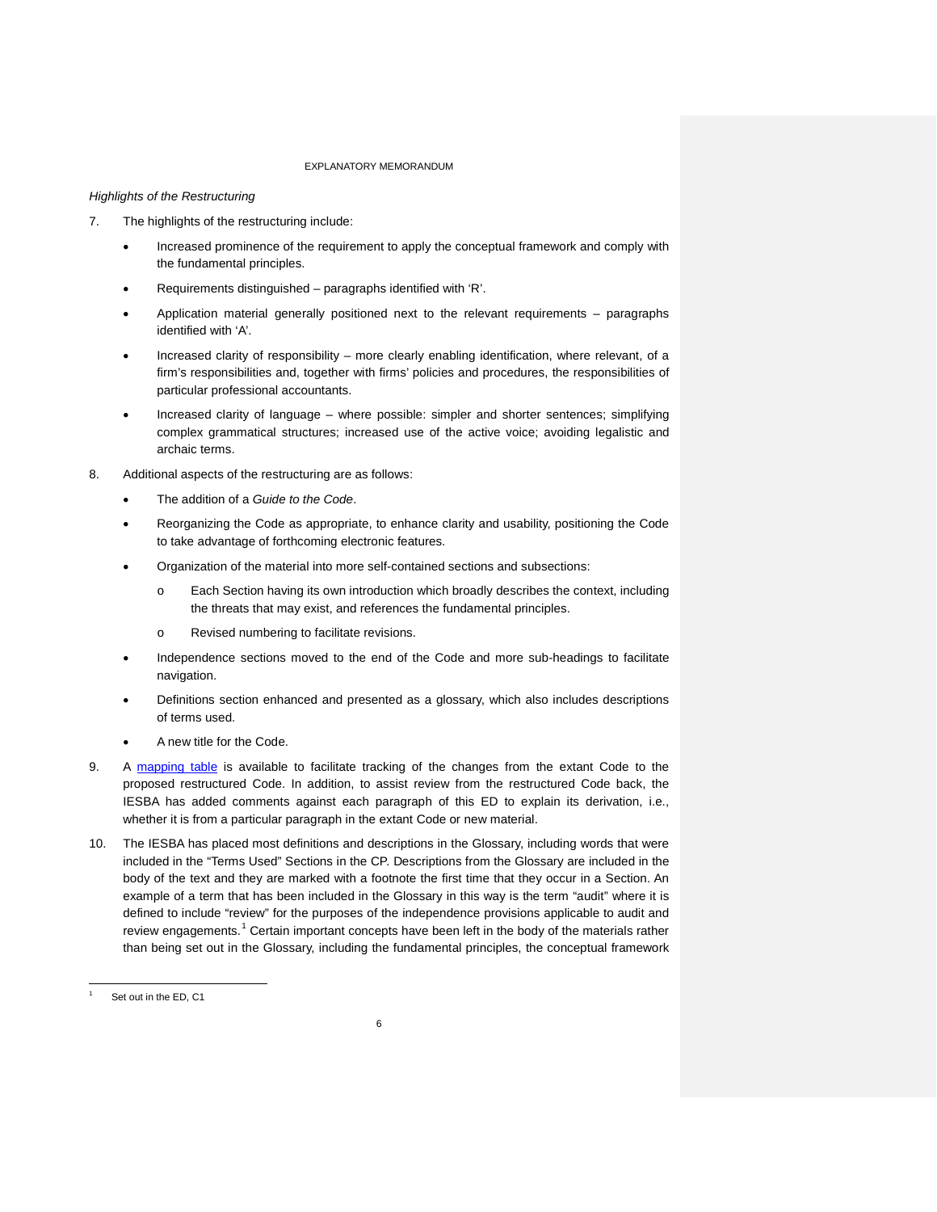*Highlights of the Restructuring*

7. The highlights of the restructuring include:

   - Increased prominence of the requirement to apply the conceptual framework and comply with the fundamental principles.
   - Requirements distinguished – paragraphs identified with 'R'.
   - Application material generally positioned next to the relevant requirements – paragraphs identified with 'A'.
   - Increased clarity of responsibility – more clearly enabling identification, where relevant, of a firm's responsibilities and, together with firms' policies and procedures, the responsibilities of particular professional accountants.
   - Increased clarity of language – where possible: simpler and shorter sentences; simplifying complex grammatical structures; increased use of the active voice; avoiding legalistic and archaic terms.

8. Additional aspects of the restructuring are as follows:

   - The addition of a *Guide to the Code*.
   - Reorganizing the Code as appropriate, to enhance clarity and usability, positioning the Code to take advantage of forthcoming electronic features.
   - Organization of the material into more self-contained sections and subsections:
     - Each Section having its own introduction which broadly describes the context, including the threats that may exist, and references the fundamental principles.
     - Revised numbering to facilitate revisions.
   - Independence sections moved to the end of the Code and more sub-headings to facilitate navigation.
   - Definitions section enhanced and presented as a glossary, which also includes descriptions of terms used.
   - A new title for the Code.

9. A mapping table is available to facilitate tracking of the changes from the extant Code to the proposed restructured Code. In addition, to assist review from the restructured Code back, the IESBA has added comments against each paragraph of this ED to explain its derivation, i.e., whether it is from a particular paragraph in the extant Code or new material.

10. The IESBA has placed most definitions and descriptions in the Glossary, including words that were included in the "Terms Used" Sections in the CP. Descriptions from the Glossary are included in the body of the text and they are marked with a footnote the first time that they occur in a Section. An example of a term that has been included in the Glossary in this way is the term "audit" where it is defined to include "review" for the purposes of the independence provisions applicable to audit and review engagements.[1] Certain important concepts have been left in the body of the materials rather than being set out in the Glossary, including the fundamental principles, the conceptual framework

[1] Set out in the ED, C1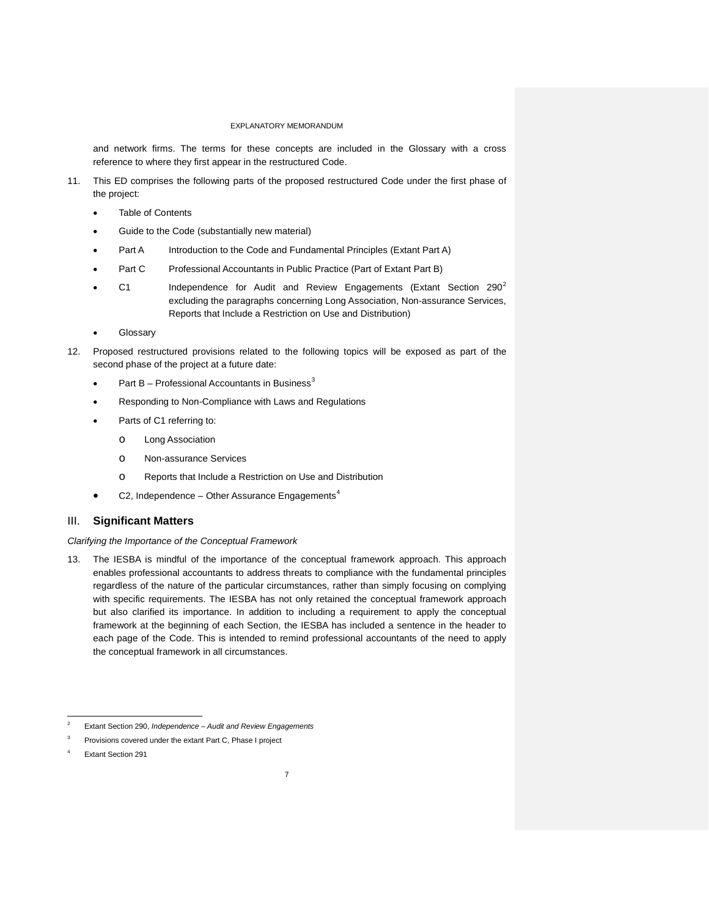and network firms. The terms for these concepts are included in the Glossary with a cross reference to where they first appear in the restructured Code.

11. This ED comprises the following parts of the proposed restructured Code under the first phase of the project:

    - Table of Contents
    - Guide to the Code (substantially new material)
    - Part A  Introduction to the Code and Fundamental Principles (Extant Part A)
    - Part C  Professional Accountants in Public Practice (Part of Extant Part B)
    - C1  Independence for Audit and Review Engagements (Extant Section 290[2] excluding the paragraphs concerning Long Association, Non-assurance Services, Reports that Include a Restriction on Use and Distribution)
    - Glossary

12. Proposed restructured provisions related to the following topics will be exposed as part of the second phase of the project at a future date:

    - Part B – Professional Accountants in Business[3]
    - Responding to Non-Compliance with Laws and Regulations
    - Parts of C1 referring to:
        - Long Association
        - Non-assurance Services
        - Reports that Include a Restriction on Use and Distribution
    - C2, Independence – Other Assurance Engagements[4]

## III. Significant Matters

*Clarifying the Importance of the Conceptual Framework*

13. The IESBA is mindful of the importance of the conceptual framework approach. This approach enables professional accountants to address threats to compliance with the fundamental principles regardless of the nature of the particular circumstances, rather than simply focusing on complying with specific requirements. The IESBA has not only retained the conceptual framework approach but also clarified its importance. In addition to including a requirement to apply the conceptual framework at the beginning of each Section, the IESBA has included a sentence in the header to each page of the Code. This is intended to remind professional accountants of the need to apply the conceptual framework in all circumstances.

---

[2] Extant Section 290, *Independence – Audit and Review Engagements*

[3] Provisions covered under the extant Part C, Phase I project

[4] Extant Section 291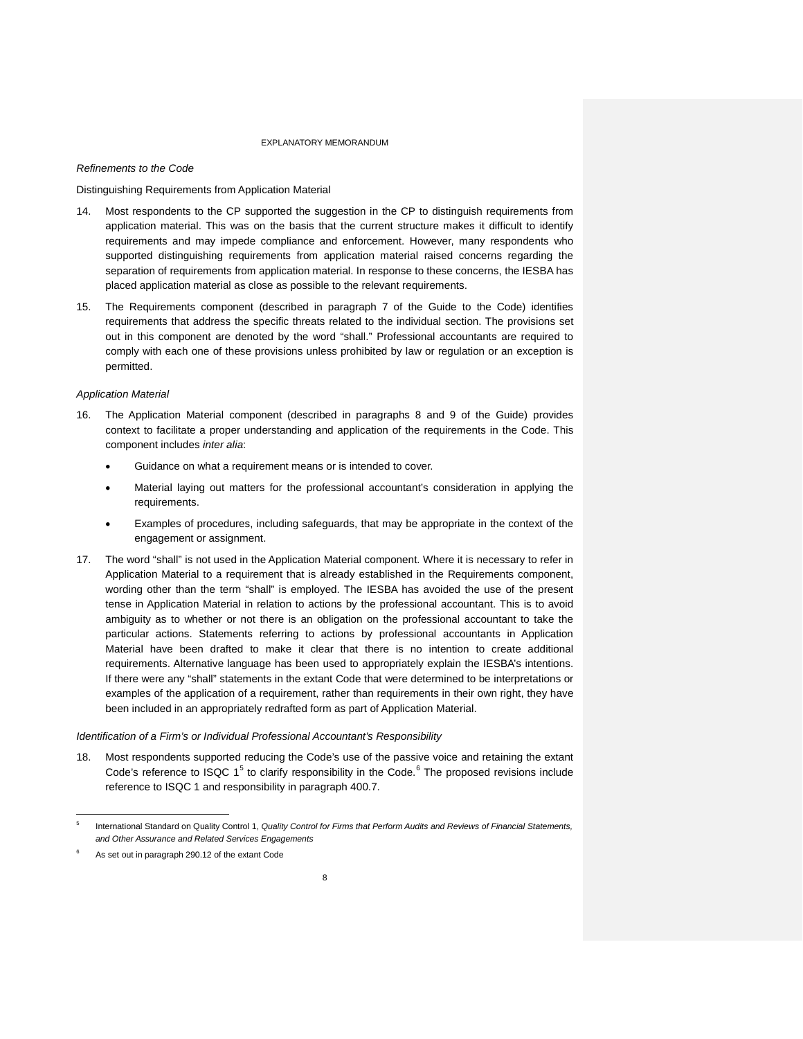*Refinements to the Code*

Distinguishing Requirements from Application Material

14. Most respondents to the CP supported the suggestion in the CP to distinguish requirements from application material. This was on the basis that the current structure makes it difficult to identify requirements and may impede compliance and enforcement. However, many respondents who supported distinguishing requirements from application material raised concerns regarding the separation of requirements from application material. In response to these concerns, the IESBA has placed application material as close as possible to the relevant requirements.

15. The Requirements component (described in paragraph 7 of the Guide to the Code) identifies requirements that address the specific threats related to the individual section. The provisions set out in this component are denoted by the word "shall." Professional accountants are required to comply with each one of these provisions unless prohibited by law or regulation or an exception is permitted.

*Application Material*

16. The Application Material component (described in paragraphs 8 and 9 of the Guide) provides context to facilitate a proper understanding and application of the requirements in the Code. This component includes *inter alia*:

    - Guidance on what a requirement means or is intended to cover.
    - Material laying out matters for the professional accountant's consideration in applying the requirements.
    - Examples of procedures, including safeguards, that may be appropriate in the context of the engagement or assignment.

17. The word "shall" is not used in the Application Material component. Where it is necessary to refer in Application Material to a requirement that is already established in the Requirements component, wording other than the term "shall" is employed. The IESBA has avoided the use of the present tense in Application Material in relation to actions by the professional accountant. This is to avoid ambiguity as to whether or not there is an obligation on the professional accountant to take the particular actions. Statements referring to actions by professional accountants in Application Material have been drafted to make it clear that there is no intention to create additional requirements. Alternative language has been used to appropriately explain the IESBA's intentions. If there were any "shall" statements in the extant Code that were determined to be interpretations or examples of the application of a requirement, rather than requirements in their own right, they have been included in an appropriately redrafted form as part of Application Material.

*Identification of a Firm's or Individual Professional Accountant's Responsibility*

18. Most respondents supported reducing the Code's use of the passive voice and retaining the extant Code's reference to ISQC 1[5] to clarify responsibility in the Code.[6] The proposed revisions include reference to ISQC 1 and responsibility in paragraph 400.7.

---

[5] International Standard on Quality Control 1, *Quality Control for Firms that Perform Audits and Reviews of Financial Statements, and Other Assurance and Related Services Engagements*

[6] As set out in paragraph 290.12 of the extant Code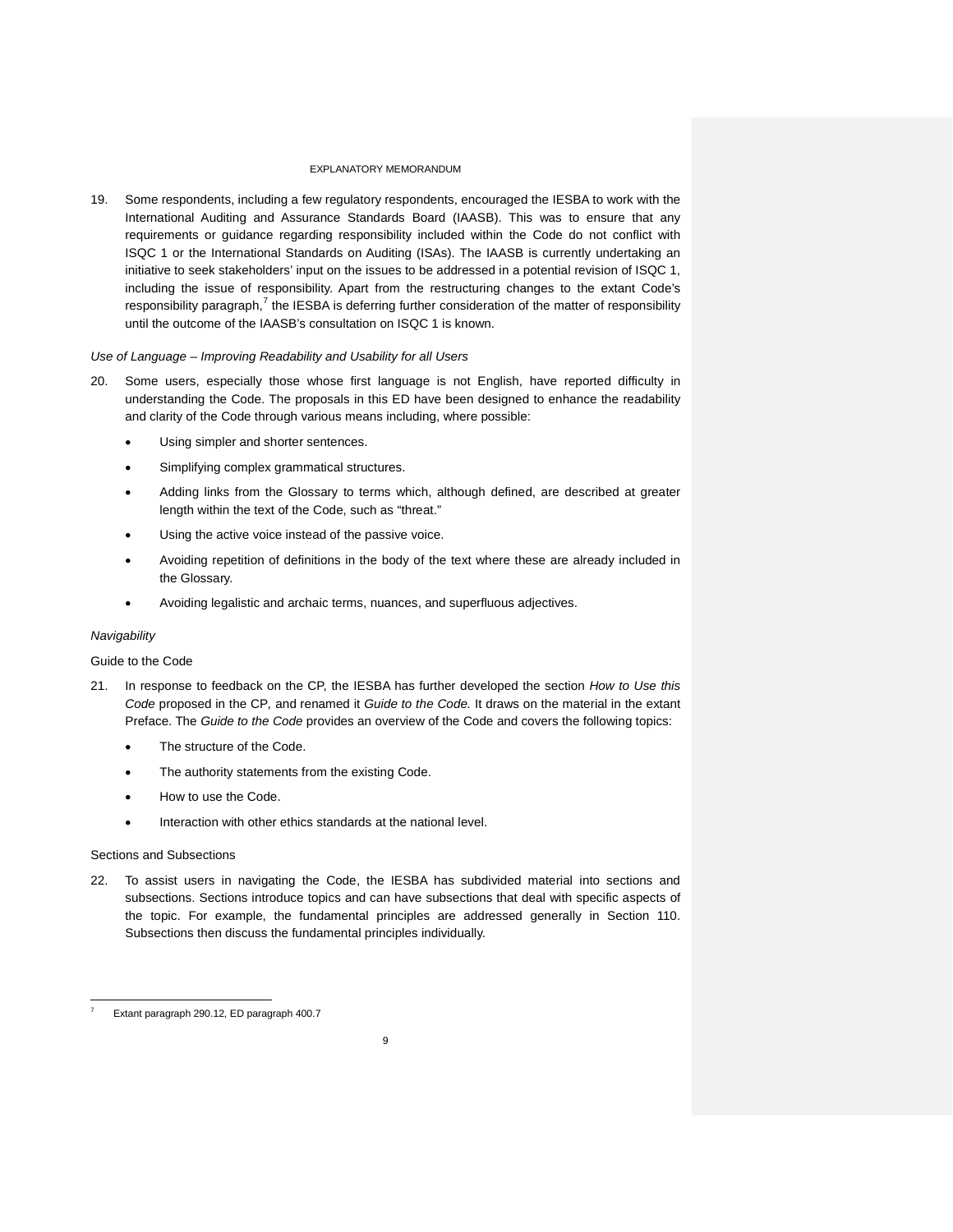19. Some respondents, including a few regulatory respondents, encouraged the IESBA to work with the International Auditing and Assurance Standards Board (IAASB). This was to ensure that any requirements or guidance regarding responsibility included within the Code do not conflict with ISQC 1 or the International Standards on Auditing (ISAs). The IAASB is currently undertaking an initiative to seek stakeholders' input on the issues to be addressed in a potential revision of ISQC 1, including the issue of responsibility. Apart from the restructuring changes to the extant Code's responsibility paragraph,[7] the IESBA is deferring further consideration of the matter of responsibility until the outcome of the IAASB's consultation on ISQC 1 is known.

*Use of Language – Improving Readability and Usability for all Users*

20. Some users, especially those whose first language is not English, have reported difficulty in understanding the Code. The proposals in this ED have been designed to enhance the readability and clarity of the Code through various means including, where possible:

   - Using simpler and shorter sentences.
   - Simplifying complex grammatical structures.
   - Adding links from the Glossary to terms which, although defined, are described at greater length within the text of the Code, such as "threat."
   - Using the active voice instead of the passive voice.
   - Avoiding repetition of definitions in the body of the text where these are already included in the Glossary.
   - Avoiding legalistic and archaic terms, nuances, and superfluous adjectives.

*Navigability*

Guide to the Code

21. In response to feedback on the CP, the IESBA has further developed the section *How to Use this Code* proposed in the CP, and renamed it *Guide to the Code.* It draws on the material in the extant Preface. The *Guide to the Code* provides an overview of the Code and covers the following topics:

   - The structure of the Code.
   - The authority statements from the existing Code.
   - How to use the Code.
   - Interaction with other ethics standards at the national level.

Sections and Subsections

22. To assist users in navigating the Code, the IESBA has subdivided material into sections and subsections. Sections introduce topics and can have subsections that deal with specific aspects of the topic. For example, the fundamental principles are addressed generally in Section 110. Subsections then discuss the fundamental principles individually.

[7] Extant paragraph 290.12, ED paragraph 400.7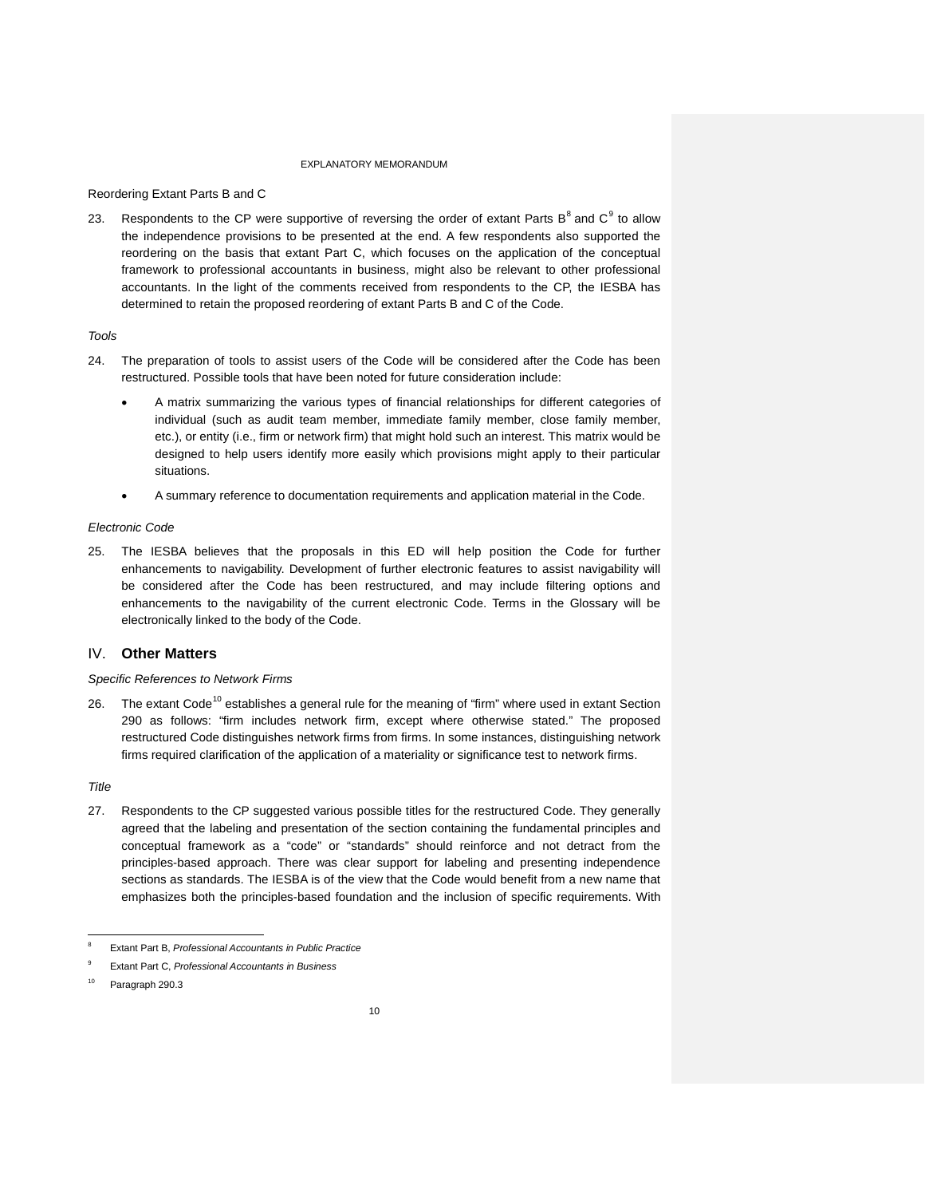Reordering Extant Parts B and C

23. Respondents to the CP were supportive of reversing the order of extant Parts B[8] and C[9] to allow the independence provisions to be presented at the end. A few respondents also supported the reordering on the basis that extant Part C, which focuses on the application of the conceptual framework to professional accountants in business, might also be relevant to other professional accountants. In the light of the comments received from respondents to the CP, the IESBA has determined to retain the proposed reordering of extant Parts B and C of the Code.

*Tools*

24. The preparation of tools to assist users of the Code will be considered after the Code has been restructured. Possible tools that have been noted for future consideration include:

   - A matrix summarizing the various types of financial relationships for different categories of individual (such as audit team member, immediate family member, close family member, etc.), or entity (i.e., firm or network firm) that might hold such an interest. This matrix would be designed to help users identify more easily which provisions might apply to their particular situations.
   - A summary reference to documentation requirements and application material in the Code.

*Electronic Code*

25. The IESBA believes that the proposals in this ED will help position the Code for further enhancements to navigability. Development of further electronic features to assist navigability will be considered after the Code has been restructured, and may include filtering options and enhancements to the navigability of the current electronic Code. Terms in the Glossary will be electronically linked to the body of the Code.

## IV. Other Matters

*Specific References to Network Firms*

26. The extant Code[10] establishes a general rule for the meaning of "firm" where used in extant Section 290 as follows: "firm includes network firm, except where otherwise stated." The proposed restructured Code distinguishes network firms from firms. In some instances, distinguishing network firms required clarification of the application of a materiality or significance test to network firms.

*Title*

27. Respondents to the CP suggested various possible titles for the restructured Code. They generally agreed that the labeling and presentation of the section containing the fundamental principles and conceptual framework as a "code" or "standards" should reinforce and not detract from the principles-based approach. There was clear support for labeling and presenting independence sections as standards. The IESBA is of the view that the Code would benefit from a new name that emphasizes both the principles-based foundation and the inclusion of specific requirements. With

---

[8] Extant Part B, *Professional Accountants in Public Practice*

[9] Extant Part C, *Professional Accountants in Business*

[10] Paragraph 290.3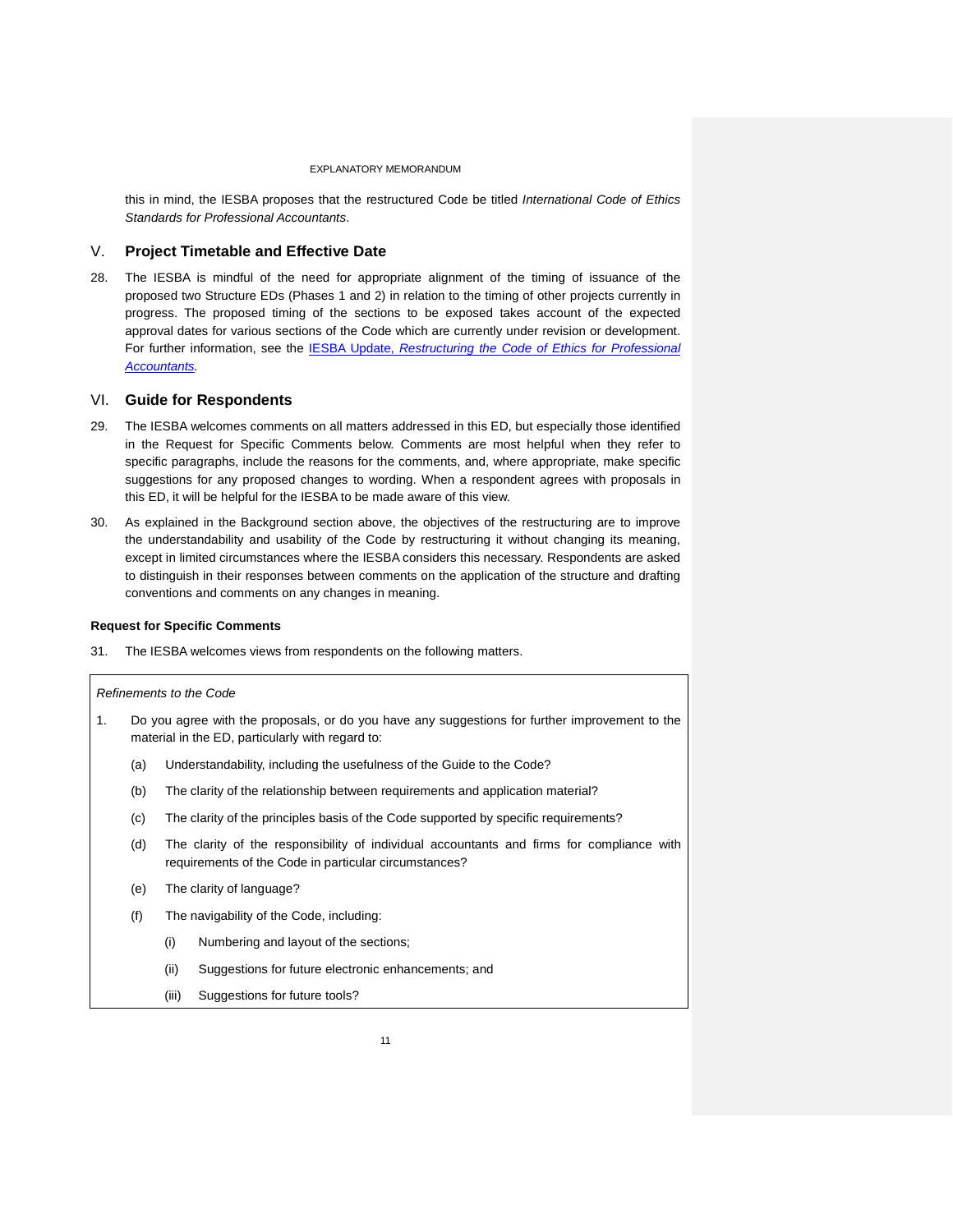this in mind, the IESBA proposes that the restructured Code be titled *International Code of Ethics Standards for Professional Accountants*.

## V. Project Timetable and Effective Date

28. The IESBA is mindful of the need for appropriate alignment of the timing of issuance of the proposed two Structure EDs (Phases 1 and 2) in relation to the timing of other projects currently in progress. The proposed timing of the sections to be exposed takes account of the expected approval dates for various sections of the Code which are currently under revision or development. For further information, see the IESBA Update, *Restructuring the Code of Ethics for Professional Accountants*.

## VI. Guide for Respondents

29. The IESBA welcomes comments on all matters addressed in this ED, but especially those identified in the Request for Specific Comments below. Comments are most helpful when they refer to specific paragraphs, include the reasons for the comments, and, where appropriate, make specific suggestions for any proposed changes to wording. When a respondent agrees with proposals in this ED, it will be helpful for the IESBA to be made aware of this view.

30. As explained in the Background section above, the objectives of the restructuring are to improve the understandability and usability of the Code by restructuring it without changing its meaning, except in limited circumstances where the IESBA considers this necessary. Respondents are asked to distinguish in their responses between comments on the application of the structure and drafting conventions and comments on any changes in meaning.

**Request for Specific Comments**

31. The IESBA welcomes views from respondents on the following matters.

*Refinements to the Code*

1. Do you agree with the proposals, or do you have any suggestions for further improvement to the material in the ED, particularly with regard to:
   - (a) Understandability, including the usefulness of the Guide to the Code?
   - (b) The clarity of the relationship between requirements and application material?
   - (c) The clarity of the principles basis of the Code supported by specific requirements?
   - (d) The clarity of the responsibility of individual accountants and firms for compliance with requirements of the Code in particular circumstances?
   - (e) The clarity of language?
   - (f) The navigability of the Code, including:
     - (i) Numbering and layout of the sections;
     - (ii) Suggestions for future electronic enhancements; and
     - (iii) Suggestions for future tools?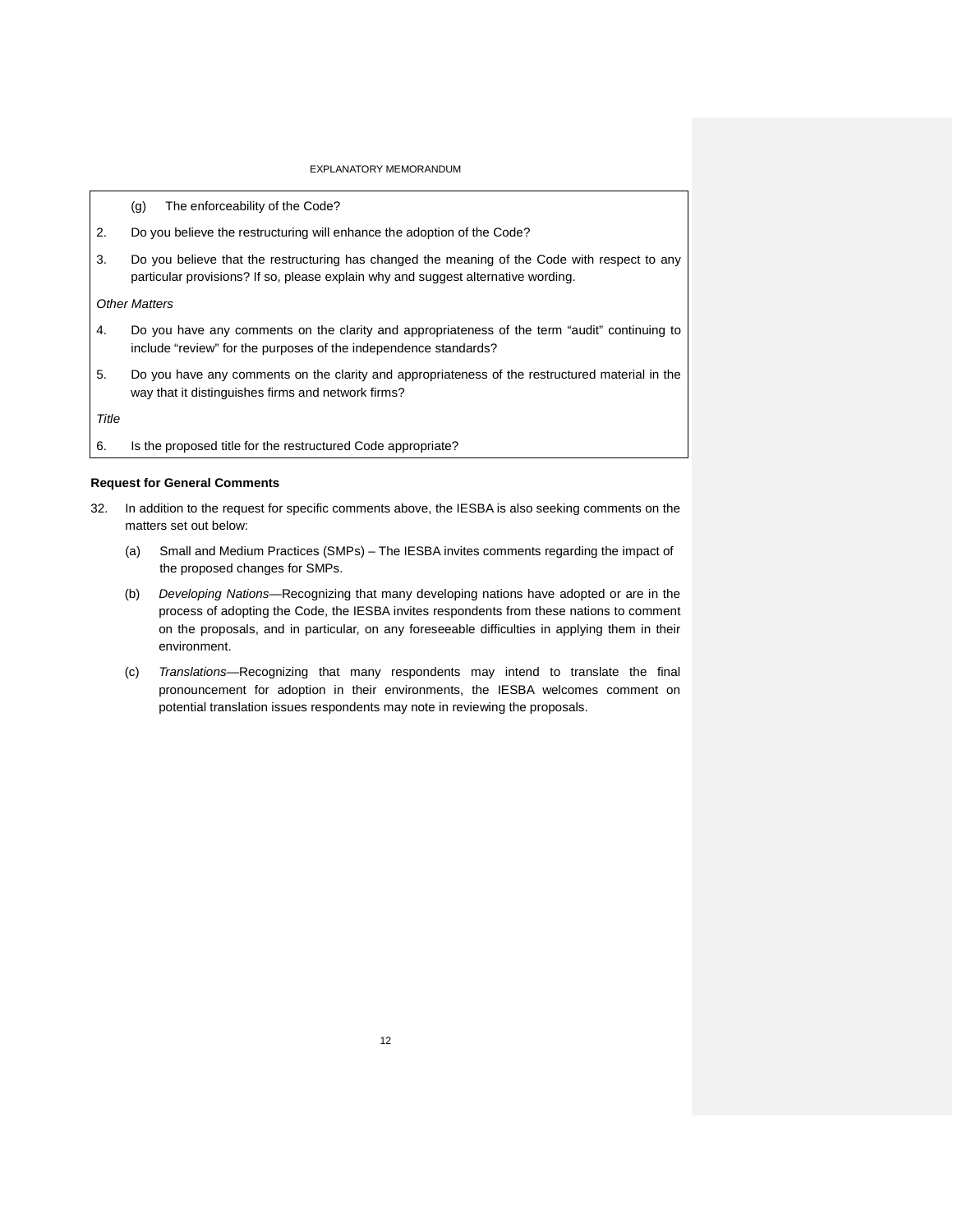(g) The enforceability of the Code?

2. Do you believe the restructuring will enhance the adoption of the Code?

3. Do you believe that the restructuring has changed the meaning of the Code with respect to any particular provisions? If so, please explain why and suggest alternative wording.

*Other Matters*

4. Do you have any comments on the clarity and appropriateness of the term "audit" continuing to include "review" for the purposes of the independence standards?

5. Do you have any comments on the clarity and appropriateness of the restructured material in the way that it distinguishes firms and network firms?

*Title*

6. Is the proposed title for the restructured Code appropriate?

**Request for General Comments**

32. In addition to the request for specific comments above, the IESBA is also seeking comments on the matters set out below:

    (a) Small and Medium Practices (SMPs) – The IESBA invites comments regarding the impact of the proposed changes for SMPs.

    (b) *Developing Nations*—Recognizing that many developing nations have adopted or are in the process of adopting the Code, the IESBA invites respondents from these nations to comment on the proposals, and in particular, on any foreseeable difficulties in applying them in their environment.

    (c) *Translations*—Recognizing that many respondents may intend to translate the final pronouncement for adoption in their environments, the IESBA welcomes comment on potential translation issues respondents may note in reviewing the proposals.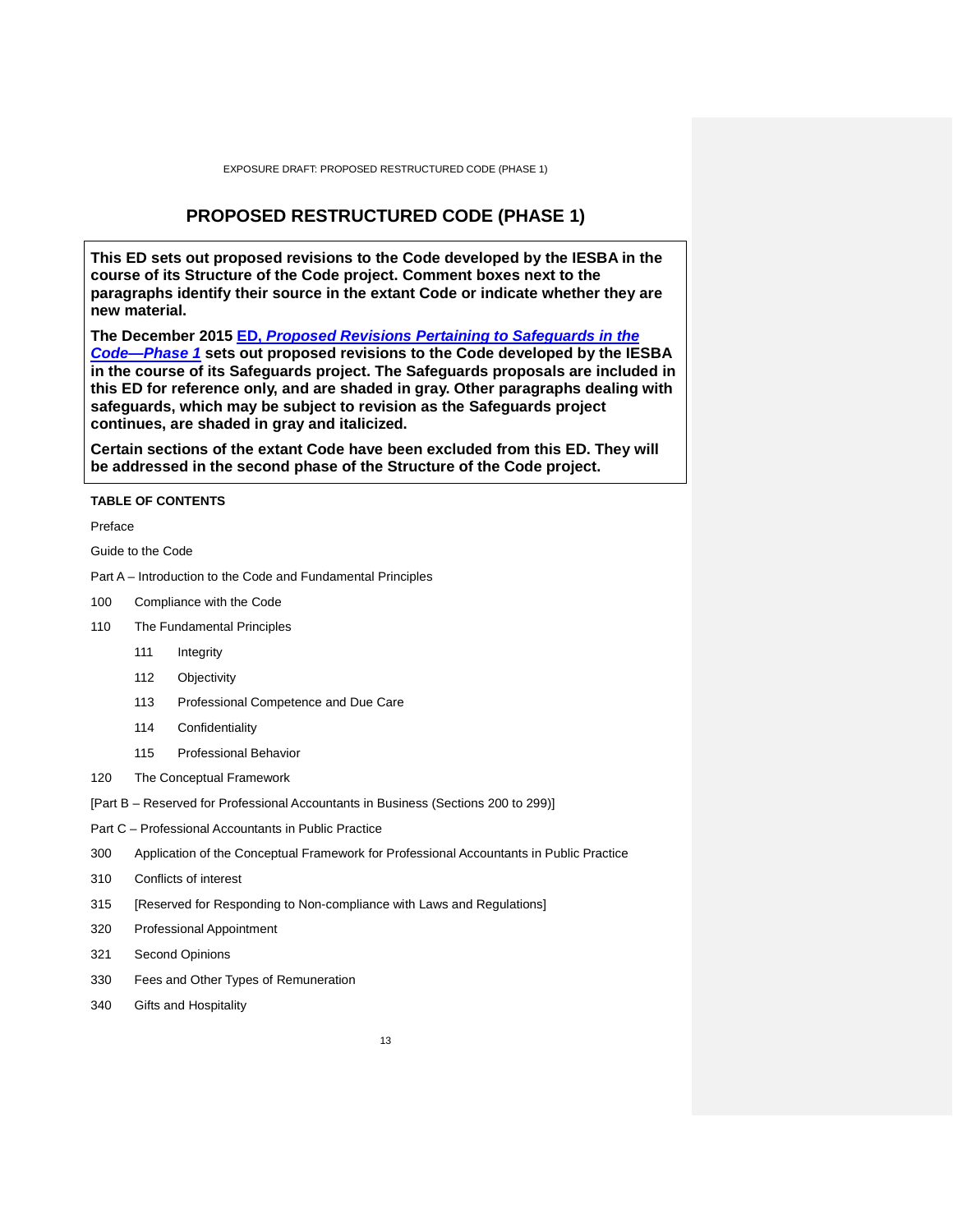# PROPOSED RESTRUCTURED CODE (PHASE 1)

**This ED sets out proposed revisions to the Code developed by the IESBA in the course of its Structure of the Code project. Comment boxes next to the paragraphs identify their source in the extant Code or indicate whether they are new material.**

**The December 2015 [ED, *Proposed Revisions Pertaining to Safeguards in the Code—Phase 1*] sets out proposed revisions to the Code developed by the IESBA in the course of its Safeguards project. The Safeguards proposals are included in this ED for reference only, and are shaded in gray. Other paragraphs dealing with safeguards, which may be subject to revision as the Safeguards project continues, are shaded in gray and italicized.**

**Certain sections of the extant Code have been excluded from this ED. They will be addressed in the second phase of the Structure of the Code project.**

**TABLE OF CONTENTS**

Preface

Guide to the Code

Part A – Introduction to the Code and Fundamental Principles

100 Compliance with the Code

110 The Fundamental Principles

- 111 Integrity
- 112 Objectivity
- 113 Professional Competence and Due Care
- 114 Confidentiality
- 115 Professional Behavior

120 The Conceptual Framework

[Part B – Reserved for Professional Accountants in Business (Sections 200 to 299)]

Part C – Professional Accountants in Public Practice

300 Application of the Conceptual Framework for Professional Accountants in Public Practice

310 Conflicts of interest

315 [Reserved for Responding to Non-compliance with Laws and Regulations]

320 Professional Appointment

321 Second Opinions

330 Fees and Other Types of Remuneration

340 Gifts and Hospitality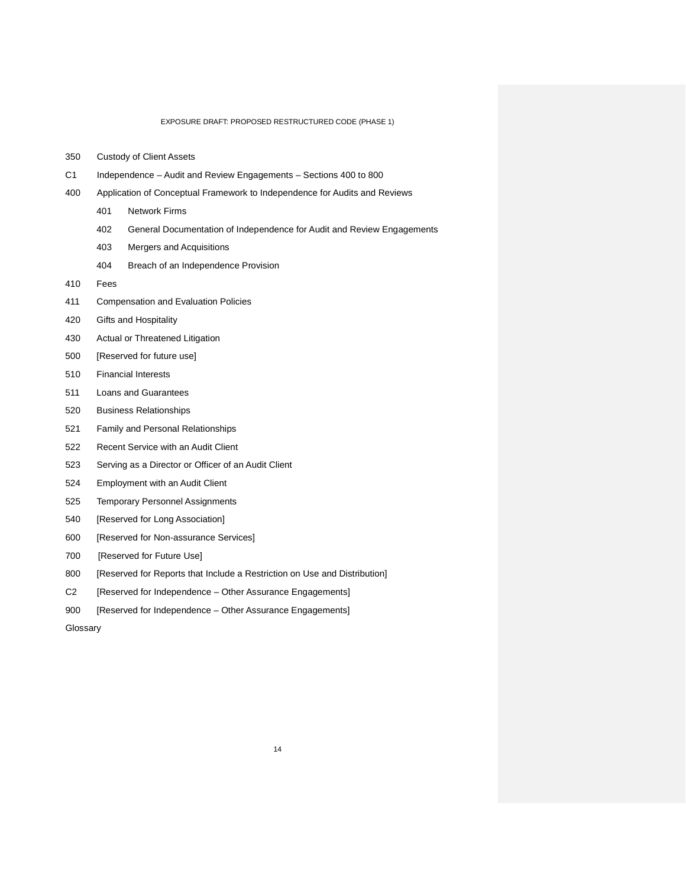350 Custody of Client Assets

C1 Independence – Audit and Review Engagements – Sections 400 to 800

400 Application of Conceptual Framework to Independence for Audits and Reviews

- 401 Network Firms
- 402 General Documentation of Independence for Audit and Review Engagements
- 403 Mergers and Acquisitions
- 404 Breach of an Independence Provision

410 Fees

411 Compensation and Evaluation Policies

420 Gifts and Hospitality

430 Actual or Threatened Litigation

500 [Reserved for future use]

510 Financial Interests

511 Loans and Guarantees

520 Business Relationships

521 Family and Personal Relationships

522 Recent Service with an Audit Client

523 Serving as a Director or Officer of an Audit Client

524 Employment with an Audit Client

525 Temporary Personnel Assignments

540 [Reserved for Long Association]

600 [Reserved for Non-assurance Services]

700 [Reserved for Future Use]

800 [Reserved for Reports that Include a Restriction on Use and Distribution]

C2 [Reserved for Independence – Other Assurance Engagements]

900 [Reserved for Independence – Other Assurance Engagements]

Glossary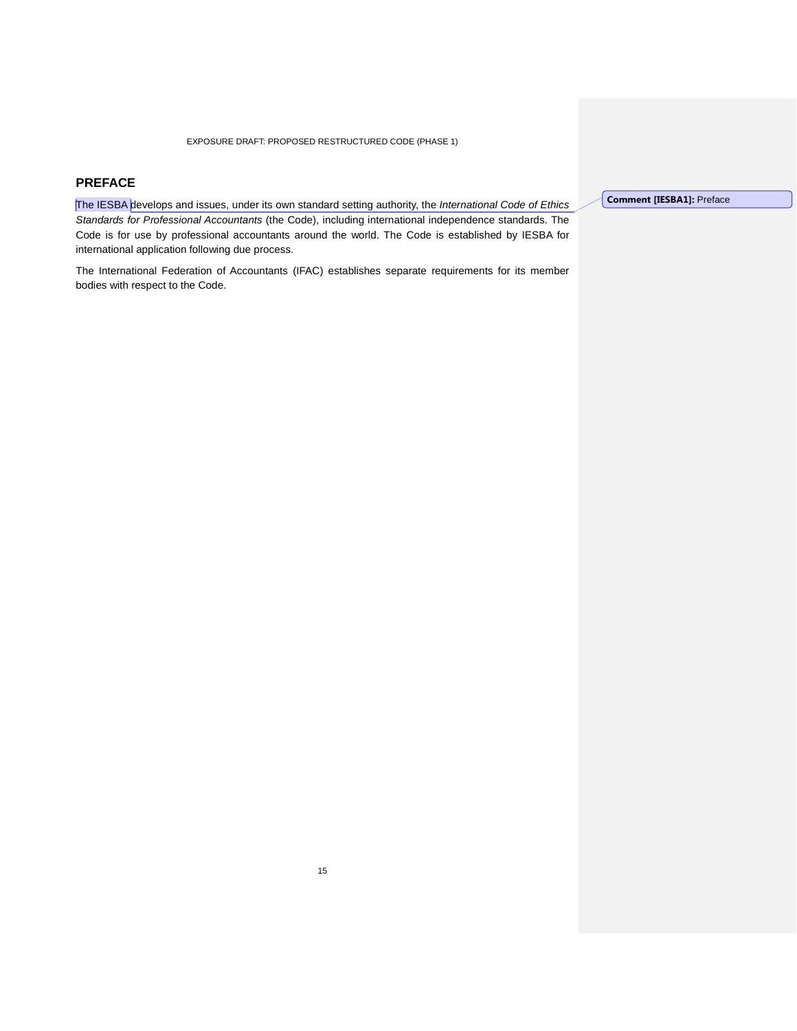## PREFACE

The IESBA develops and issues, under its own standard setting authority, the *International Code of Ethics Standards for Professional Accountants* (the Code), including international independence standards. The Code is for use by professional accountants around the world. The Code is established by IESBA for international application following due process.

The International Federation of Accountants (IFAC) establishes separate requirements for its member bodies with respect to the Code.

**Comment [IESBA1]:** Preface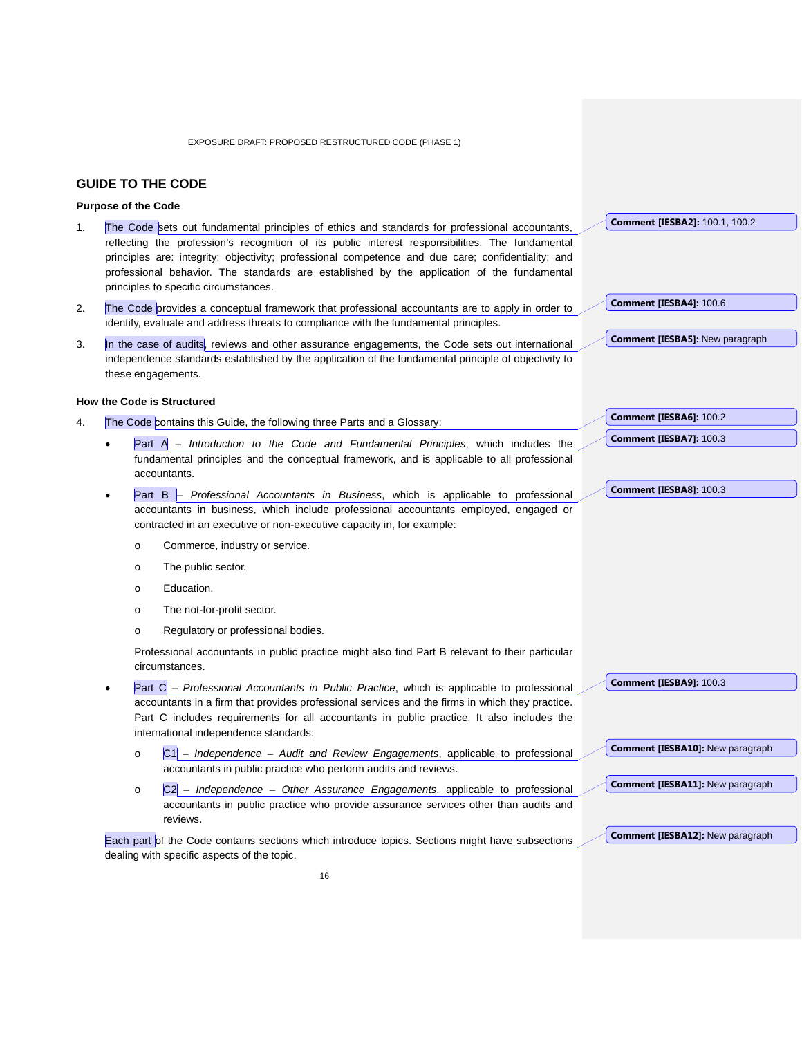## GUIDE TO THE CODE

### Purpose of the Code

1. The Code sets out fundamental principles of ethics and standards for professional accountants, reflecting the profession's recognition of its public interest responsibilities. The fundamental principles are: integrity; objectivity; professional competence and due care; confidentiality; and professional behavior. The standards are established by the application of the fundamental principles to specific circumstances.

2. The Code provides a conceptual framework that professional accountants are to apply in order to identify, evaluate and address threats to compliance with the fundamental principles.

3. In the case of audits, reviews and other assurance engagements, the Code sets out international independence standards established by the application of the fundamental principle of objectivity to these engagements.

### How the Code is Structured

4. The Code contains this Guide, the following three Parts and a Glossary:

   - Part A – *Introduction to the Code and Fundamental Principles*, which includes the fundamental principles and the conceptual framework, and is applicable to all professional accountants.
   - Part B – *Professional Accountants in Business*, which is applicable to professional accountants in business, which include professional accountants employed, engaged or contracted in an executive or non-executive capacity in, for example:
     - Commerce, industry or service.
     - The public sector.
     - Education.
     - The not-for-profit sector.
     - Regulatory or professional bodies.

     Professional accountants in public practice might also find Part B relevant to their particular circumstances.
   - Part C – *Professional Accountants in Public Practice*, which is applicable to professional accountants in a firm that provides professional services and the firms in which they practice. Part C includes requirements for all accountants in public practice. It also includes the international independence standards:
     - C1 – *Independence – Audit and Review Engagements*, applicable to professional accountants in public practice who perform audits and reviews.
     - C2 – *Independence – Other Assurance Engagements*, applicable to professional accountants in public practice who provide assurance services other than audits and reviews.

   Each part of the Code contains sections which introduce topics. Sections might have subsections dealing with specific aspects of the topic.

**Comment [IESBA2]:** 100.1, 100.2

**Comment [IESBA4]:** 100.6

**Comment [IESBA5]:** New paragraph

**Comment [IESBA6]:** 100.2

**Comment [IESBA7]:** 100.3

**Comment [IESBA8]:** 100.3

**Comment [IESBA9]:** 100.3

**Comment [IESBA10]:** New paragraph

**Comment [IESBA11]:** New paragraph

**Comment [IESBA12]:** New paragraph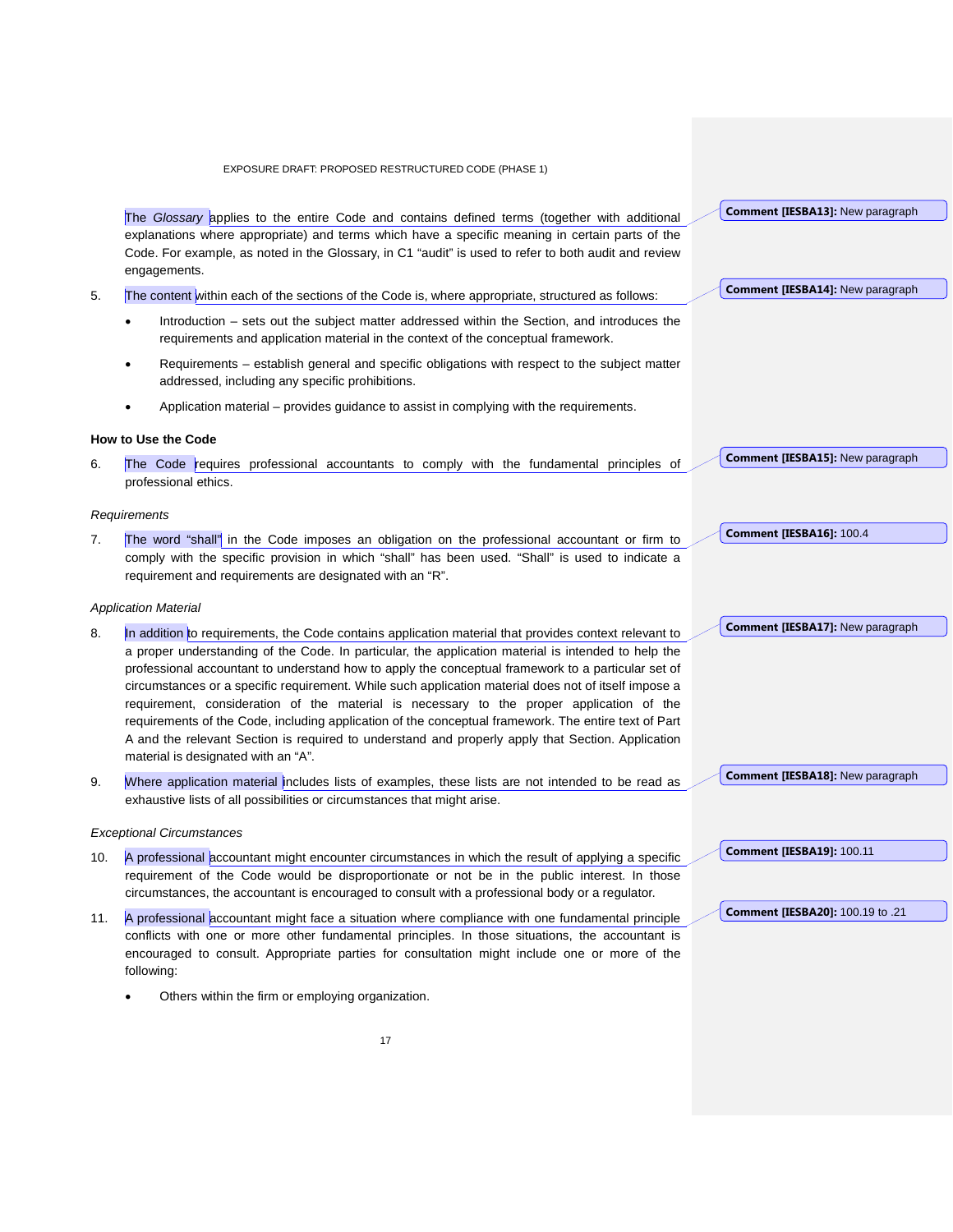The *Glossary* applies to the entire Code and contains defined terms (together with additional explanations where appropriate) and terms which have a specific meaning in certain parts of the Code. For example, as noted in the Glossary, in C1 "audit" is used to refer to both audit and review engagements.

5. The content within each of the sections of the Code is, where appropriate, structured as follows:

   - Introduction – sets out the subject matter addressed within the Section, and introduces the requirements and application material in the context of the conceptual framework.
   - Requirements – establish general and specific obligations with respect to the subject matter addressed, including any specific prohibitions.
   - Application material – provides guidance to assist in complying with the requirements.

**How to Use the Code**

6. The Code requires professional accountants to comply with the fundamental principles of professional ethics.

*Requirements*

7. The word "shall" in the Code imposes an obligation on the professional accountant or firm to comply with the specific provision in which "shall" has been used. "Shall" is used to indicate a requirement and requirements are designated with an "R".

*Application Material*

8. In addition to requirements, the Code contains application material that provides context relevant to a proper understanding of the Code. In particular, the application material is intended to help the professional accountant to understand how to apply the conceptual framework to a particular set of circumstances or a specific requirement. While such application material does not of itself impose a requirement, consideration of the material is necessary to the proper application of the requirements of the Code, including application of the conceptual framework. The entire text of Part A and the relevant Section is required to understand and properly apply that Section. Application material is designated with an "A".

9. Where application material includes lists of examples, these lists are not intended to be read as exhaustive lists of all possibilities or circumstances that might arise.

*Exceptional Circumstances*

10. A professional accountant might encounter circumstances in which the result of applying a specific requirement of the Code would be disproportionate or not be in the public interest. In those circumstances, the accountant is encouraged to consult with a professional body or a regulator.

11. A professional accountant might face a situation where compliance with one fundamental principle conflicts with one or more other fundamental principles. In those situations, the accountant is encouraged to consult. Appropriate parties for consultation might include one or more of the following:

   - Others within the firm or employing organization.

**Comment [IESBA13]:** New paragraph

**Comment [IESBA14]:** New paragraph

**Comment [IESBA15]:** New paragraph

**Comment [IESBA16]:** 100.4

**Comment [IESBA17]:** New paragraph

**Comment [IESBA18]:** New paragraph

**Comment [IESBA19]:** 100.11

**Comment [IESBA20]:** 100.19 to .21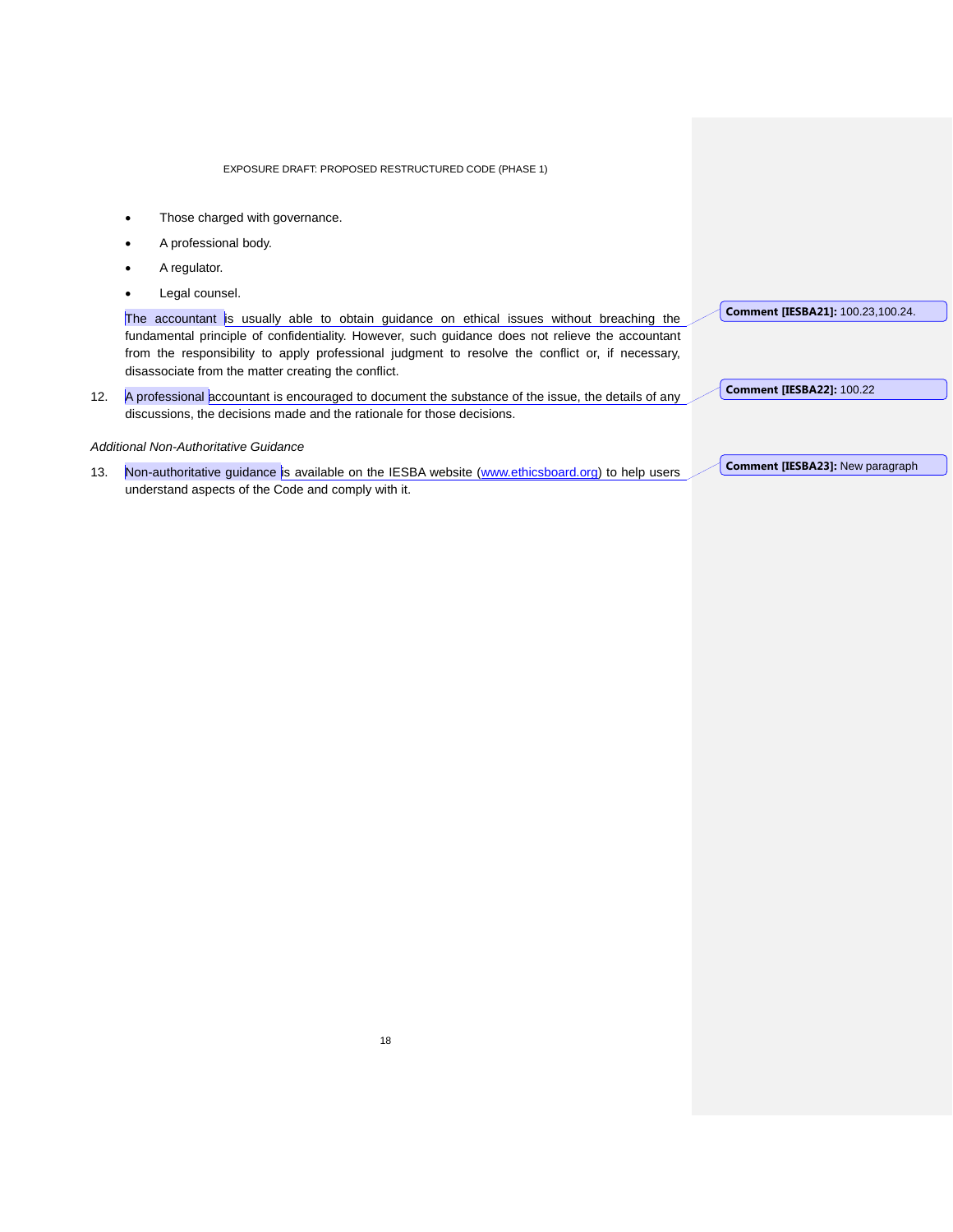- Those charged with governance.
- A professional body.
- A regulator.
- Legal counsel.

The accountant is usually able to obtain guidance on ethical issues without breaching the fundamental principle of confidentiality. However, such guidance does not relieve the accountant from the responsibility to apply professional judgment to resolve the conflict or, if necessary, disassociate from the matter creating the conflict.

**Comment [IESBA21]:** 100.23,100.24.

12. A professional accountant is encouraged to document the substance of the issue, the details of any discussions, the decisions made and the rationale for those decisions.

**Comment [IESBA22]:** 100.22

*Additional Non-Authoritative Guidance*

13. Non-authoritative guidance is available on the IESBA website (www.ethicsboard.org) to help users understand aspects of the Code and comply with it.

**Comment [IESBA23]:** New paragraph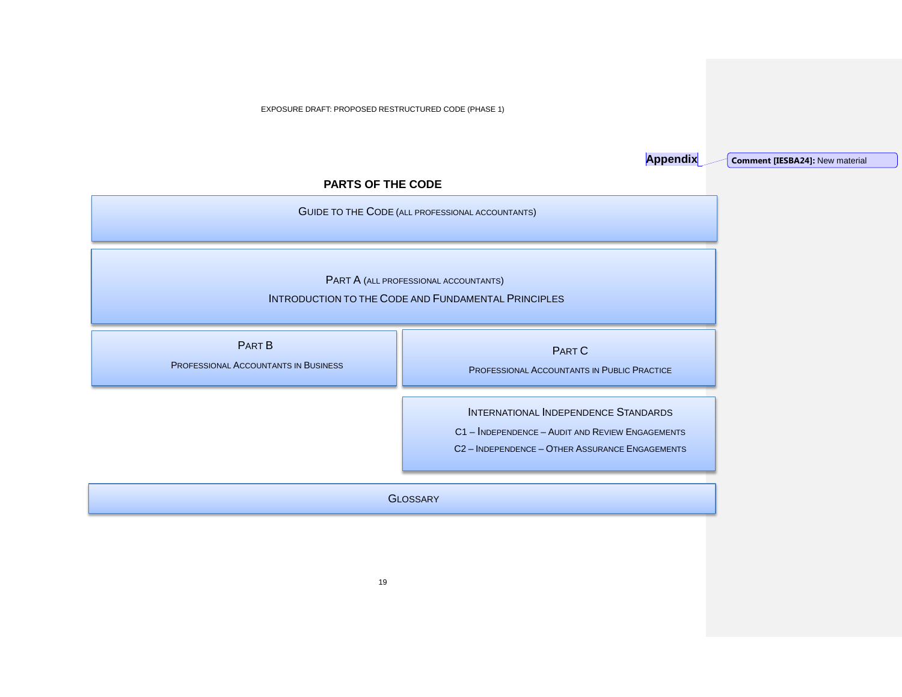# Appendix

Comment [IESBA24]: New material

## PARTS OF THE CODE

GUIDE TO THE CODE (ALL PROFESSIONAL ACCOUNTANTS)

PART A (ALL PROFESSIONAL ACCOUNTANTS)

INTRODUCTION TO THE CODE AND FUNDAMENTAL PRINCIPLES

PART B

PROFESSIONAL ACCOUNTANTS IN BUSINESS

PART C

PROFESSIONAL ACCOUNTANTS IN PUBLIC PRACTICE

INTERNATIONAL INDEPENDENCE STANDARDS

C1 – INDEPENDENCE – AUDIT AND REVIEW ENGAGEMENTS

C2 – INDEPENDENCE – OTHER ASSURANCE ENGAGEMENTS

GLOSSARY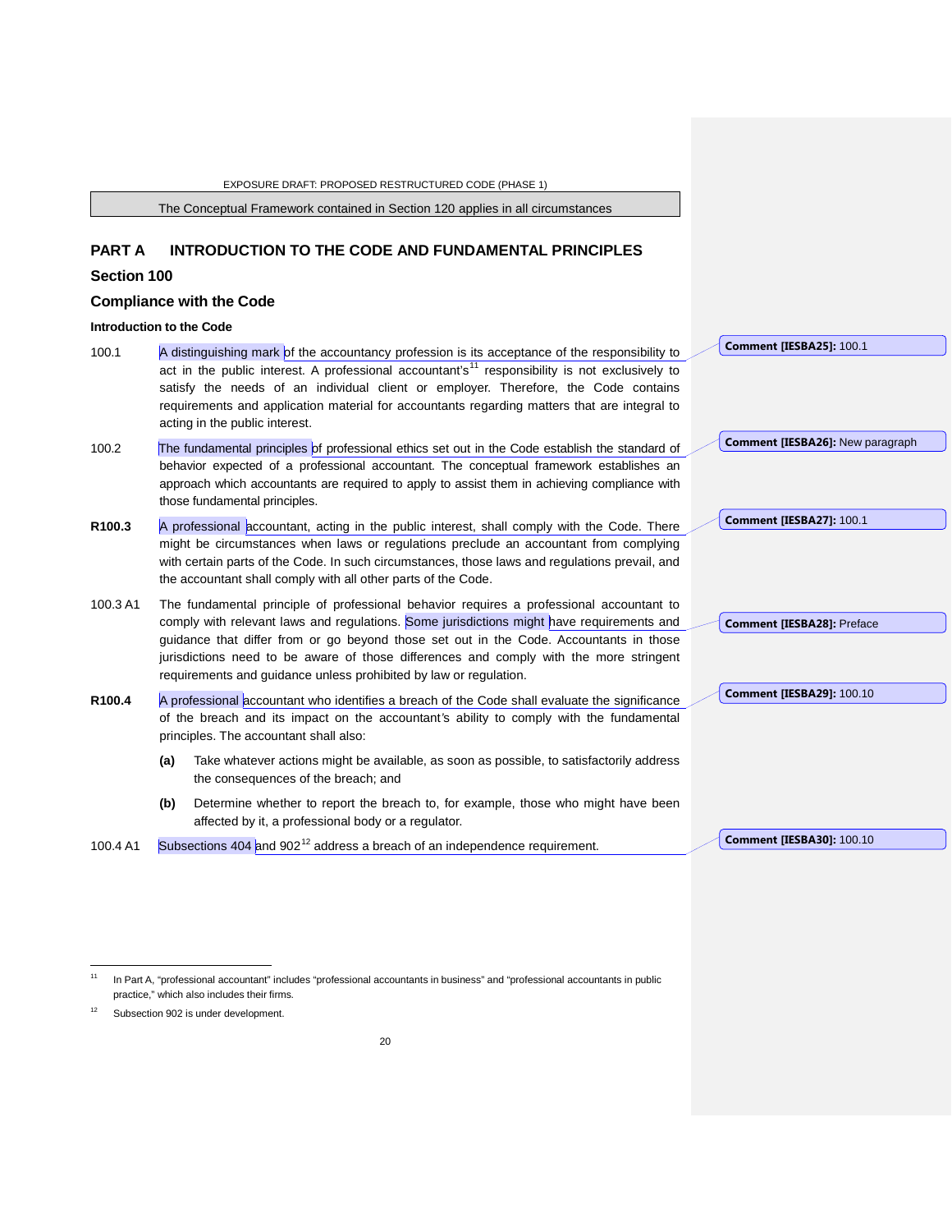The Conceptual Framework contained in Section 120 applies in all circumstances

## PART A INTRODUCTION TO THE CODE AND FUNDAMENTAL PRINCIPLES

## Section 100

## Compliance with the Code

### Introduction to the Code

100.1 A distinguishing mark of the accountancy profession is its acceptance of the responsibility to act in the public interest. A professional accountant's[11] responsibility is not exclusively to satisfy the needs of an individual client or employer. Therefore, the Code contains requirements and application material for accountants regarding matters that are integral to acting in the public interest.

100.2 The fundamental principles of professional ethics set out in the Code establish the standard of behavior expected of a professional accountant. The conceptual framework establishes an approach which accountants are required to apply to assist them in achieving compliance with those fundamental principles.

**R100.3** A professional accountant, acting in the public interest, shall comply with the Code. There might be circumstances when laws or regulations preclude an accountant from complying with certain parts of the Code. In such circumstances, those laws and regulations prevail, and the accountant shall comply with all other parts of the Code.

100.3 A1 The fundamental principle of professional behavior requires a professional accountant to comply with relevant laws and regulations. Some jurisdictions might have requirements and guidance that differ from or go beyond those set out in the Code. Accountants in those jurisdictions need to be aware of those differences and comply with the more stringent requirements and guidance unless prohibited by law or regulation.

**R100.4** A professional accountant who identifies a breach of the Code shall evaluate the significance of the breach and its impact on the accountant's ability to comply with the fundamental principles. The accountant shall also:

**(a)** Take whatever actions might be available, as soon as possible, to satisfactorily address the consequences of the breach; and

**(b)** Determine whether to report the breach to, for example, those who might have been affected by it, a professional body or a regulator.

100.4 A1 Subsections 404 and 902[12] address a breach of an independence requirement.

**Comment [IESBA25]:** 100.1

**Comment [IESBA26]:** New paragraph

**Comment [IESBA27]:** 100.1

**Comment [IESBA28]:** Preface

**Comment [IESBA29]:** 100.10

**Comment [IESBA30]:** 100.10

---

[11] In Part A, "professional accountant" includes "professional accountants in business" and "professional accountants in public practice," which also includes their firms.

[12] Subsection 902 is under development.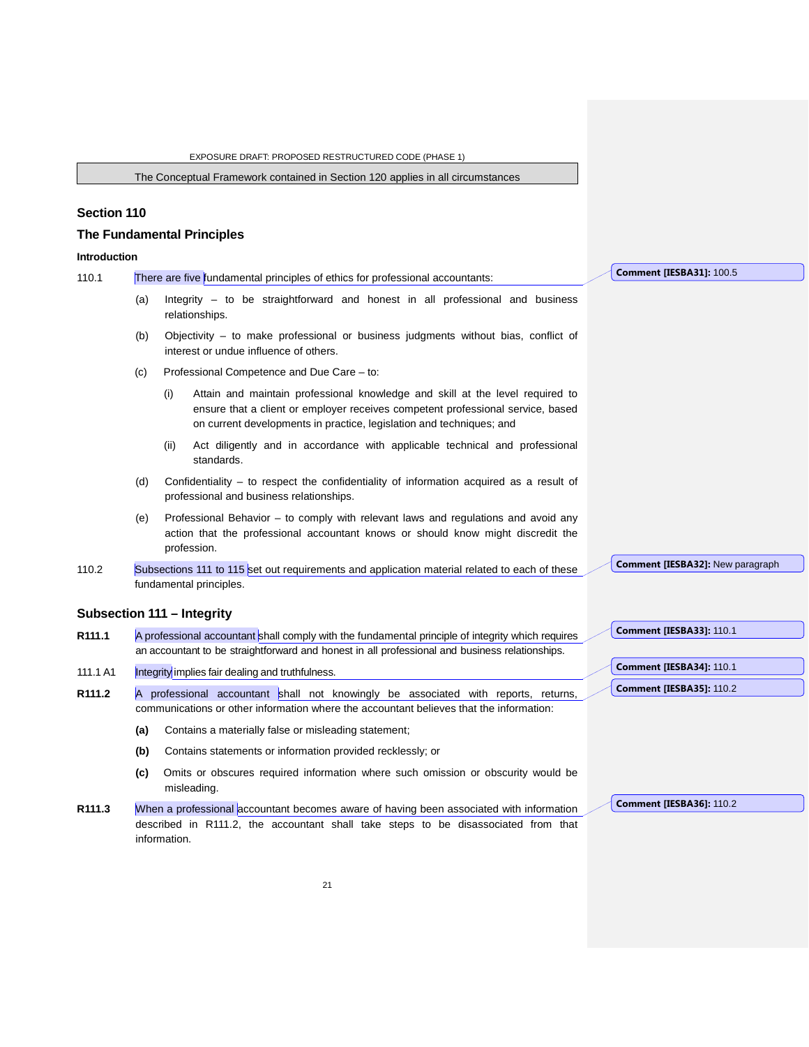The Conceptual Framework contained in Section 120 applies in all circumstances

## Section 110

## The Fundamental Principles

### Introduction

110.1 There are five fundamental principles of ethics for professional accountants:

(a) Integrity – to be straightforward and honest in all professional and business relationships.

(b) Objectivity – to make professional or business judgments without bias, conflict of interest or undue influence of others.

(c) Professional Competence and Due Care – to:

(i) Attain and maintain professional knowledge and skill at the level required to ensure that a client or employer receives competent professional service, based on current developments in practice, legislation and techniques; and

(ii) Act diligently and in accordance with applicable technical and professional standards.

(d) Confidentiality – to respect the confidentiality of information acquired as a result of professional and business relationships.

(e) Professional Behavior – to comply with relevant laws and regulations and avoid any action that the professional accountant knows or should know might discredit the profession.

110.2 Subsections 111 to 115 set out requirements and application material related to each of these fundamental principles.

### Subsection 111 – Integrity

**R111.1** A professional accountant shall comply with the fundamental principle of integrity which requires an accountant to be straightforward and honest in all professional and business relationships.

111.1 A1 Integrity implies fair dealing and truthfulness.

**R111.2** A professional accountant shall not knowingly be associated with reports, returns, communications or other information where the accountant believes that the information:

**(a)** Contains a materially false or misleading statement;

**(b)** Contains statements or information provided recklessly; or

**(c)** Omits or obscures required information where such omission or obscurity would be misleading.

**R111.3** When a professional accountant becomes aware of having been associated with information described in R111.2, the accountant shall take steps to be disassociated from that information.

Comment [IESBA31]: 100.5

Comment [IESBA32]: New paragraph

Comment [IESBA33]: 110.1

Comment [IESBA34]: 110.1

Comment [IESBA35]: 110.2

Comment [IESBA36]: 110.2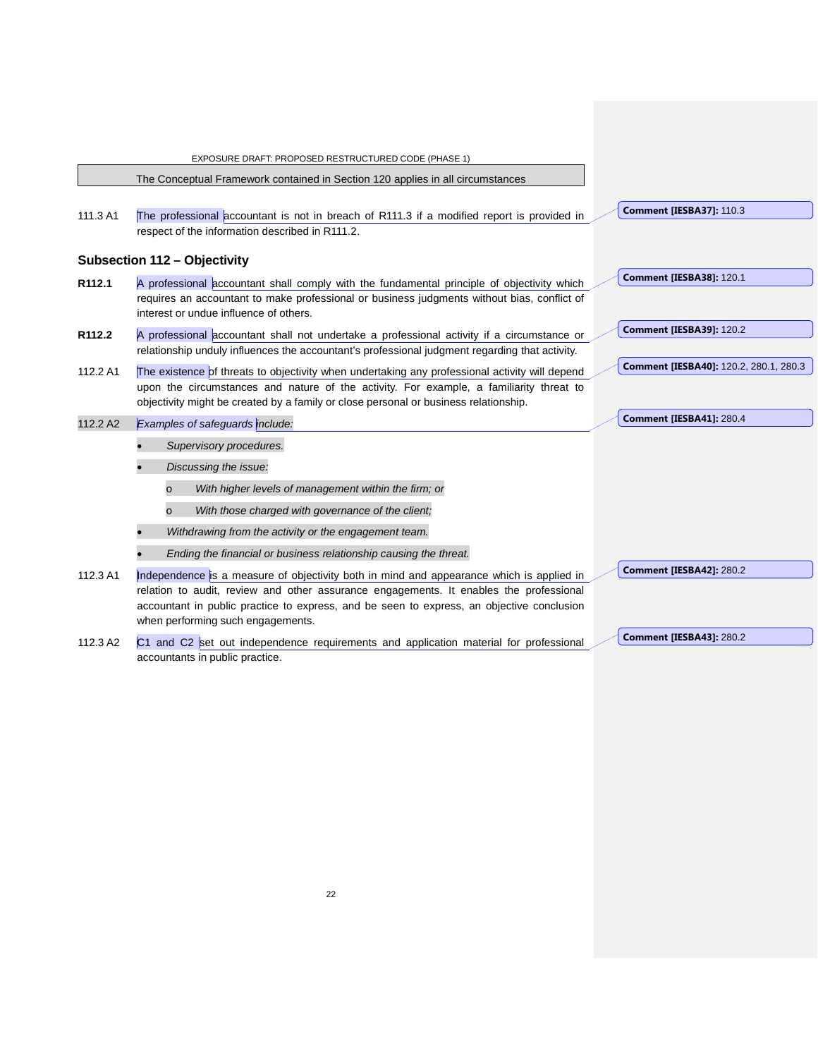The Conceptual Framework contained in Section 120 applies in all circumstances

111.3 A1 The professional accountant is not in breach of R111.3 if a modified report is provided in respect of the information described in R111.2.

**Comment [IESBA37]:** 110.3

## Subsection 112 – Objectivity

**R112.1** A professional accountant shall comply with the fundamental principle of objectivity which requires an accountant to make professional or business judgments without bias, conflict of interest or undue influence of others.

**Comment [IESBA38]:** 120.1

**R112.2** A professional accountant shall not undertake a professional activity if a circumstance or relationship unduly influences the accountant's professional judgment regarding that activity.

**Comment [IESBA39]:** 120.2

112.2 A1 The existence of threats to objectivity when undertaking any professional activity will depend upon the circumstances and nature of the activity. For example, a familiarity threat to objectivity might be created by a family or close personal or business relationship.

**Comment [IESBA40]:** 120.2, 280.1, 280.3

112.2 A2 *Examples of safeguards include:*

- *Supervisory procedures.*
- *Discussing the issue:*
  - *With higher levels of management within the firm; or*
  - *With those charged with governance of the client;*
- *Withdrawing from the activity or the engagement team.*
- *Ending the financial or business relationship causing the threat.*

**Comment [IESBA41]:** 280.4

112.3 A1 Independence is a measure of objectivity both in mind and appearance which is applied in relation to audit, review and other assurance engagements. It enables the professional accountant in public practice to express, and be seen to express, an objective conclusion when performing such engagements.

**Comment [IESBA42]:** 280.2

112.3 A2 C1 and C2 set out independence requirements and application material for professional accountants in public practice.

**Comment [IESBA43]:** 280.2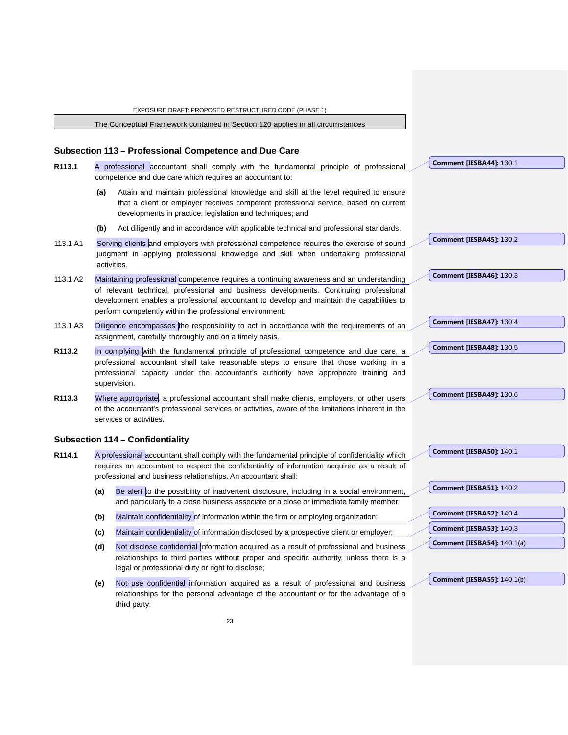The Conceptual Framework contained in Section 120 applies in all circumstances

### Subsection 113 – Professional Competence and Due Care

**R113.1** A professional accountant shall comply with the fundamental principle of professional competence and due care which requires an accountant to:

- **(a)** Attain and maintain professional knowledge and skill at the level required to ensure that a client or employer receives competent professional service, based on current developments in practice, legislation and techniques; and
- **(b)** Act diligently and in accordance with applicable technical and professional standards.

113.1 A1 Serving clients and employers with professional competence requires the exercise of sound judgment in applying professional knowledge and skill when undertaking professional activities.

113.1 A2 Maintaining professional competence requires a continuing awareness and an understanding of relevant technical, professional and business developments. Continuing professional development enables a professional accountant to develop and maintain the capabilities to perform competently within the professional environment.

113.1 A3 Diligence encompasses the responsibility to act in accordance with the requirements of an assignment, carefully, thoroughly and on a timely basis.

**R113.2** In complying with the fundamental principle of professional competence and due care, a professional accountant shall take reasonable steps to ensure that those working in a professional capacity under the accountant's authority have appropriate training and supervision.

**R113.3** Where appropriate, a professional accountant shall make clients, employers, or other users of the accountant's professional services or activities, aware of the limitations inherent in the services or activities.

### Subsection 114 – Confidentiality

**R114.1** A professional accountant shall comply with the fundamental principle of confidentiality which requires an accountant to respect the confidentiality of information acquired as a result of professional and business relationships. An accountant shall:

- **(a)** Be alert to the possibility of inadvertent disclosure, including in a social environment, and particularly to a close business associate or a close or immediate family member;
- **(b)** Maintain confidentiality of information within the firm or employing organization;
- **(c)** Maintain confidentiality of information disclosed by a prospective client or employer;
- **(d)** Not disclose confidential information acquired as a result of professional and business relationships to third parties without proper and specific authority, unless there is a legal or professional duty or right to disclose;
- **(e)** Not use confidential information acquired as a result of professional and business relationships for the personal advantage of the accountant or for the advantage of a third party;

Comment [IESBA44]: 130.1
Comment [IESBA45]: 130.2
Comment [IESBA46]: 130.3
Comment [IESBA47]: 130.4
Comment [IESBA48]: 130.5
Comment [IESBA49]: 130.6
Comment [IESBA50]: 140.1
Comment [IESBA51]: 140.2
Comment [IESBA52]: 140.4
Comment [IESBA53]: 140.3
Comment [IESBA54]: 140.1(a)
Comment [IESBA55]: 140.1(b)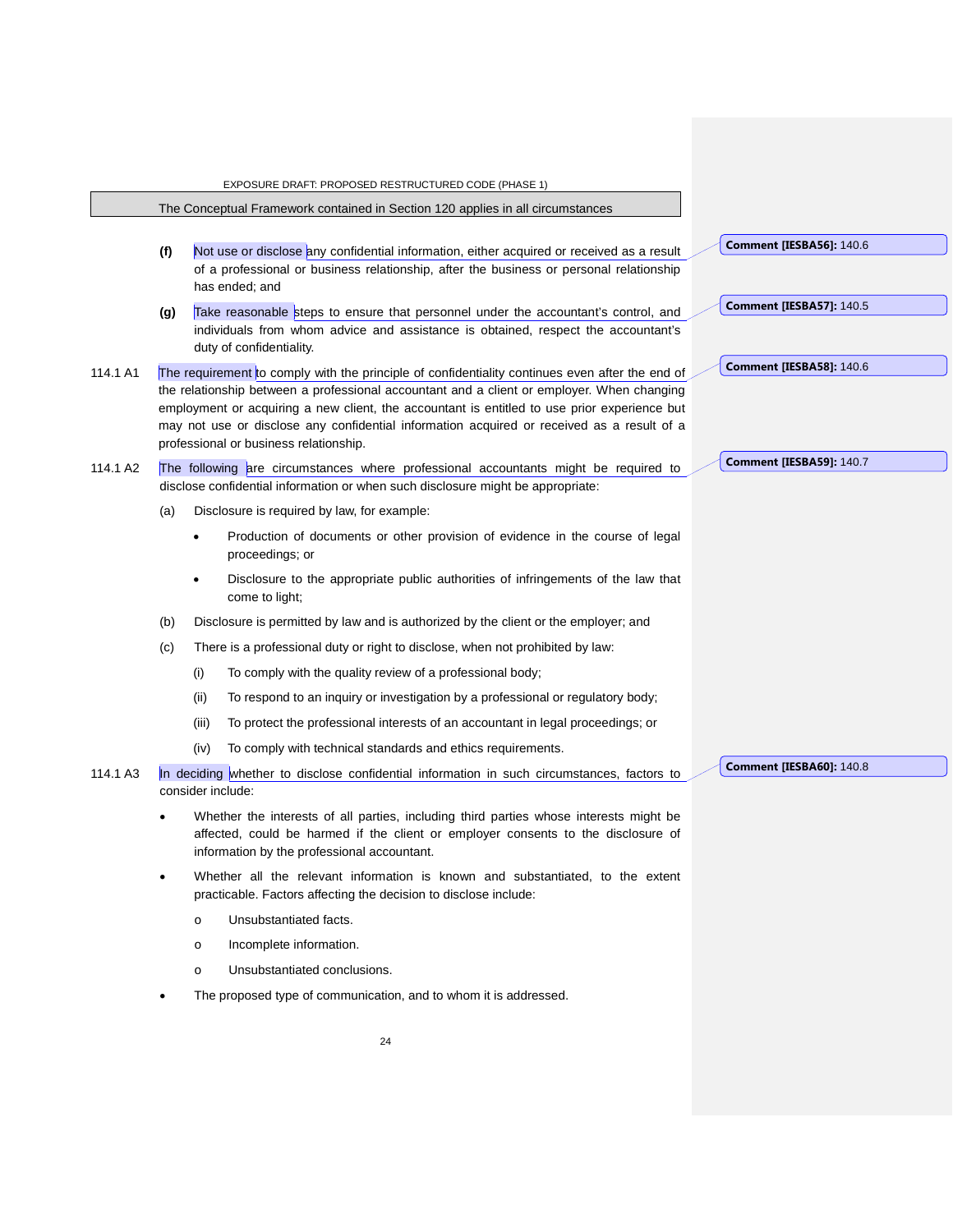The Conceptual Framework contained in Section 120 applies in all circumstances

**(f)** Not use or disclose any confidential information, either acquired or received as a result of a professional or business relationship, after the business or personal relationship has ended; and

**(g)** Take reasonable steps to ensure that personnel under the accountant's control, and individuals from whom advice and assistance is obtained, respect the accountant's duty of confidentiality.

114.1 A1 The requirement to comply with the principle of confidentiality continues even after the end of the relationship between a professional accountant and a client or employer. When changing employment or acquiring a new client, the accountant is entitled to use prior experience but may not use or disclose any confidential information acquired or received as a result of a professional or business relationship.

114.1 A2 The following are circumstances where professional accountants might be required to disclose confidential information or when such disclosure might be appropriate:

(a) Disclosure is required by law, for example:

- Production of documents or other provision of evidence in the course of legal proceedings; or
- Disclosure to the appropriate public authorities of infringements of the law that come to light;

(b) Disclosure is permitted by law and is authorized by the client or the employer; and

(c) There is a professional duty or right to disclose, when not prohibited by law:

(i) To comply with the quality review of a professional body;

(ii) To respond to an inquiry or investigation by a professional or regulatory body;

(iii) To protect the professional interests of an accountant in legal proceedings; or

(iv) To comply with technical standards and ethics requirements.

114.1 A3 In deciding whether to disclose confidential information in such circumstances, factors to consider include:

- Whether the interests of all parties, including third parties whose interests might be affected, could be harmed if the client or employer consents to the disclosure of information by the professional accountant.
- Whether all the relevant information is known and substantiated, to the extent practicable. Factors affecting the decision to disclose include:
  - Unsubstantiated facts.
  - Incomplete information.
  - Unsubstantiated conclusions.
- The proposed type of communication, and to whom it is addressed.

**Comment [IESBA56]:** 140.6

**Comment [IESBA57]:** 140.5

**Comment [IESBA58]:** 140.6

**Comment [IESBA59]:** 140.7

**Comment [IESBA60]:** 140.8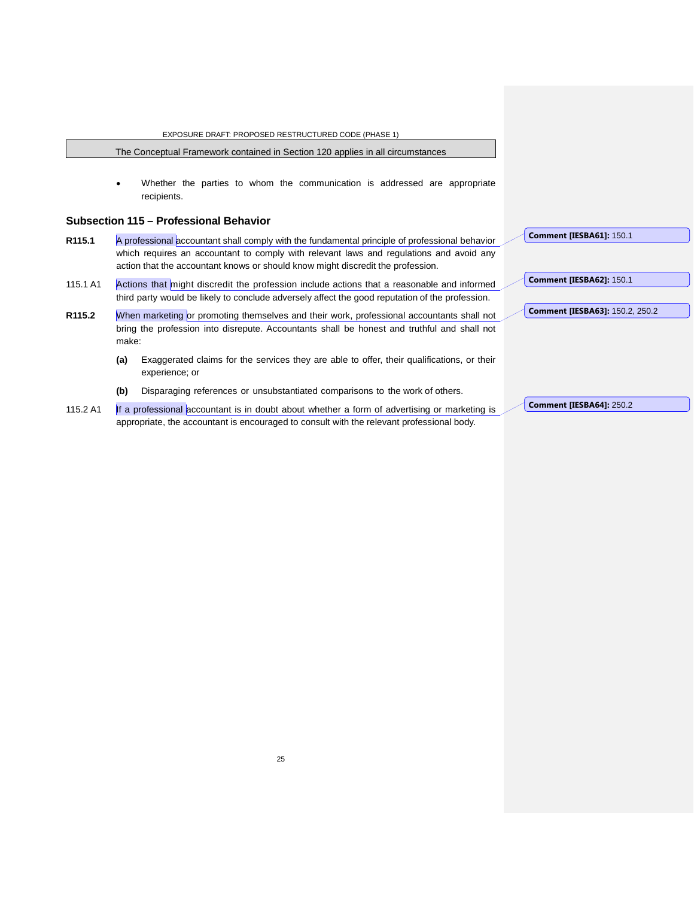- Whether the parties to whom the communication is addressed are appropriate recipients.

## Subsection 115 – Professional Behavior

**R115.1** A professional accountant shall comply with the fundamental principle of professional behavior which requires an accountant to comply with relevant laws and regulations and avoid any action that the accountant knows or should know might discredit the profession.

Comment [IESBA61]: 150.1

115.1 A1 Actions that might discredit the profession include actions that a reasonable and informed third party would be likely to conclude adversely affect the good reputation of the profession.

Comment [IESBA62]: 150.1

**R115.2** When marketing or promoting themselves and their work, professional accountants shall not bring the profession into disrepute. Accountants shall be honest and truthful and shall not make:

Comment [IESBA63]: 150.2, 250.2

**(a)** Exaggerated claims for the services they are able to offer, their qualifications, or their experience; or

**(b)** Disparaging references or unsubstantiated comparisons to the work of others.

115.2 A1 If a professional accountant is in doubt about whether a form of advertising or marketing is appropriate, the accountant is encouraged to consult with the relevant professional body.

Comment [IESBA64]: 250.2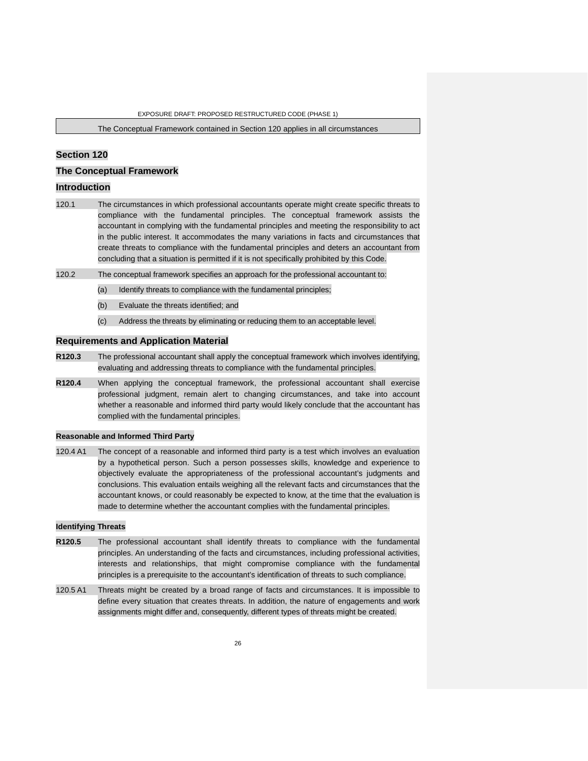The Conceptual Framework contained in Section 120 applies in all circumstances

## Section 120

## The Conceptual Framework

### Introduction

120.1 The circumstances in which professional accountants operate might create specific threats to compliance with the fundamental principles. The conceptual framework assists the accountant in complying with the fundamental principles and meeting the responsibility to act in the public interest. It accommodates the many variations in facts and circumstances that create threats to compliance with the fundamental principles and deters an accountant from concluding that a situation is permitted if it is not specifically prohibited by this Code.

120.2 The conceptual framework specifies an approach for the professional accountant to:

(a) Identify threats to compliance with the fundamental principles;

(b) Evaluate the threats identified; and

(c) Address the threats by eliminating or reducing them to an acceptable level.

### Requirements and Application Material

**R120.3** The professional accountant shall apply the conceptual framework which involves identifying, evaluating and addressing threats to compliance with the fundamental principles.

**R120.4** When applying the conceptual framework, the professional accountant shall exercise professional judgment, remain alert to changing circumstances, and take into account whether a reasonable and informed third party would likely conclude that the accountant has complied with the fundamental principles.

#### Reasonable and Informed Third Party

120.4 A1 The concept of a reasonable and informed third party is a test which involves an evaluation by a hypothetical person. Such a person possesses skills, knowledge and experience to objectively evaluate the appropriateness of the professional accountant's judgments and conclusions. This evaluation entails weighing all the relevant facts and circumstances that the accountant knows, or could reasonably be expected to know, at the time that the evaluation is made to determine whether the accountant complies with the fundamental principles.

#### Identifying Threats

**R120.5** The professional accountant shall identify threats to compliance with the fundamental principles. An understanding of the facts and circumstances, including professional activities, interests and relationships, that might compromise compliance with the fundamental principles is a prerequisite to the accountant's identification of threats to such compliance.

120.5 A1 Threats might be created by a broad range of facts and circumstances. It is impossible to define every situation that creates threats. In addition, the nature of engagements and work assignments might differ and, consequently, different types of threats might be created.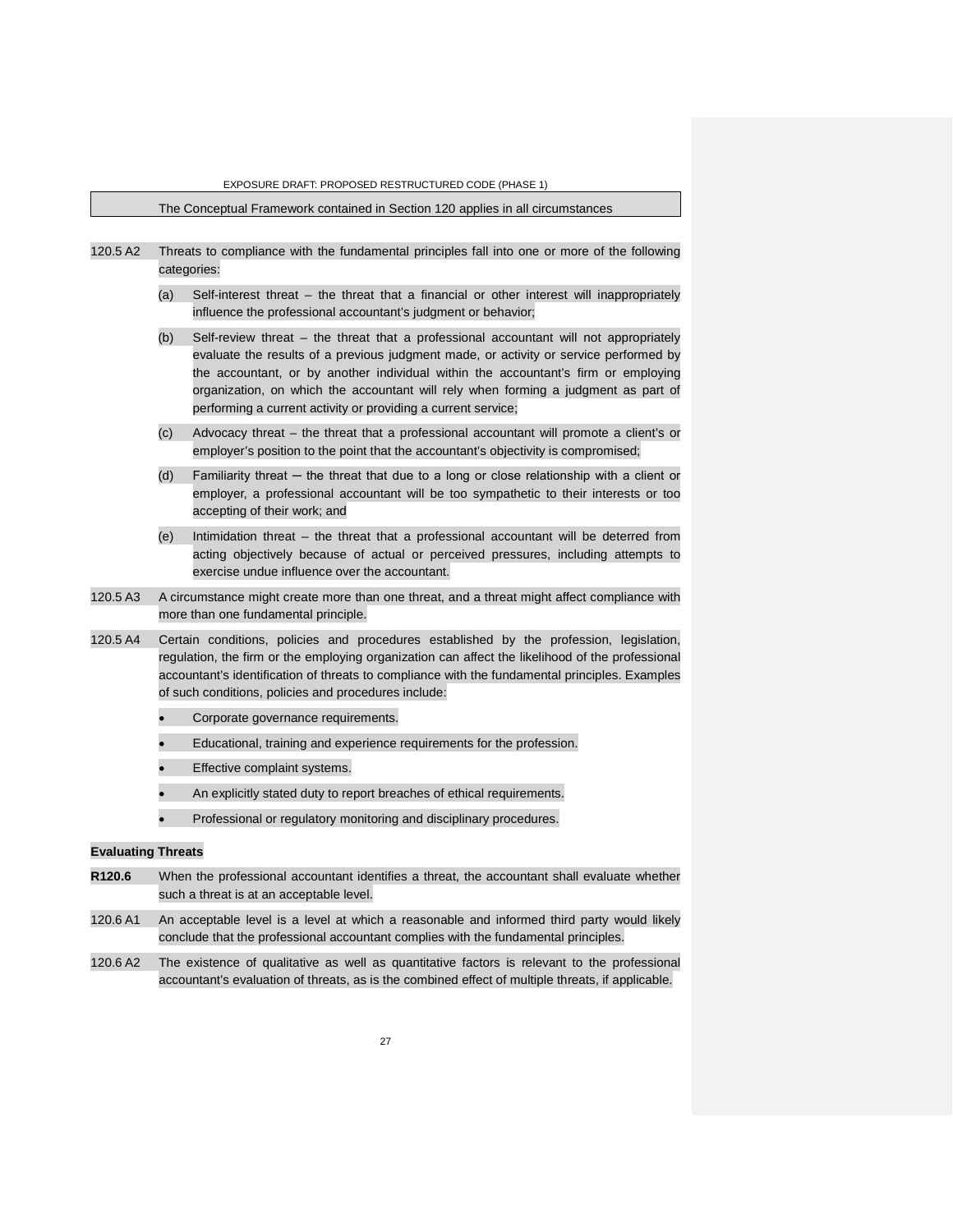The Conceptual Framework contained in Section 120 applies in all circumstances

120.5 A2 Threats to compliance with the fundamental principles fall into one or more of the following categories:

(a) Self-interest threat – the threat that a financial or other interest will inappropriately influence the professional accountant's judgment or behavior;

(b) Self-review threat – the threat that a professional accountant will not appropriately evaluate the results of a previous judgment made, or activity or service performed by the accountant, or by another individual within the accountant's firm or employing organization, on which the accountant will rely when forming a judgment as part of performing a current activity or providing a current service;

(c) Advocacy threat – the threat that a professional accountant will promote a client's or employer's position to the point that the accountant's objectivity is compromised;

(d) Familiarity threat ─ the threat that due to a long or close relationship with a client or employer, a professional accountant will be too sympathetic to their interests or too accepting of their work; and

(e) Intimidation threat – the threat that a professional accountant will be deterred from acting objectively because of actual or perceived pressures, including attempts to exercise undue influence over the accountant.

120.5 A3 A circumstance might create more than one threat, and a threat might affect compliance with more than one fundamental principle.

120.5 A4 Certain conditions, policies and procedures established by the profession, legislation, regulation, the firm or the employing organization can affect the likelihood of the professional accountant's identification of threats to compliance with the fundamental principles. Examples of such conditions, policies and procedures include:

- Corporate governance requirements.
- Educational, training and experience requirements for the profession.
- Effective complaint systems.
- An explicitly stated duty to report breaches of ethical requirements.
- Professional or regulatory monitoring and disciplinary procedures.

**Evaluating Threats**

**R120.6** When the professional accountant identifies a threat, the accountant shall evaluate whether such a threat is at an acceptable level.

120.6 A1 An acceptable level is a level at which a reasonable and informed third party would likely conclude that the professional accountant complies with the fundamental principles.

120.6 A2 The existence of qualitative as well as quantitative factors is relevant to the professional accountant's evaluation of threats, as is the combined effect of multiple threats, if applicable.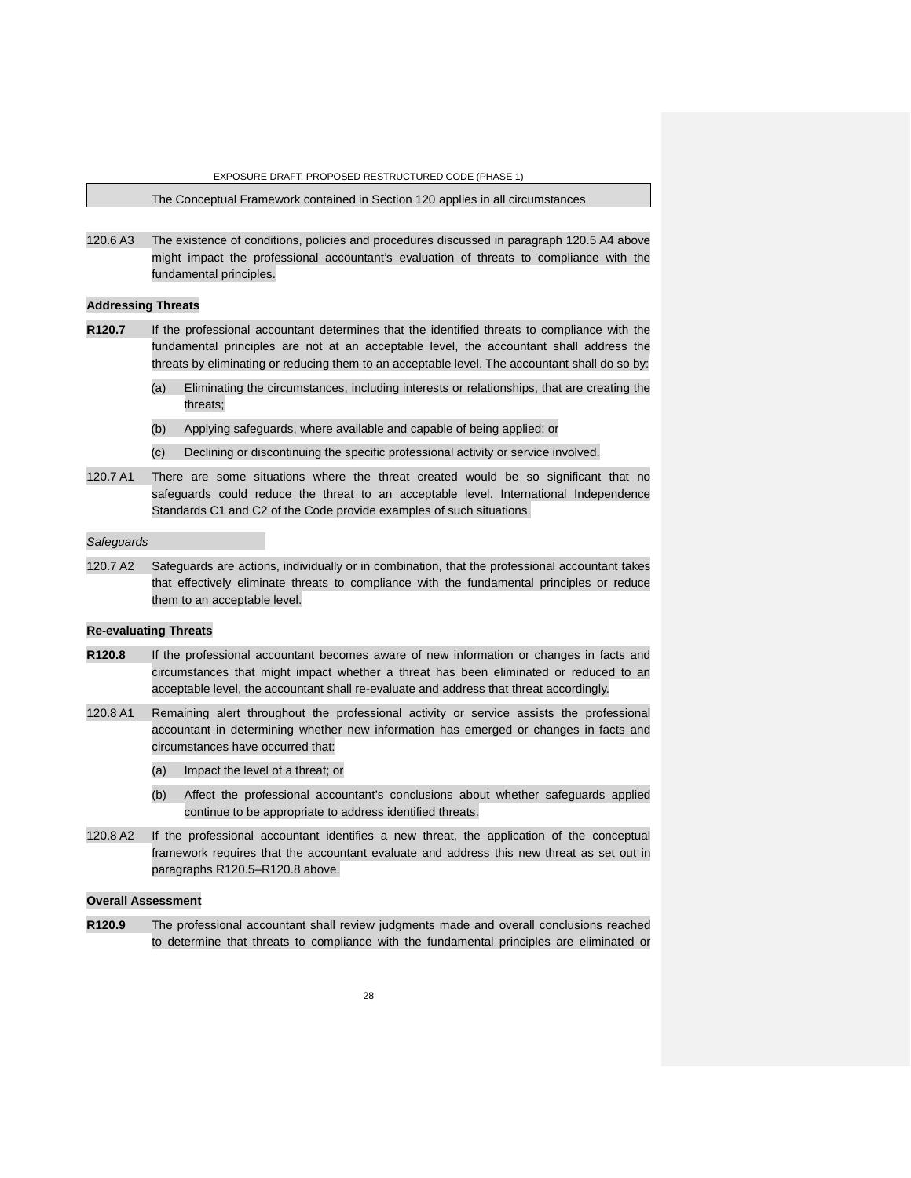The Conceptual Framework contained in Section 120 applies in all circumstances

120.6 A3 The existence of conditions, policies and procedures discussed in paragraph 120.5 A4 above might impact the professional accountant's evaluation of threats to compliance with the fundamental principles.

**Addressing Threats**

**R120.7** If the professional accountant determines that the identified threats to compliance with the fundamental principles are not at an acceptable level, the accountant shall address the threats by eliminating or reducing them to an acceptable level. The accountant shall do so by:

(a) Eliminating the circumstances, including interests or relationships, that are creating the threats;

(b) Applying safeguards, where available and capable of being applied; or

(c) Declining or discontinuing the specific professional activity or service involved.

120.7 A1 There are some situations where the threat created would be so significant that no safeguards could reduce the threat to an acceptable level. International Independence Standards C1 and C2 of the Code provide examples of such situations.

*Safeguards*

120.7 A2 Safeguards are actions, individually or in combination, that the professional accountant takes that effectively eliminate threats to compliance with the fundamental principles or reduce them to an acceptable level.

**Re-evaluating Threats**

**R120.8** If the professional accountant becomes aware of new information or changes in facts and circumstances that might impact whether a threat has been eliminated or reduced to an acceptable level, the accountant shall re-evaluate and address that threat accordingly.

120.8 A1 Remaining alert throughout the professional activity or service assists the professional accountant in determining whether new information has emerged or changes in facts and circumstances have occurred that:

(a) Impact the level of a threat; or

(b) Affect the professional accountant's conclusions about whether safeguards applied continue to be appropriate to address identified threats.

120.8 A2 If the professional accountant identifies a new threat, the application of the conceptual framework requires that the accountant evaluate and address this new threat as set out in paragraphs R120.5–R120.8 above.

**Overall Assessment**

**R120.9** The professional accountant shall review judgments made and overall conclusions reached to determine that threats to compliance with the fundamental principles are eliminated or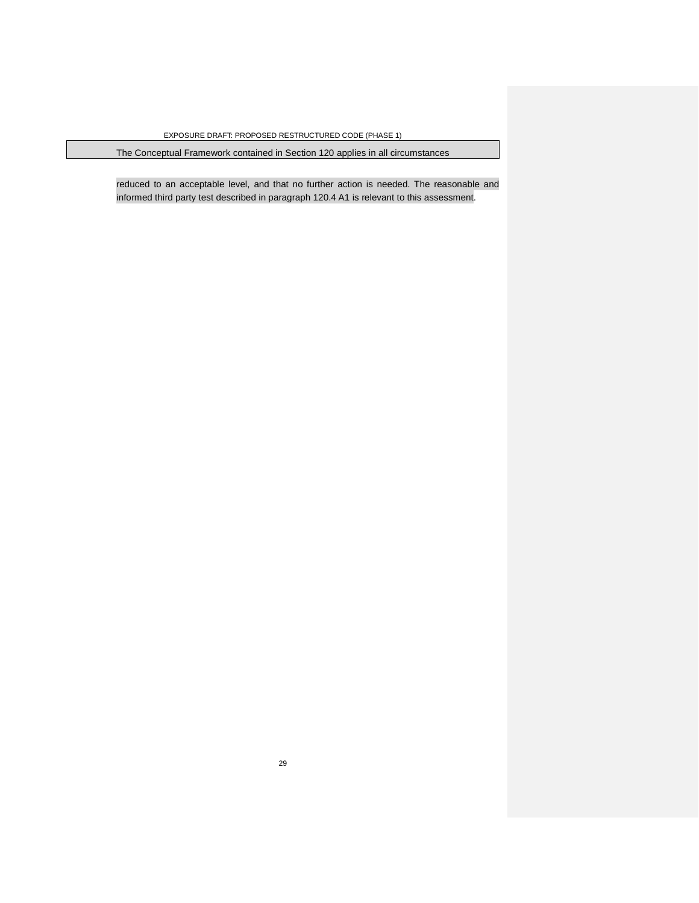reduced to an acceptable level, and that no further action is needed. The reasonable and informed third party test described in paragraph 120.4 A1 is relevant to this assessment.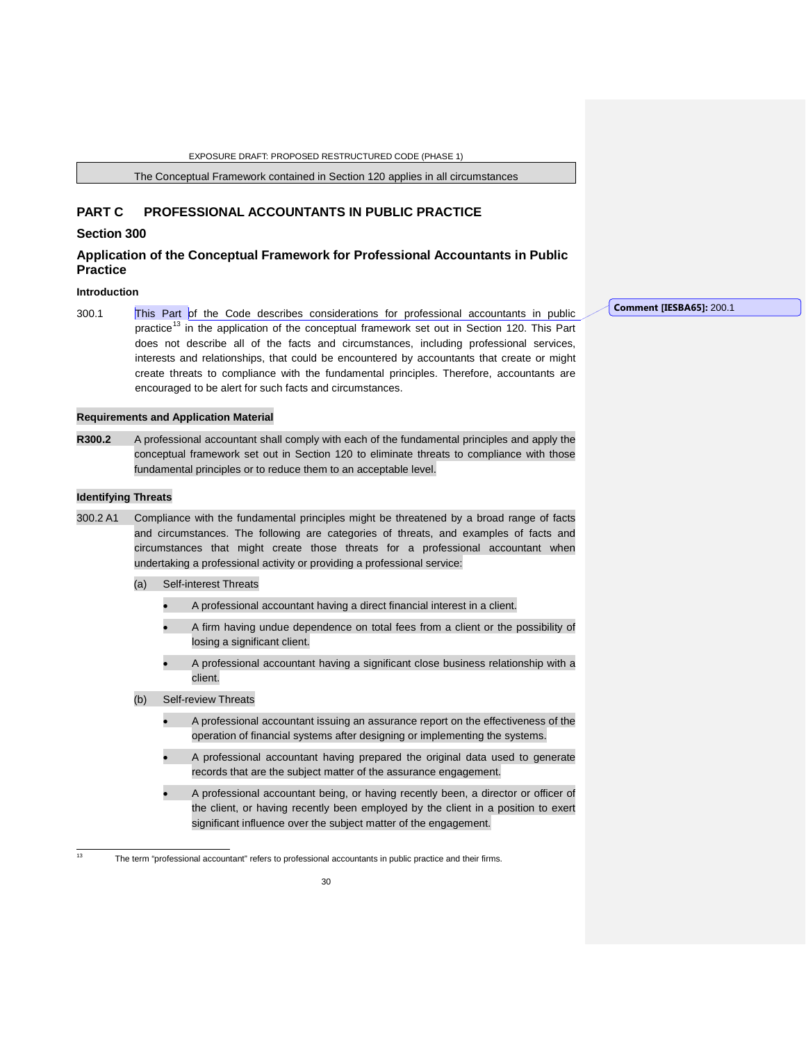The Conceptual Framework contained in Section 120 applies in all circumstances

# PART C PROFESSIONAL ACCOUNTANTS IN PUBLIC PRACTICE

## Section 300

## Application of the Conceptual Framework for Professional Accountants in Public Practice

### Introduction

300.1 This Part of the Code describes considerations for professional accountants in public practice[13] in the application of the conceptual framework set out in Section 120. This Part does not describe all of the facts and circumstances, including professional services, interests and relationships, that could be encountered by accountants that create or might create threats to compliance with the fundamental principles. Therefore, accountants are encouraged to be alert for such facts and circumstances.

Comment [IESBA65]: 200.1

### Requirements and Application Material

**R300.2** A professional accountant shall comply with each of the fundamental principles and apply the conceptual framework set out in Section 120 to eliminate threats to compliance with those fundamental principles or to reduce them to an acceptable level.

### Identifying Threats

300.2 A1 Compliance with the fundamental principles might be threatened by a broad range of facts and circumstances. The following are categories of threats, and examples of facts and circumstances that might create those threats for a professional accountant when undertaking a professional activity or providing a professional service:

(a) Self-interest Threats

- A professional accountant having a direct financial interest in a client.
- A firm having undue dependence on total fees from a client or the possibility of losing a significant client.
- A professional accountant having a significant close business relationship with a client.

(b) Self-review Threats

- A professional accountant issuing an assurance report on the effectiveness of the operation of financial systems after designing or implementing the systems.
- A professional accountant having prepared the original data used to generate records that are the subject matter of the assurance engagement.
- A professional accountant being, or having recently been, a director or officer of the client, or having recently been employed by the client in a position to exert significant influence over the subject matter of the engagement.

[13] The term "professional accountant" refers to professional accountants in public practice and their firms.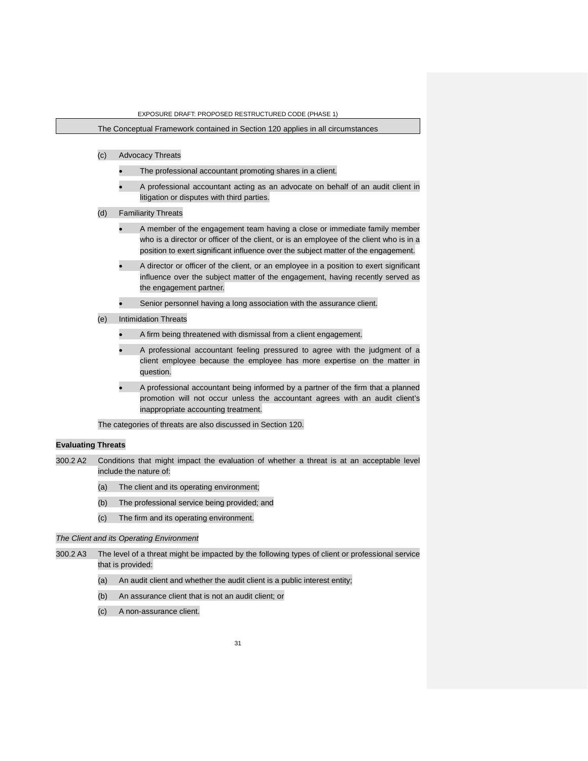The Conceptual Framework contained in Section 120 applies in all circumstances

(c) Advocacy Threats

- The professional accountant promoting shares in a client.
- A professional accountant acting as an advocate on behalf of an audit client in litigation or disputes with third parties.

(d) Familiarity Threats

- A member of the engagement team having a close or immediate family member who is a director or officer of the client, or is an employee of the client who is in a position to exert significant influence over the subject matter of the engagement.
- A director or officer of the client, or an employee in a position to exert significant influence over the subject matter of the engagement, having recently served as the engagement partner.
- Senior personnel having a long association with the assurance client.

(e) Intimidation Threats

- A firm being threatened with dismissal from a client engagement.
- A professional accountant feeling pressured to agree with the judgment of a client employee because the employee has more expertise on the matter in question.
- A professional accountant being informed by a partner of the firm that a planned promotion will not occur unless the accountant agrees with an audit client's inappropriate accounting treatment.

The categories of threats are also discussed in Section 120.

**Evaluating Threats**

300.2 A2 Conditions that might impact the evaluation of whether a threat is at an acceptable level include the nature of:

(a) The client and its operating environment;

(b) The professional service being provided; and

(c) The firm and its operating environment.

*The Client and its Operating Environment*

300.2 A3 The level of a threat might be impacted by the following types of client or professional service that is provided:

(a) An audit client and whether the audit client is a public interest entity;

(b) An assurance client that is not an audit client; or

(c) A non-assurance client.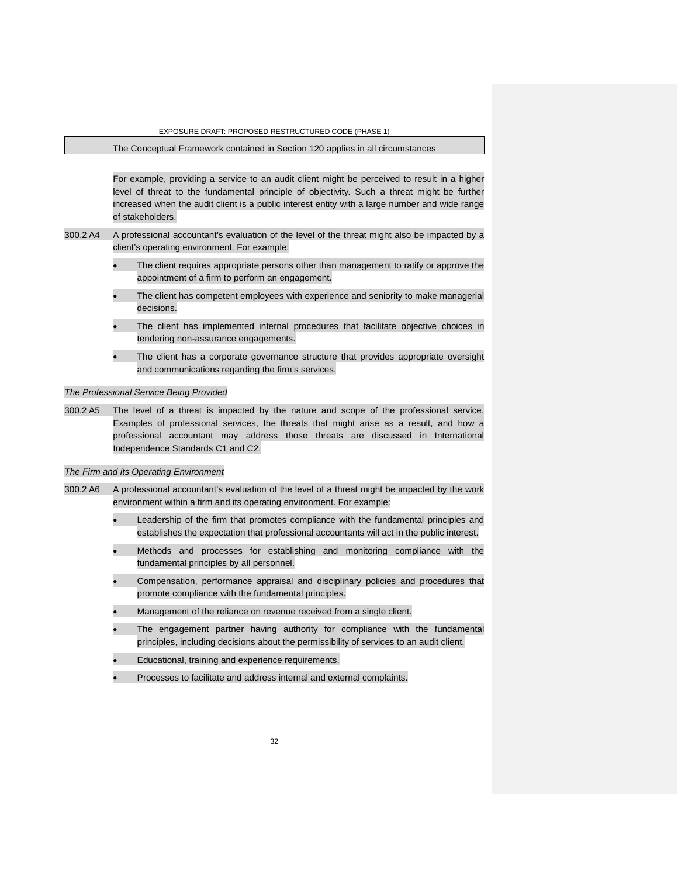The Conceptual Framework contained in Section 120 applies in all circumstances

For example, providing a service to an audit client might be perceived to result in a higher level of threat to the fundamental principle of objectivity. Such a threat might be further increased when the audit client is a public interest entity with a large number and wide range of stakeholders.

300.2 A4 A professional accountant's evaluation of the level of the threat might also be impacted by a client's operating environment. For example:

- The client requires appropriate persons other than management to ratify or approve the appointment of a firm to perform an engagement.
- The client has competent employees with experience and seniority to make managerial decisions.
- The client has implemented internal procedures that facilitate objective choices in tendering non-assurance engagements.
- The client has a corporate governance structure that provides appropriate oversight and communications regarding the firm's services.

*The Professional Service Being Provided*

300.2 A5 The level of a threat is impacted by the nature and scope of the professional service. Examples of professional services, the threats that might arise as a result, and how a professional accountant may address those threats are discussed in International Independence Standards C1 and C2.

*The Firm and its Operating Environment*

300.2 A6 A professional accountant's evaluation of the level of a threat might be impacted by the work environment within a firm and its operating environment. For example:

- Leadership of the firm that promotes compliance with the fundamental principles and establishes the expectation that professional accountants will act in the public interest.
- Methods and processes for establishing and monitoring compliance with the fundamental principles by all personnel.
- Compensation, performance appraisal and disciplinary policies and procedures that promote compliance with the fundamental principles.
- Management of the reliance on revenue received from a single client.
- The engagement partner having authority for compliance with the fundamental principles, including decisions about the permissibility of services to an audit client.
- Educational, training and experience requirements.
- Processes to facilitate and address internal and external complaints.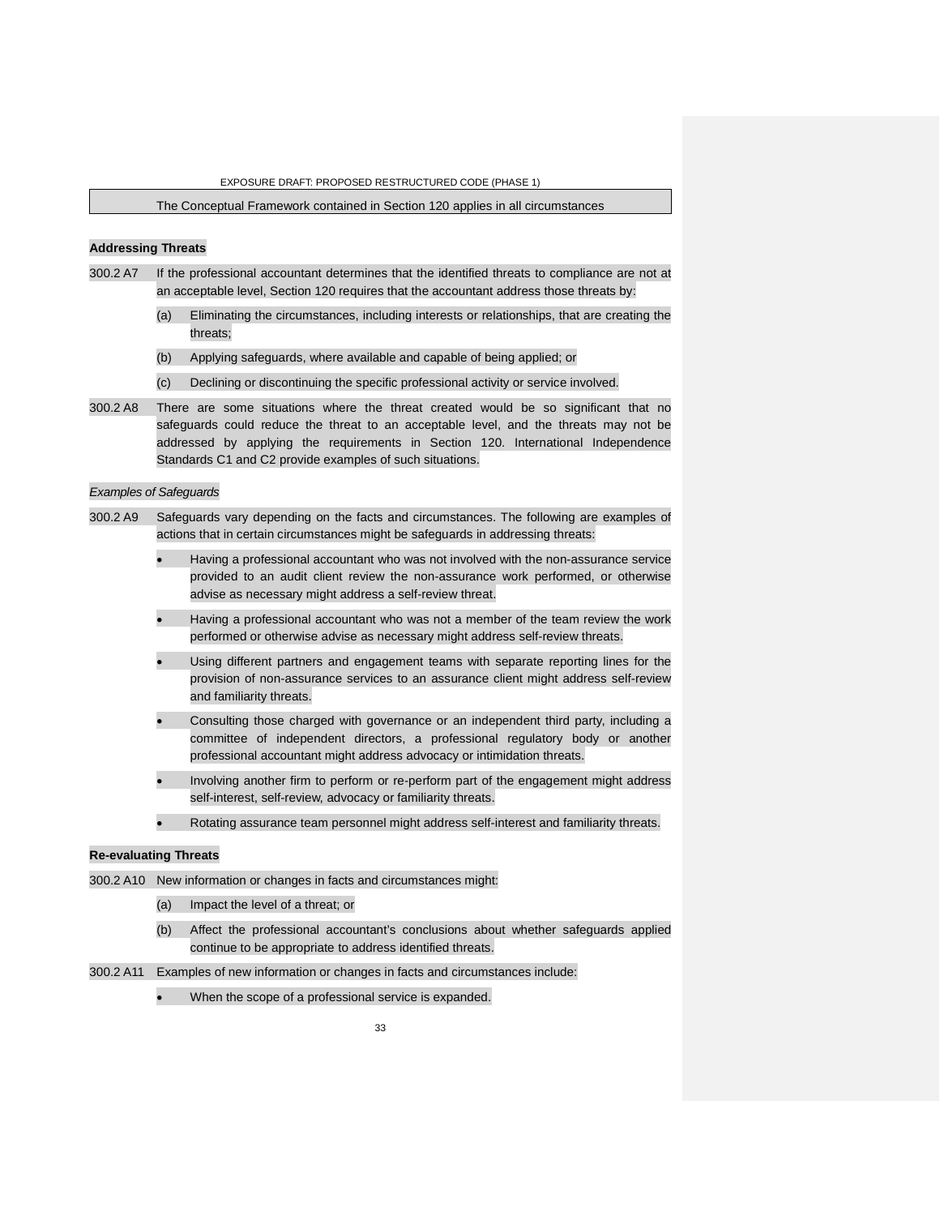The Conceptual Framework contained in Section 120 applies in all circumstances

**Addressing Threats**

300.2 A7 If the professional accountant determines that the identified threats to compliance are not at an acceptable level, Section 120 requires that the accountant address those threats by:

(a) Eliminating the circumstances, including interests or relationships, that are creating the threats;

(b) Applying safeguards, where available and capable of being applied; or

(c) Declining or discontinuing the specific professional activity or service involved.

300.2 A8 There are some situations where the threat created would be so significant that no safeguards could reduce the threat to an acceptable level, and the threats may not be addressed by applying the requirements in Section 120. International Independence Standards C1 and C2 provide examples of such situations.

*Examples of Safeguards*

300.2 A9 Safeguards vary depending on the facts and circumstances. The following are examples of actions that in certain circumstances might be safeguards in addressing threats:

- Having a professional accountant who was not involved with the non-assurance service provided to an audit client review the non-assurance work performed, or otherwise advise as necessary might address a self-review threat.
- Having a professional accountant who was not a member of the team review the work performed or otherwise advise as necessary might address self-review threats.
- Using different partners and engagement teams with separate reporting lines for the provision of non-assurance services to an assurance client might address self-review and familiarity threats.
- Consulting those charged with governance or an independent third party, including a committee of independent directors, a professional regulatory body or another professional accountant might address advocacy or intimidation threats.
- Involving another firm to perform or re-perform part of the engagement might address self-interest, self-review, advocacy or familiarity threats.
- Rotating assurance team personnel might address self-interest and familiarity threats.

**Re-evaluating Threats**

300.2 A10 New information or changes in facts and circumstances might:

(a) Impact the level of a threat; or

(b) Affect the professional accountant's conclusions about whether safeguards applied continue to be appropriate to address identified threats.

300.2 A11 Examples of new information or changes in facts and circumstances include:

- When the scope of a professional service is expanded.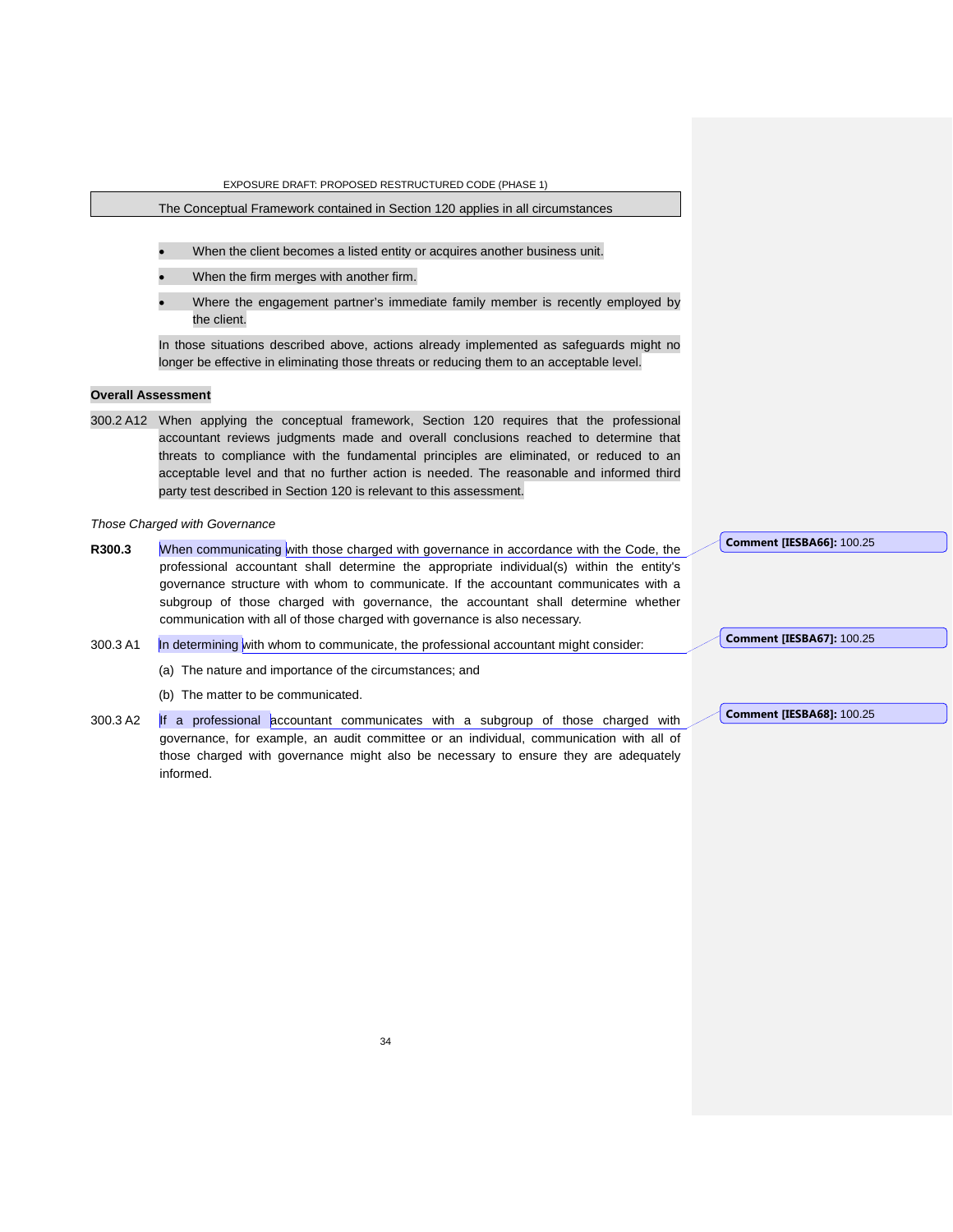The Conceptual Framework contained in Section 120 applies in all circumstances

- When the client becomes a listed entity or acquires another business unit.
- When the firm merges with another firm.
- Where the engagement partner's immediate family member is recently employed by the client.

In those situations described above, actions already implemented as safeguards might no longer be effective in eliminating those threats or reducing them to an acceptable level.

**Overall Assessment**

300.2 A12 When applying the conceptual framework, Section 120 requires that the professional accountant reviews judgments made and overall conclusions reached to determine that threats to compliance with the fundamental principles are eliminated, or reduced to an acceptable level and that no further action is needed. The reasonable and informed third party test described in Section 120 is relevant to this assessment.

*Those Charged with Governance*

**R300.3** When communicating with those charged with governance in accordance with the Code, the professional accountant shall determine the appropriate individual(s) within the entity's governance structure with whom to communicate. If the accountant communicates with a subgroup of those charged with governance, the accountant shall determine whether communication with all of those charged with governance is also necessary.

300.3 A1 In determining with whom to communicate, the professional accountant might consider:

(a) The nature and importance of the circumstances; and

(b) The matter to be communicated.

300.3 A2 If a professional accountant communicates with a subgroup of those charged with governance, for example, an audit committee or an individual, communication with all of those charged with governance might also be necessary to ensure they are adequately informed.

**Comment [IESBA66]:** 100.25

**Comment [IESBA67]:** 100.25

**Comment [IESBA68]:** 100.25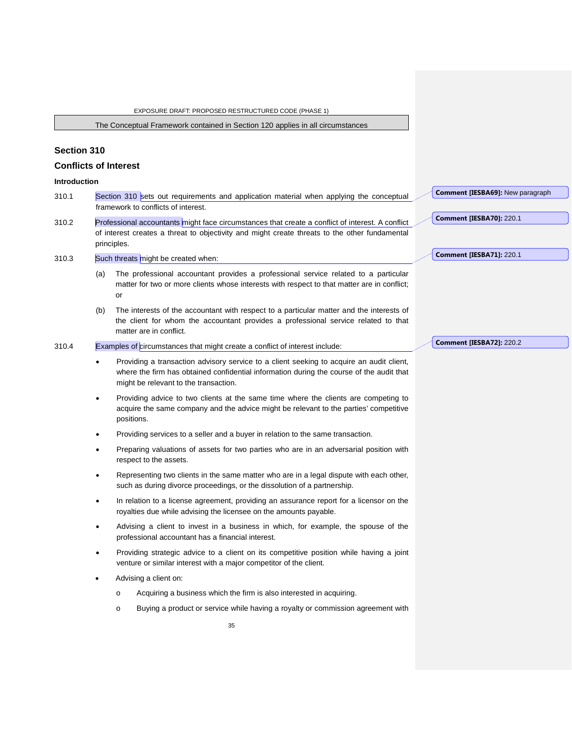The Conceptual Framework contained in Section 120 applies in all circumstances

## Section 310

## Conflicts of Interest

### Introduction

310.1 Section 310 sets out requirements and application material when applying the conceptual framework to conflicts of interest.

310.2 Professional accountants might face circumstances that create a conflict of interest. A conflict of interest creates a threat to objectivity and might create threats to the other fundamental principles.

310.3 Such threats might be created when:

(a) The professional accountant provides a professional service related to a particular matter for two or more clients whose interests with respect to that matter are in conflict; or

(b) The interests of the accountant with respect to a particular matter and the interests of the client for whom the accountant provides a professional service related to that matter are in conflict.

310.4 Examples of circumstances that might create a conflict of interest include:

- Providing a transaction advisory service to a client seeking to acquire an audit client, where the firm has obtained confidential information during the course of the audit that might be relevant to the transaction.
- Providing advice to two clients at the same time where the clients are competing to acquire the same company and the advice might be relevant to the parties' competitive positions.
- Providing services to a seller and a buyer in relation to the same transaction.
- Preparing valuations of assets for two parties who are in an adversarial position with respect to the assets.
- Representing two clients in the same matter who are in a legal dispute with each other, such as during divorce proceedings, or the dissolution of a partnership.
- In relation to a license agreement, providing an assurance report for a licensor on the royalties due while advising the licensee on the amounts payable.
- Advising a client to invest in a business in which, for example, the spouse of the professional accountant has a financial interest.
- Providing strategic advice to a client on its competitive position while having a joint venture or similar interest with a major competitor of the client.
- Advising a client on:
  - Acquiring a business which the firm is also interested in acquiring.
  - Buying a product or service while having a royalty or commission agreement with

**Comment [IESBA69]:** New paragraph

**Comment [IESBA70]:** 220.1

**Comment [IESBA71]:** 220.1

**Comment [IESBA72]:** 220.2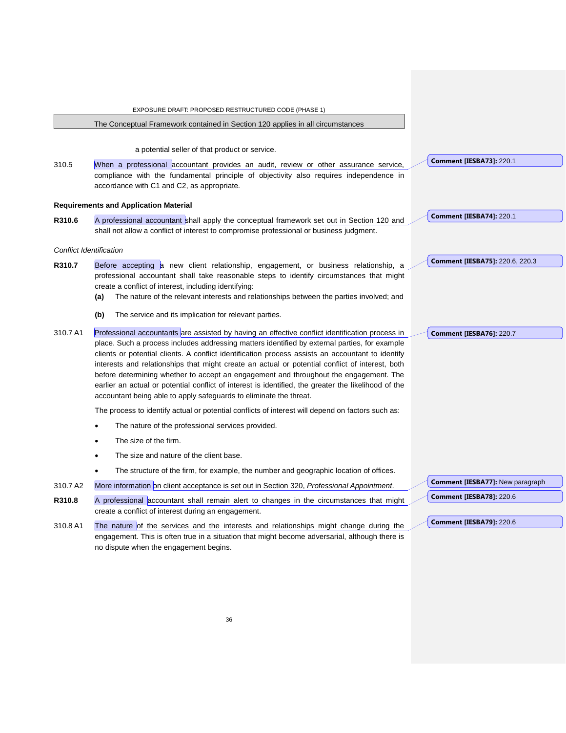a potential seller of that product or service.

310.5 When a professional accountant provides an audit, review or other assurance service, compliance with the fundamental principle of objectivity also requires independence in accordance with C1 and C2, as appropriate.

**Comment [IESBA73]:** 220.1

### Requirements and Application Material

**R310.6** A professional accountant shall apply the conceptual framework set out in Section 120 and shall not allow a conflict of interest to compromise professional or business judgment.

**Comment [IESBA74]:** 220.1

*Conflict Identification*

**R310.7** Before accepting a new client relationship, engagement, or business relationship, a professional accountant shall take reasonable steps to identify circumstances that might create a conflict of interest, including identifying:

**(a)** The nature of the relevant interests and relationships between the parties involved; and

**(b)** The service and its implication for relevant parties.

**Comment [IESBA75]:** 220.6, 220.3

310.7 A1 Professional accountants are assisted by having an effective conflict identification process in place. Such a process includes addressing matters identified by external parties, for example clients or potential clients. A conflict identification process assists an accountant to identify interests and relationships that might create an actual or potential conflict of interest, both before determining whether to accept an engagement and throughout the engagement. The earlier an actual or potential conflict of interest is identified, the greater the likelihood of the accountant being able to apply safeguards to eliminate the threat.

**Comment [IESBA76]:** 220.7

The process to identify actual or potential conflicts of interest will depend on factors such as:

- The nature of the professional services provided.
- The size of the firm.
- The size and nature of the client base.
- The structure of the firm, for example, the number and geographic location of offices.

310.7 A2 More information on client acceptance is set out in Section 320, *Professional Appointment*.

**Comment [IESBA77]:** New paragraph

**R310.8** A professional accountant shall remain alert to changes in the circumstances that might create a conflict of interest during an engagement.

**Comment [IESBA78]:** 220.6

310.8 A1 The nature of the services and the interests and relationships might change during the engagement. This is often true in a situation that might become adversarial, although there is no dispute when the engagement begins.

**Comment [IESBA79]:** 220.6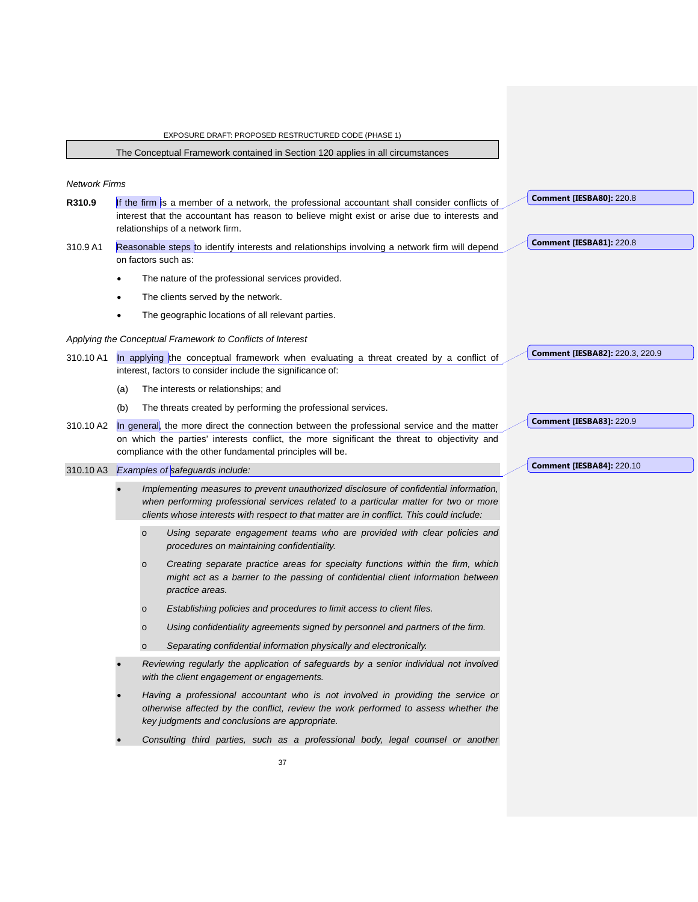The Conceptual Framework contained in Section 120 applies in all circumstances

*Network Firms*

**R310.9** If the firm is a member of a network, the professional accountant shall consider conflicts of interest that the accountant has reason to believe might exist or arise due to interests and relationships of a network firm.

310.9 A1 Reasonable steps to identify interests and relationships involving a network firm will depend on factors such as:

- The nature of the professional services provided.
- The clients served by the network.
- The geographic locations of all relevant parties.

*Applying the Conceptual Framework to Conflicts of Interest*

310.10 A1 In applying the conceptual framework when evaluating a threat created by a conflict of interest, factors to consider include the significance of:

(a) The interests or relationships; and

(b) The threats created by performing the professional services.

310.10 A2 In general, the more direct the connection between the professional service and the matter on which the parties' interests conflict, the more significant the threat to objectivity and compliance with the other fundamental principles will be.

310.10 A3 *Examples of safeguards include:*

- *Implementing measures to prevent unauthorized disclosure of confidential information, when performing professional services related to a particular matter for two or more clients whose interests with respect to that matter are in conflict. This could include:*
  - *Using separate engagement teams who are provided with clear policies and procedures on maintaining confidentiality.*
  - *Creating separate practice areas for specialty functions within the firm, which might act as a barrier to the passing of confidential client information between practice areas.*
  - *Establishing policies and procedures to limit access to client files.*
  - *Using confidentiality agreements signed by personnel and partners of the firm.*
  - *Separating confidential information physically and electronically.*
- *Reviewing regularly the application of safeguards by a senior individual not involved with the client engagement or engagements.*
- *Having a professional accountant who is not involved in providing the service or otherwise affected by the conflict, review the work performed to assess whether the key judgments and conclusions are appropriate.*
- *Consulting third parties, such as a professional body, legal counsel or another*

**Comment [IESBA80]:** 220.8

**Comment [IESBA81]:** 220.8

**Comment [IESBA82]:** 220.3, 220.9

**Comment [IESBA83]:** 220.9

**Comment [IESBA84]:** 220.10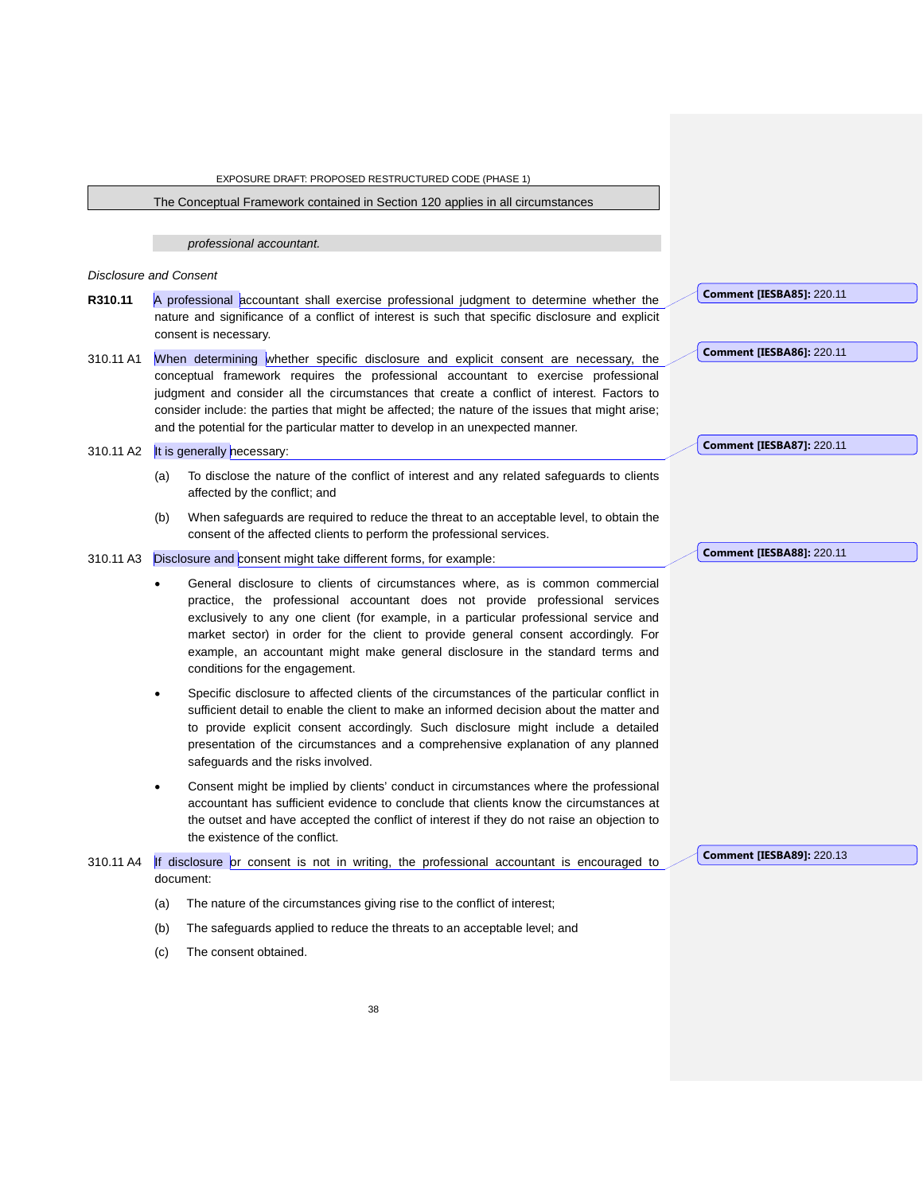The Conceptual Framework contained in Section 120 applies in all circumstances

*professional accountant.*

*Disclosure and Consent*

**R310.11** A professional accountant shall exercise professional judgment to determine whether the nature and significance of a conflict of interest is such that specific disclosure and explicit consent is necessary.

310.11 A1 When determining whether specific disclosure and explicit consent are necessary, the conceptual framework requires the professional accountant to exercise professional judgment and consider all the circumstances that create a conflict of interest. Factors to consider include: the parties that might be affected; the nature of the issues that might arise; and the potential for the particular matter to develop in an unexpected manner.

310.11 A2 It is generally necessary:

(a) To disclose the nature of the conflict of interest and any related safeguards to clients affected by the conflict; and

(b) When safeguards are required to reduce the threat to an acceptable level, to obtain the consent of the affected clients to perform the professional services.

310.11 A3 Disclosure and consent might take different forms, for example:

- General disclosure to clients of circumstances where, as is common commercial practice, the professional accountant does not provide professional services exclusively to any one client (for example, in a particular professional service and market sector) in order for the client to provide general consent accordingly. For example, an accountant might make general disclosure in the standard terms and conditions for the engagement.
- Specific disclosure to affected clients of the circumstances of the particular conflict in sufficient detail to enable the client to make an informed decision about the matter and to provide explicit consent accordingly. Such disclosure might include a detailed presentation of the circumstances and a comprehensive explanation of any planned safeguards and the risks involved.
- Consent might be implied by clients' conduct in circumstances where the professional accountant has sufficient evidence to conclude that clients know the circumstances at the outset and have accepted the conflict of interest if they do not raise an objection to the existence of the conflict.

310.11 A4 If disclosure or consent is not in writing, the professional accountant is encouraged to document:

(a) The nature of the circumstances giving rise to the conflict of interest;

(b) The safeguards applied to reduce the threats to an acceptable level; and

(c) The consent obtained.

**Comment [IESBA85]:** 220.11

**Comment [IESBA86]:** 220.11

**Comment [IESBA87]:** 220.11

**Comment [IESBA88]:** 220.11

**Comment [IESBA89]:** 220.13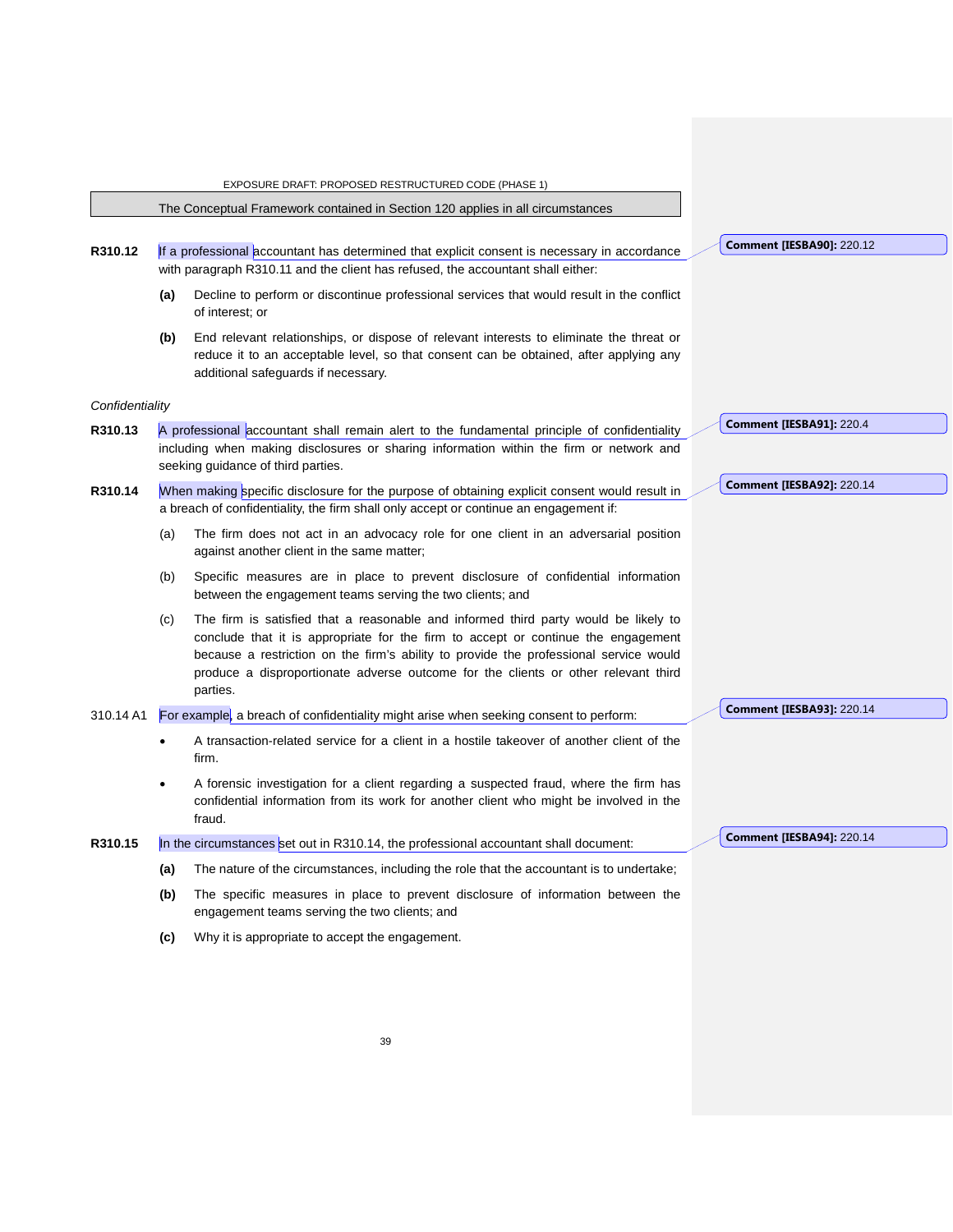The Conceptual Framework contained in Section 120 applies in all circumstances

**R310.12** If a professional accountant has determined that explicit consent is necessary in accordance with paragraph R310.11 and the client has refused, the accountant shall either:

**(a)** Decline to perform or discontinue professional services that would result in the conflict of interest; or

**(b)** End relevant relationships, or dispose of relevant interests to eliminate the threat or reduce it to an acceptable level, so that consent can be obtained, after applying any additional safeguards if necessary.

*Confidentiality*

**R310.13** A professional accountant shall remain alert to the fundamental principle of confidentiality including when making disclosures or sharing information within the firm or network and seeking guidance of third parties.

**R310.14** When making specific disclosure for the purpose of obtaining explicit consent would result in a breach of confidentiality, the firm shall only accept or continue an engagement if:

(a) The firm does not act in an advocacy role for one client in an adversarial position against another client in the same matter;

(b) Specific measures are in place to prevent disclosure of confidential information between the engagement teams serving the two clients; and

(c) The firm is satisfied that a reasonable and informed third party would be likely to conclude that it is appropriate for the firm to accept or continue the engagement because a restriction on the firm's ability to provide the professional service would produce a disproportionate adverse outcome for the clients or other relevant third parties.

310.14 A1 For example, a breach of confidentiality might arise when seeking consent to perform:

- A transaction-related service for a client in a hostile takeover of another client of the firm.
- A forensic investigation for a client regarding a suspected fraud, where the firm has confidential information from its work for another client who might be involved in the fraud.

**R310.15** In the circumstances set out in R310.14, the professional accountant shall document:

**(a)** The nature of the circumstances, including the role that the accountant is to undertake;

**(b)** The specific measures in place to prevent disclosure of information between the engagement teams serving the two clients; and

**(c)** Why it is appropriate to accept the engagement.

**Comment [IESBA90]:** 220.12

**Comment [IESBA91]:** 220.4

**Comment [IESBA92]:** 220.14

**Comment [IESBA93]:** 220.14

**Comment [IESBA94]:** 220.14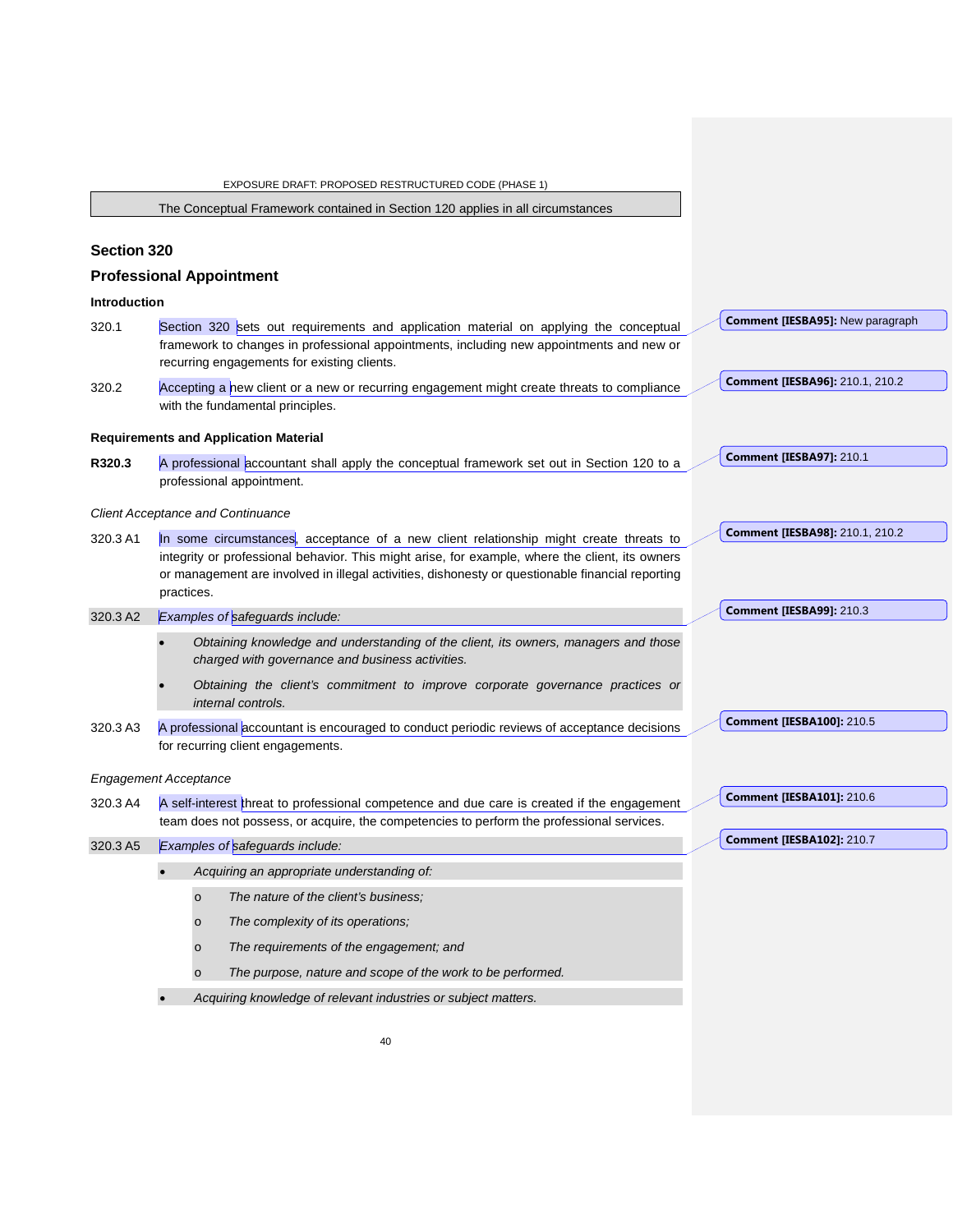The Conceptual Framework contained in Section 120 applies in all circumstances

## Section 320

## Professional Appointment

### Introduction

320.1 Section 320 sets out requirements and application material on applying the conceptual framework to changes in professional appointments, including new appointments and new or recurring engagements for existing clients.

320.2 Accepting a new client or a new or recurring engagement might create threats to compliance with the fundamental principles.

### Requirements and Application Material

**R320.3** A professional accountant shall apply the conceptual framework set out in Section 120 to a professional appointment.

*Client Acceptance and Continuance*

320.3 A1 In some circumstances, acceptance of a new client relationship might create threats to integrity or professional behavior. This might arise, for example, where the client, its owners or management are involved in illegal activities, dishonesty or questionable financial reporting practices.

320.3 A2 *Examples of safeguards include:*

- *Obtaining knowledge and understanding of the client, its owners, managers and those charged with governance and business activities.*
- *Obtaining the client's commitment to improve corporate governance practices or internal controls.*

320.3 A3 A professional accountant is encouraged to conduct periodic reviews of acceptance decisions for recurring client engagements.

*Engagement Acceptance*

320.3 A4 A self-interest threat to professional competence and due care is created if the engagement team does not possess, or acquire, the competencies to perform the professional services.

320.3 A5 *Examples of safeguards include:*

- *Acquiring an appropriate understanding of:*
  - *The nature of the client's business;*
  - *The complexity of its operations;*
  - *The requirements of the engagement; and*
  - *The purpose, nature and scope of the work to be performed.*
- *Acquiring knowledge of relevant industries or subject matters.*

**Comment [IESBA95]:** New paragraph

**Comment [IESBA96]:** 210.1, 210.2

**Comment [IESBA97]:** 210.1

**Comment [IESBA98]:** 210.1, 210.2

**Comment [IESBA99]:** 210.3

**Comment [IESBA100]:** 210.5

**Comment [IESBA101]:** 210.6

**Comment [IESBA102]:** 210.7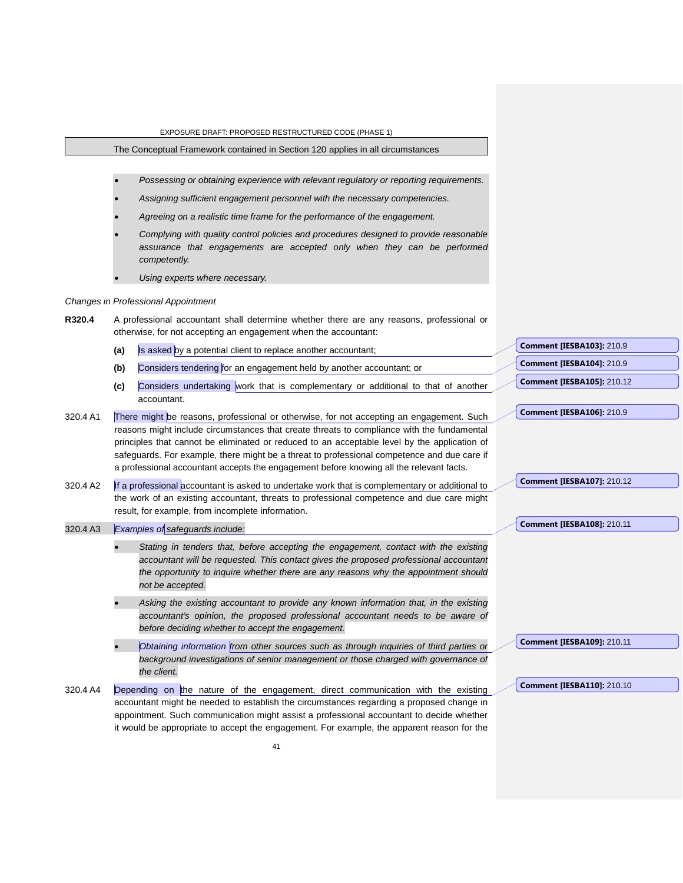The Conceptual Framework contained in Section 120 applies in all circumstances

- *Possessing or obtaining experience with relevant regulatory or reporting requirements.*
- *Assigning sufficient engagement personnel with the necessary competencies.*
- *Agreeing on a realistic time frame for the performance of the engagement.*
- *Complying with quality control policies and procedures designed to provide reasonable assurance that engagements are accepted only when they can be performed competently.*
- *Using experts where necessary.*

*Changes in Professional Appointment*

**R320.4** A professional accountant shall determine whether there are any reasons, professional or otherwise, for not accepting an engagement when the accountant:

**(a)** Is asked by a potential client to replace another accountant;

**(b)** Considers tendering for an engagement held by another accountant; or

**(c)** Considers undertaking work that is complementary or additional to that of another accountant.

320.4 A1 There might be reasons, professional or otherwise, for not accepting an engagement. Such reasons might include circumstances that create threats to compliance with the fundamental principles that cannot be eliminated or reduced to an acceptable level by the application of safeguards. For example, there might be a threat to professional competence and due care if a professional accountant accepts the engagement before knowing all the relevant facts.

320.4 A2 If a professional accountant is asked to undertake work that is complementary or additional to the work of an existing accountant, threats to professional competence and due care might result, for example, from incomplete information.

320.4 A3 *Examples of safeguards include:*

- *Stating in tenders that, before accepting the engagement, contact with the existing accountant will be requested. This contact gives the proposed professional accountant the opportunity to inquire whether there are any reasons why the appointment should not be accepted.*
- *Asking the existing accountant to provide any known information that, in the existing accountant's opinion, the proposed professional accountant needs to be aware of before deciding whether to accept the engagement.*
- *Obtaining information from other sources such as through inquiries of third parties or background investigations of senior management or those charged with governance of the client.*

320.4 A4 Depending on the nature of the engagement, direct communication with the existing accountant might be needed to establish the circumstances regarding a proposed change in appointment. Such communication might assist a professional accountant to decide whether it would be appropriate to accept the engagement. For example, the apparent reason for the

**Comment [IESBA103]:** 210.9

**Comment [IESBA104]:** 210.9

**Comment [IESBA105]:** 210.12

**Comment [IESBA106]:** 210.9

**Comment [IESBA107]:** 210.12

**Comment [IESBA108]:** 210.11

**Comment [IESBA109]:** 210.11

**Comment [IESBA110]:** 210.10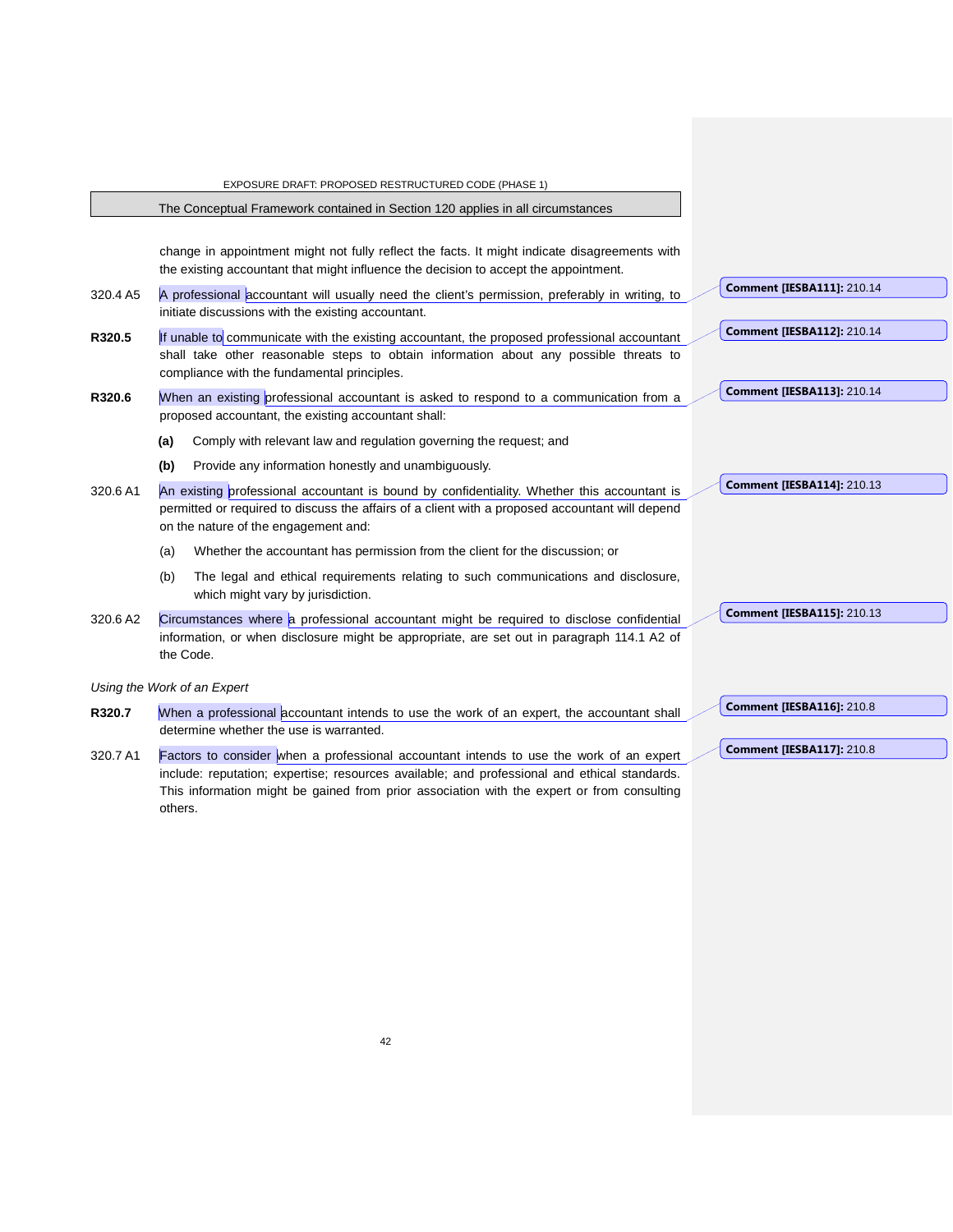change in appointment might not fully reflect the facts. It might indicate disagreements with the existing accountant that might influence the decision to accept the appointment.

320.4 A5 A professional accountant will usually need the client's permission, preferably in writing, to initiate discussions with the existing accountant.

**R320.5** If unable to communicate with the existing accountant, the proposed professional accountant shall take other reasonable steps to obtain information about any possible threats to compliance with the fundamental principles.

**R320.6** When an existing professional accountant is asked to respond to a communication from a proposed accountant, the existing accountant shall:

**(a)** Comply with relevant law and regulation governing the request; and

**(b)** Provide any information honestly and unambiguously.

320.6 A1 An existing professional accountant is bound by confidentiality. Whether this accountant is permitted or required to discuss the affairs of a client with a proposed accountant will depend on the nature of the engagement and:

(a) Whether the accountant has permission from the client for the discussion; or

(b) The legal and ethical requirements relating to such communications and disclosure, which might vary by jurisdiction.

320.6 A2 Circumstances where a professional accountant might be required to disclose confidential information, or when disclosure might be appropriate, are set out in paragraph 114.1 A2 of the Code.

*Using the Work of an Expert*

**R320.7** When a professional accountant intends to use the work of an expert, the accountant shall determine whether the use is warranted.

320.7 A1 Factors to consider when a professional accountant intends to use the work of an expert include: reputation; expertise; resources available; and professional and ethical standards. This information might be gained from prior association with the expert or from consulting others.

**Comment [IESBA111]:** 210.14

**Comment [IESBA112]:** 210.14

**Comment [IESBA113]:** 210.14

**Comment [IESBA114]:** 210.13

**Comment [IESBA115]:** 210.13

**Comment [IESBA116]:** 210.8

**Comment [IESBA117]:** 210.8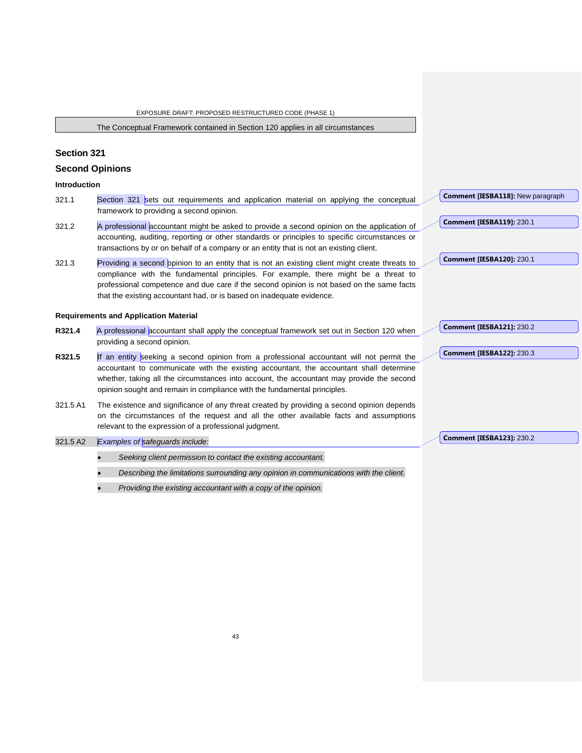The Conceptual Framework contained in Section 120 applies in all circumstances

## Section 321

## Second Opinions

### Introduction

321.1 Section 321 sets out requirements and application material on applying the conceptual framework to providing a second opinion.

321.2 A professional accountant might be asked to provide a second opinion on the application of accounting, auditing, reporting or other standards or principles to specific circumstances or transactions by or on behalf of a company or an entity that is not an existing client.

321.3 Providing a second opinion to an entity that is not an existing client might create threats to compliance with the fundamental principles. For example, there might be a threat to professional competence and due care if the second opinion is not based on the same facts that the existing accountant had, or is based on inadequate evidence.

### Requirements and Application Material

**R321.4** A professional accountant shall apply the conceptual framework set out in Section 120 when providing a second opinion.

**R321.5** If an entity seeking a second opinion from a professional accountant will not permit the accountant to communicate with the existing accountant, the accountant shall determine whether, taking all the circumstances into account, the accountant may provide the second opinion sought and remain in compliance with the fundamental principles.

321.5 A1 The existence and significance of any threat created by providing a second opinion depends on the circumstances of the request and all the other available facts and assumptions relevant to the expression of a professional judgment.

321.5 A2 *Examples of safeguards include:*

- *Seeking client permission to contact the existing accountant.*
- *Describing the limitations surrounding any opinion in communications with the client.*
- *Providing the existing accountant with a copy of the opinion.*

Comment [IESBA118]: New paragraph

Comment [IESBA119]: 230.1

Comment [IESBA120]: 230.1

Comment [IESBA121]: 230.2

Comment [IESBA122]: 230.3

Comment [IESBA123]: 230.2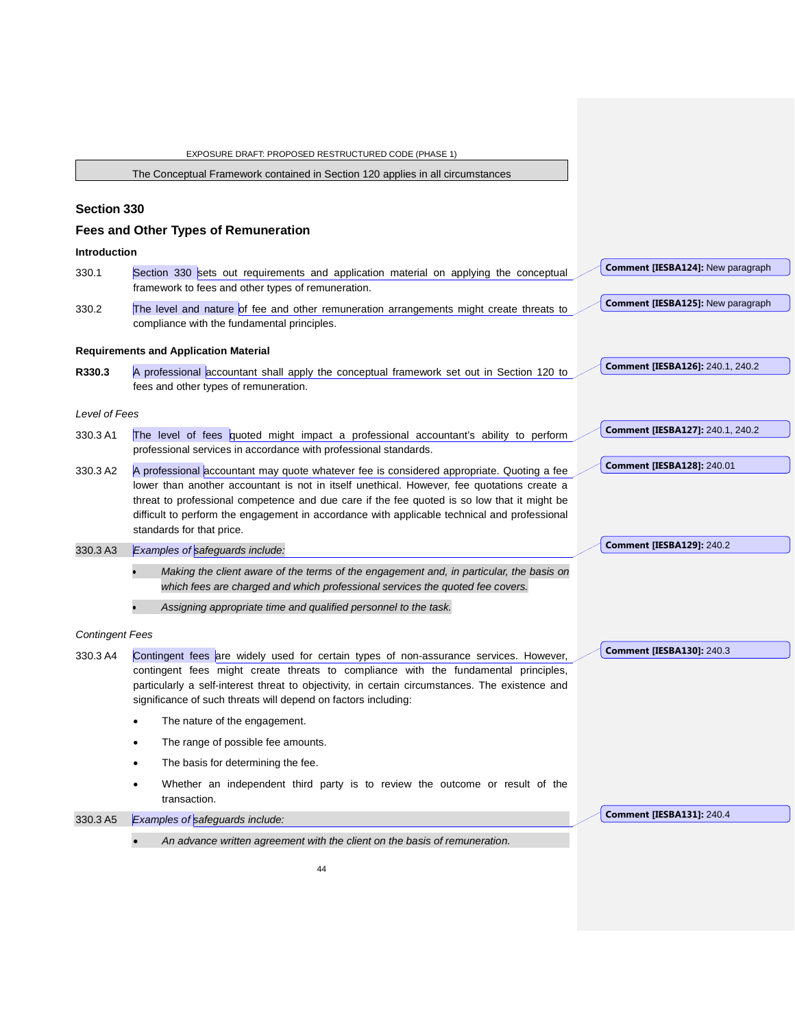The Conceptual Framework contained in Section 120 applies in all circumstances

## Section 330

## Fees and Other Types of Remuneration

### Introduction

330.1 Section 330 sets out requirements and application material on applying the conceptual framework to fees and other types of remuneration.

330.2 The level and nature of fee and other remuneration arrangements might create threats to compliance with the fundamental principles.

### Requirements and Application Material

**R330.3** A professional accountant shall apply the conceptual framework set out in Section 120 to fees and other types of remuneration.

*Level of Fees*

330.3 A1 The level of fees quoted might impact a professional accountant's ability to perform professional services in accordance with professional standards.

330.3 A2 A professional accountant may quote whatever fee is considered appropriate. Quoting a fee lower than another accountant is not in itself unethical. However, fee quotations create a threat to professional competence and due care if the fee quoted is so low that it might be difficult to perform the engagement in accordance with applicable technical and professional standards for that price.

330.3 A3 *Examples of safeguards include:*

- *Making the client aware of the terms of the engagement and, in particular, the basis on which fees are charged and which professional services the quoted fee covers.*
- *Assigning appropriate time and qualified personnel to the task.*

*Contingent Fees*

330.3 A4 Contingent fees are widely used for certain types of non-assurance services. However, contingent fees might create threats to compliance with the fundamental principles, particularly a self-interest threat to objectivity, in certain circumstances. The existence and significance of such threats will depend on factors including:

- The nature of the engagement.
- The range of possible fee amounts.
- The basis for determining the fee.
- Whether an independent third party is to review the outcome or result of the transaction.

330.3 A5 *Examples of safeguards include:*

- *An advance written agreement with the client on the basis of remuneration.*

Comment [IESBA124]: New paragraph

Comment [IESBA125]: New paragraph

Comment [IESBA126]: 240.1, 240.2

Comment [IESBA127]: 240.1, 240.2

Comment [IESBA128]: 240.01

Comment [IESBA129]: 240.2

Comment [IESBA130]: 240.3

Comment [IESBA131]: 240.4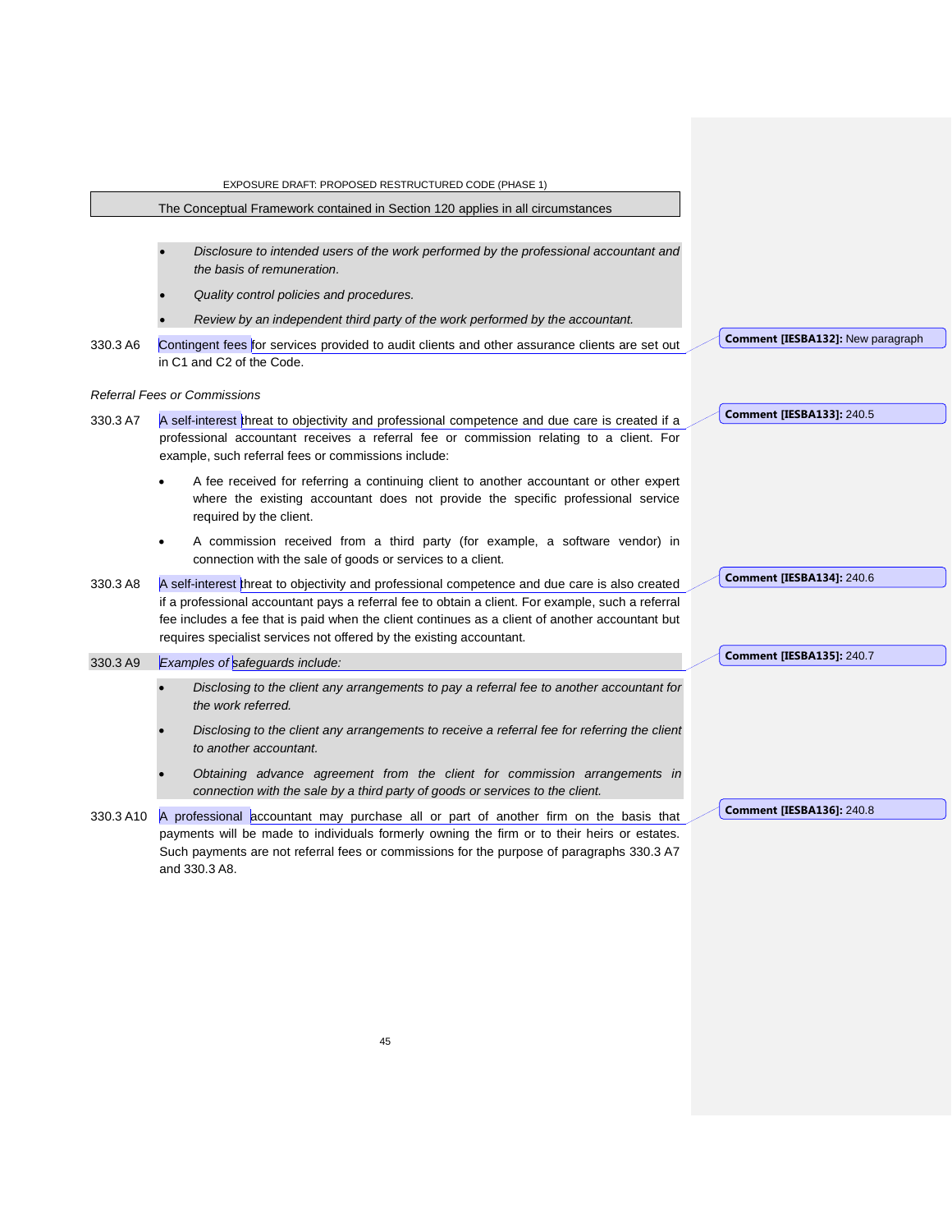The Conceptual Framework contained in Section 120 applies in all circumstances

- *Disclosure to intended users of the work performed by the professional accountant and the basis of remuneration.*
- *Quality control policies and procedures.*
- *Review by an independent third party of the work performed by the accountant.*

330.3 A6 Contingent fees for services provided to audit clients and other assurance clients are set out in C1 and C2 of the Code.

**Comment [IESBA132]:** New paragraph

*Referral Fees or Commissions*

330.3 A7 A self-interest threat to objectivity and professional competence and due care is created if a professional accountant receives a referral fee or commission relating to a client. For example, such referral fees or commissions include:

**Comment [IESBA133]:** 240.5

- A fee received for referring a continuing client to another accountant or other expert where the existing accountant does not provide the specific professional service required by the client.
- A commission received from a third party (for example, a software vendor) in connection with the sale of goods or services to a client.

330.3 A8 A self-interest threat to objectivity and professional competence and due care is also created if a professional accountant pays a referral fee to obtain a client. For example, such a referral fee includes a fee that is paid when the client continues as a client of another accountant but requires specialist services not offered by the existing accountant.

**Comment [IESBA134]:** 240.6

330.3 A9 *Examples of safeguards include:*

**Comment [IESBA135]:** 240.7

- *Disclosing to the client any arrangements to pay a referral fee to another accountant for the work referred.*
- *Disclosing to the client any arrangements to receive a referral fee for referring the client to another accountant.*
- *Obtaining advance agreement from the client for commission arrangements in connection with the sale by a third party of goods or services to the client.*

330.3 A10 A professional accountant may purchase all or part of another firm on the basis that payments will be made to individuals formerly owning the firm or to their heirs or estates. Such payments are not referral fees or commissions for the purpose of paragraphs 330.3 A7 and 330.3 A8.

**Comment [IESBA136]:** 240.8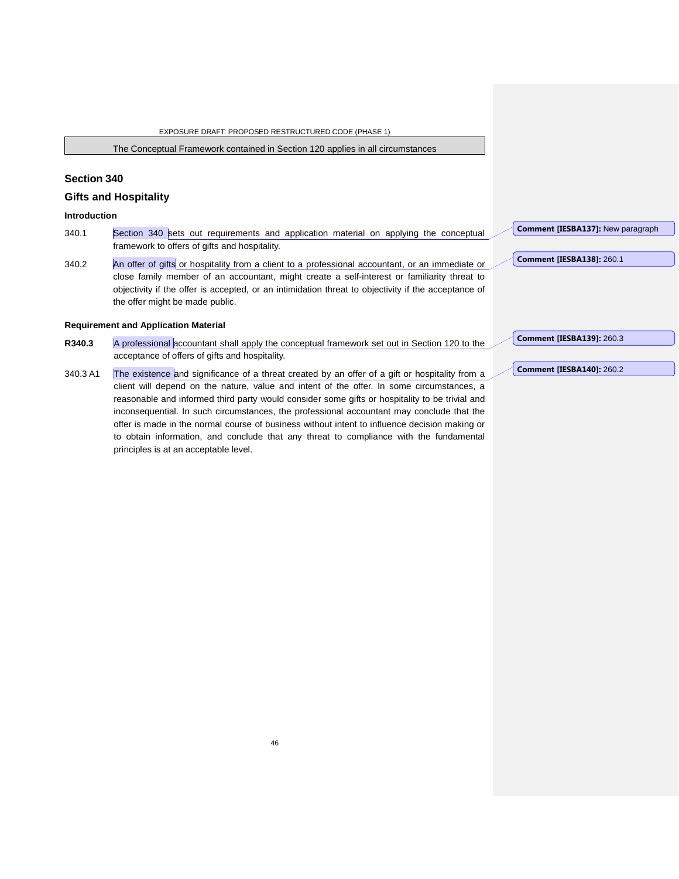The Conceptual Framework contained in Section 120 applies in all circumstances

## Section 340

## Gifts and Hospitality

### Introduction

340.1 Section 340 sets out requirements and application material on applying the conceptual framework to offers of gifts and hospitality.

340.2 An offer of gifts or hospitality from a client to a professional accountant, or an immediate or close family member of an accountant, might create a self-interest or familiarity threat to objectivity if the offer is accepted, or an intimidation threat to objectivity if the acceptance of the offer might be made public.

### Requirement and Application Material

**R340.3** A professional accountant shall apply the conceptual framework set out in Section 120 to the acceptance of offers of gifts and hospitality.

340.3 A1 The existence and significance of a threat created by an offer of a gift or hospitality from a client will depend on the nature, value and intent of the offer. In some circumstances, a reasonable and informed third party would consider some gifts or hospitality to be trivial and inconsequential. In such circumstances, the professional accountant may conclude that the offer is made in the normal course of business without intent to influence decision making or to obtain information, and conclude that any threat to compliance with the fundamental principles is at an acceptable level.

**Comment [IESBA137]:** New paragraph

**Comment [IESBA138]:** 260.1

**Comment [IESBA139]:** 260.3

**Comment [IESBA140]:** 260.2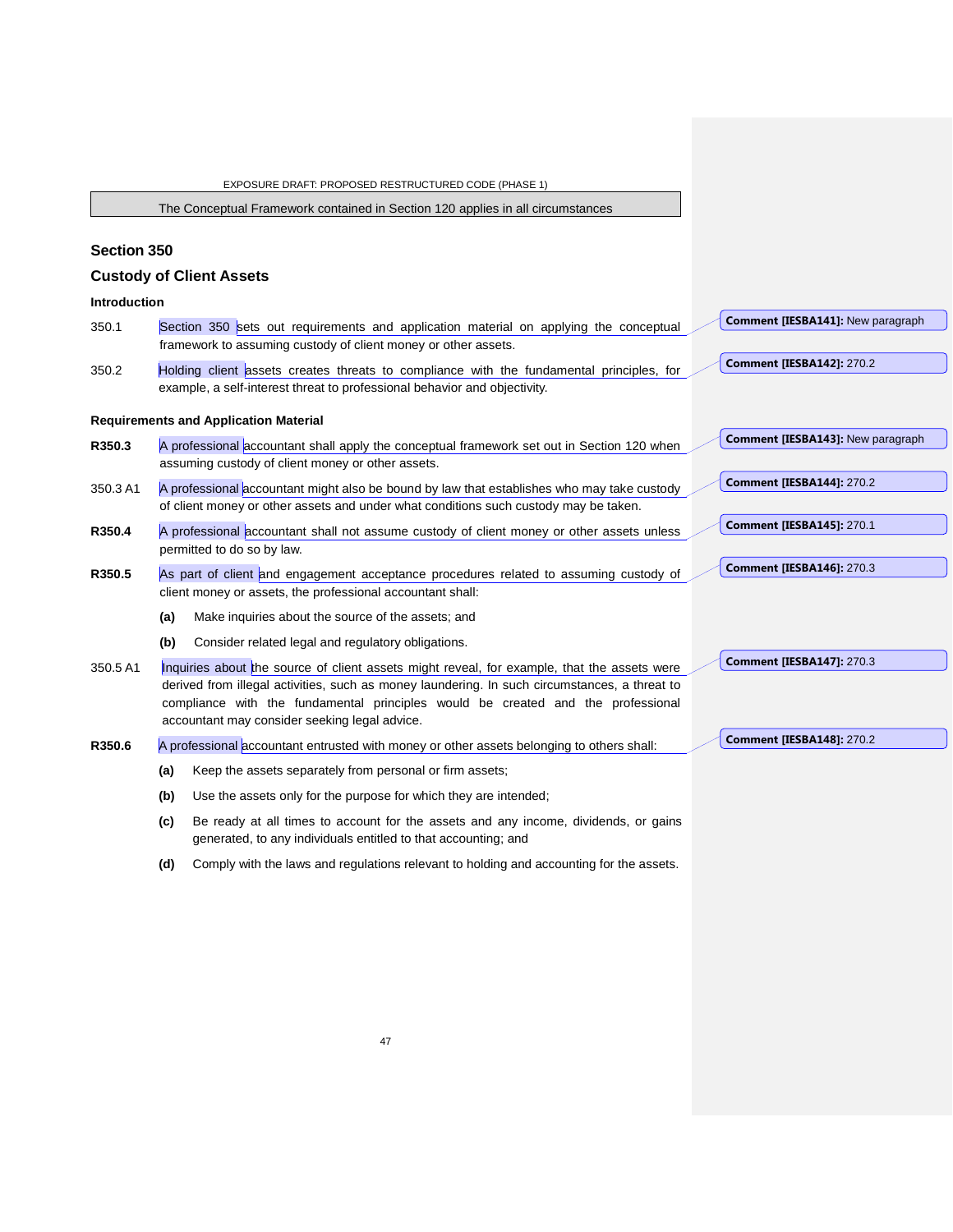The Conceptual Framework contained in Section 120 applies in all circumstances

## Section 350

## Custody of Client Assets

### Introduction

350.1 Section 350 sets out requirements and application material on applying the conceptual framework to assuming custody of client money or other assets.

350.2 Holding client assets creates threats to compliance with the fundamental principles, for example, a self-interest threat to professional behavior and objectivity.

### Requirements and Application Material

**R350.3** A professional accountant shall apply the conceptual framework set out in Section 120 when assuming custody of client money or other assets.

350.3 A1 A professional accountant might also be bound by law that establishes who may take custody of client money or other assets and under what conditions such custody may be taken.

**R350.4** A professional accountant shall not assume custody of client money or other assets unless permitted to do so by law.

**R350.5** As part of client and engagement acceptance procedures related to assuming custody of client money or assets, the professional accountant shall:

- **(a)** Make inquiries about the source of the assets; and
- **(b)** Consider related legal and regulatory obligations.

350.5 A1 Inquiries about the source of client assets might reveal, for example, that the assets were derived from illegal activities, such as money laundering. In such circumstances, a threat to compliance with the fundamental principles would be created and the professional accountant may consider seeking legal advice.

**R350.6** A professional accountant entrusted with money or other assets belonging to others shall:

- **(a)** Keep the assets separately from personal or firm assets;
- **(b)** Use the assets only for the purpose for which they are intended;
- **(c)** Be ready at all times to account for the assets and any income, dividends, or gains generated, to any individuals entitled to that accounting; and
- **(d)** Comply with the laws and regulations relevant to holding and accounting for the assets.

Comment [IESBA141]: New paragraph

Comment [IESBA142]: 270.2

Comment [IESBA143]: New paragraph

Comment [IESBA144]: 270.2

Comment [IESBA145]: 270.1

Comment [IESBA146]: 270.3

Comment [IESBA147]: 270.3

Comment [IESBA148]: 270.2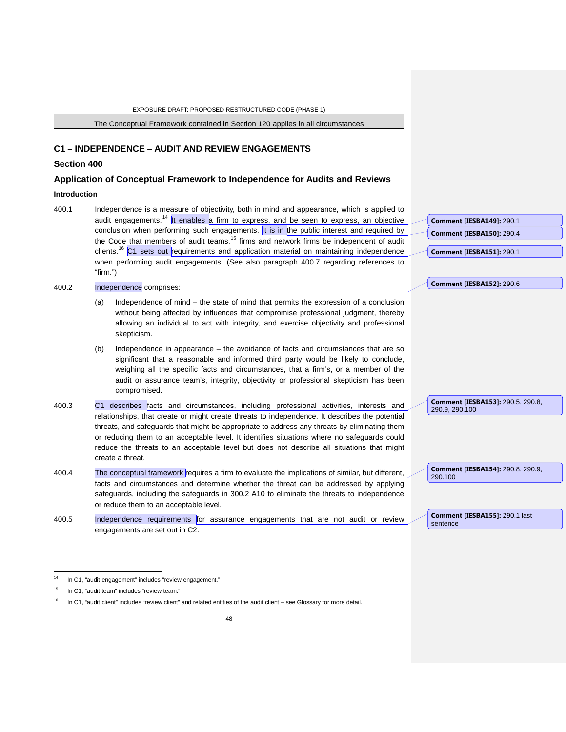The Conceptual Framework contained in Section 120 applies in all circumstances

## C1 – INDEPENDENCE – AUDIT AND REVIEW ENGAGEMENTS

## Section 400

## Application of Conceptual Framework to Independence for Audits and Reviews

### Introduction

400.1 Independence is a measure of objectivity, both in mind and appearance, which is applied to audit engagements.[14] It enables a firm to express, and be seen to express, an objective conclusion when performing such engagements. It is in the public interest and required by the Code that members of audit teams,[15] firms and network firms be independent of audit clients.[16] C1 sets out requirements and application material on maintaining independence when performing audit engagements. (See also paragraph 400.7 regarding references to "firm.")

400.2 Independence comprises:

(a) Independence of mind – the state of mind that permits the expression of a conclusion without being affected by influences that compromise professional judgment, thereby allowing an individual to act with integrity, and exercise objectivity and professional skepticism.

(b) Independence in appearance – the avoidance of facts and circumstances that are so significant that a reasonable and informed third party would be likely to conclude, weighing all the specific facts and circumstances, that a firm's, or a member of the audit or assurance team's, integrity, objectivity or professional skepticism has been compromised.

400.3 C1 describes facts and circumstances, including professional activities, interests and relationships, that create or might create threats to independence. It describes the potential threats, and safeguards that might be appropriate to address any threats by eliminating them or reducing them to an acceptable level. It identifies situations where no safeguards could reduce the threats to an acceptable level but does not describe all situations that might create a threat.

400.4 The conceptual framework requires a firm to evaluate the implications of similar, but different, facts and circumstances and determine whether the threat can be addressed by applying safeguards, including the safeguards in 300.2 A10 to eliminate the threats to independence or reduce them to an acceptable level.

400.5 Independence requirements for assurance engagements that are not audit or review engagements are set out in C2.

Comment [IESBA149]: 290.1

Comment [IESBA150]: 290.4

Comment [IESBA151]: 290.1

Comment [IESBA152]: 290.6

Comment [IESBA153]: 290.5, 290.8, 290.9, 290.100

Comment [IESBA154]: 290.8, 290.9, 290.100

Comment [IESBA155]: 290.1 last sentence

---

[14] In C1, "audit engagement" includes "review engagement."

[15] In C1, "audit team" includes "review team."

[16] In C1, "audit client" includes "review client" and related entities of the audit client – see Glossary for more detail.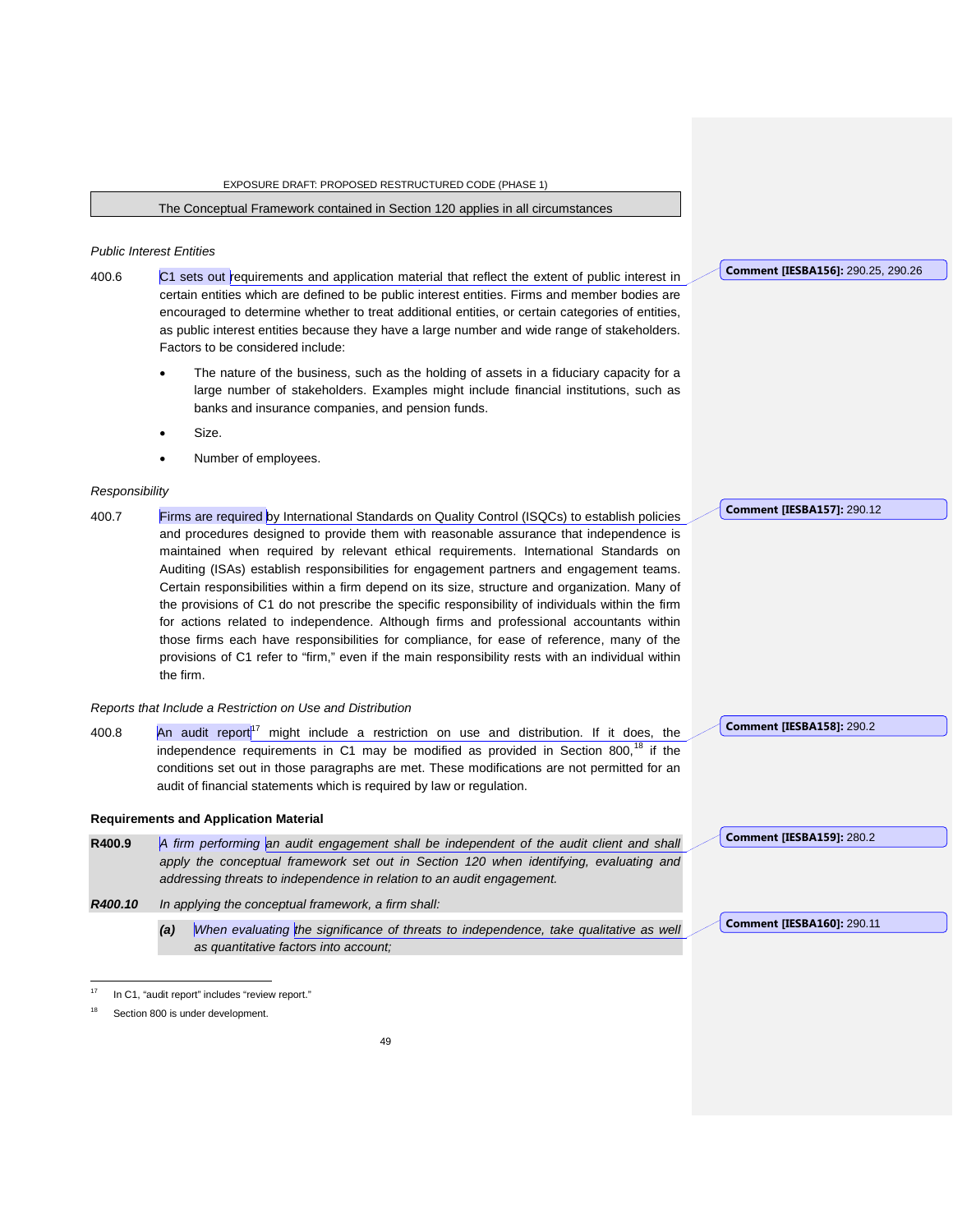The Conceptual Framework contained in Section 120 applies in all circumstances

*Public Interest Entities*

400.6 C1 sets out requirements and application material that reflect the extent of public interest in certain entities which are defined to be public interest entities. Firms and member bodies are encouraged to determine whether to treat additional entities, or certain categories of entities, as public interest entities because they have a large number and wide range of stakeholders. Factors to be considered include:

- The nature of the business, such as the holding of assets in a fiduciary capacity for a large number of stakeholders. Examples might include financial institutions, such as banks and insurance companies, and pension funds.
- Size.
- Number of employees.

*Responsibility*

400.7 Firms are required by International Standards on Quality Control (ISQCs) to establish policies and procedures designed to provide them with reasonable assurance that independence is maintained when required by relevant ethical requirements. International Standards on Auditing (ISAs) establish responsibilities for engagement partners and engagement teams. Certain responsibilities within a firm depend on its size, structure and organization. Many of the provisions of C1 do not prescribe the specific responsibility of individuals within the firm for actions related to independence. Although firms and professional accountants within those firms each have responsibilities for compliance, for ease of reference, many of the provisions of C1 refer to "firm," even if the main responsibility rests with an individual within the firm.

*Reports that Include a Restriction on Use and Distribution*

400.8 An audit report[17] might include a restriction on use and distribution. If it does, the independence requirements in C1 may be modified as provided in Section 800,[18] if the conditions set out in those paragraphs are met. These modifications are not permitted for an audit of financial statements which is required by law or regulation.

**Requirements and Application Material**

**R400.9** *A firm performing an audit engagement shall be independent of the audit client and shall apply the conceptual framework set out in Section 120 when identifying, evaluating and addressing threats to independence in relation to an audit engagement.*

***R400.10*** *In applying the conceptual framework, a firm shall:*

*(a) When evaluating the significance of threats to independence, take qualitative as well as quantitative factors into account;*

---

[17] In C1, "audit report" includes "review report."

[18] Section 800 is under development.

Comment [IESBA156]: 290.25, 290.26

Comment [IESBA157]: 290.12

Comment [IESBA158]: 290.2

Comment [IESBA159]: 280.2

Comment [IESBA160]: 290.11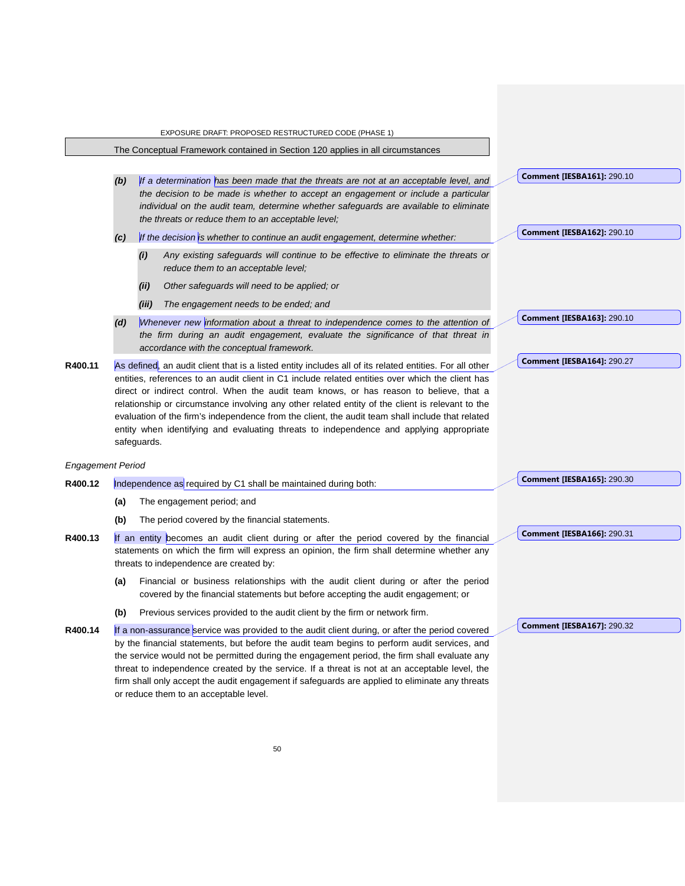The Conceptual Framework contained in Section 120 applies in all circumstances

- **(b)** *If a determination has been made that the threats are not at an acceptable level, and the decision to be made is whether to accept an engagement or include a particular individual on the audit team, determine whether safeguards are available to eliminate the threats or reduce them to an acceptable level;*

- **(c)** *If the decision is whether to continue an audit engagement, determine whether:*

  - **(i)** *Any existing safeguards will continue to be effective to eliminate the threats or reduce them to an acceptable level;*
  - **(ii)** *Other safeguards will need to be applied; or*
  - **(iii)** *The engagement needs to be ended; and*

- **(d)** *Whenever new information about a threat to independence comes to the attention of the firm during an audit engagement, evaluate the significance of that threat in accordance with the conceptual framework.*

**R400.11** As defined, an audit client that is a listed entity includes all of its related entities. For all other entities, references to an audit client in C1 include related entities over which the client has direct or indirect control. When the audit team knows, or has reason to believe, that a relationship or circumstance involving any other related entity of the client is relevant to the evaluation of the firm's independence from the client, the audit team shall include that related entity when identifying and evaluating threats to independence and applying appropriate safeguards.

*Engagement Period*

**R400.12** Independence as required by C1 shall be maintained during both:

- **(a)** The engagement period; and
- **(b)** The period covered by the financial statements.

**R400.13** If an entity becomes an audit client during or after the period covered by the financial statements on which the firm will express an opinion, the firm shall determine whether any threats to independence are created by:

- **(a)** Financial or business relationships with the audit client during or after the period covered by the financial statements but before accepting the audit engagement; or
- **(b)** Previous services provided to the audit client by the firm or network firm.

**R400.14** If a non-assurance service was provided to the audit client during, or after the period covered by the financial statements, but before the audit team begins to perform audit services, and the service would not be permitted during the engagement period, the firm shall evaluate any threat to independence created by the service. If a threat is not at an acceptable level, the firm shall only accept the audit engagement if safeguards are applied to eliminate any threats or reduce them to an acceptable level.

---

**Comment [IESBA161]:** 290.10

**Comment [IESBA162]:** 290.10

**Comment [IESBA163]:** 290.10

**Comment [IESBA164]:** 290.27

**Comment [IESBA165]:** 290.30

**Comment [IESBA166]:** 290.31

**Comment [IESBA167]:** 290.32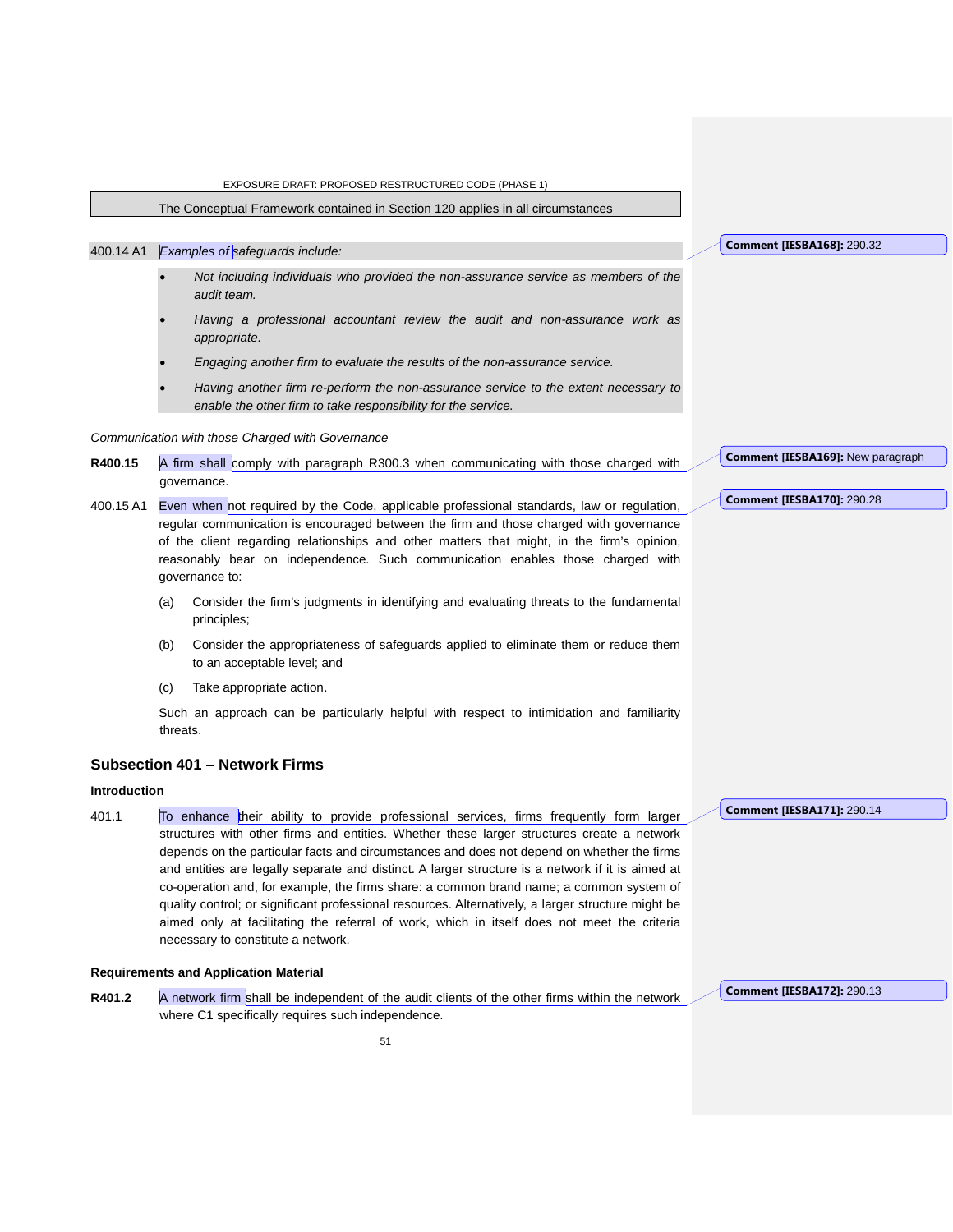The Conceptual Framework contained in Section 120 applies in all circumstances

400.14 A1 *Examples of safeguards include:*

- *Not including individuals who provided the non-assurance service as members of the audit team.*
- *Having a professional accountant review the audit and non-assurance work as appropriate.*
- *Engaging another firm to evaluate the results of the non-assurance service.*
- *Having another firm re-perform the non-assurance service to the extent necessary to enable the other firm to take responsibility for the service.*

*Communication with those Charged with Governance*

**R400.15** A firm shall comply with paragraph R300.3 when communicating with those charged with governance.

400.15 A1 Even when not required by the Code, applicable professional standards, law or regulation, regular communication is encouraged between the firm and those charged with governance of the client regarding relationships and other matters that might, in the firm's opinion, reasonably bear on independence. Such communication enables those charged with governance to:

(a) Consider the firm's judgments in identifying and evaluating threats to the fundamental principles;

(b) Consider the appropriateness of safeguards applied to eliminate them or reduce them to an acceptable level; and

(c) Take appropriate action.

Such an approach can be particularly helpful with respect to intimidation and familiarity threats.

## Subsection 401 – Network Firms

**Introduction**

401.1 To enhance their ability to provide professional services, firms frequently form larger structures with other firms and entities. Whether these larger structures create a network depends on the particular facts and circumstances and does not depend on whether the firms and entities are legally separate and distinct. A larger structure is a network if it is aimed at co-operation and, for example, the firms share: a common brand name; a common system of quality control; or significant professional resources. Alternatively, a larger structure might be aimed only at facilitating the referral of work, which in itself does not meet the criteria necessary to constitute a network.

**Requirements and Application Material**

**R401.2** A network firm shall be independent of the audit clients of the other firms within the network where C1 specifically requires such independence.

Comment [IESBA168]: 290.32

Comment [IESBA169]: New paragraph

Comment [IESBA170]: 290.28

Comment [IESBA171]: 290.14

Comment [IESBA172]: 290.13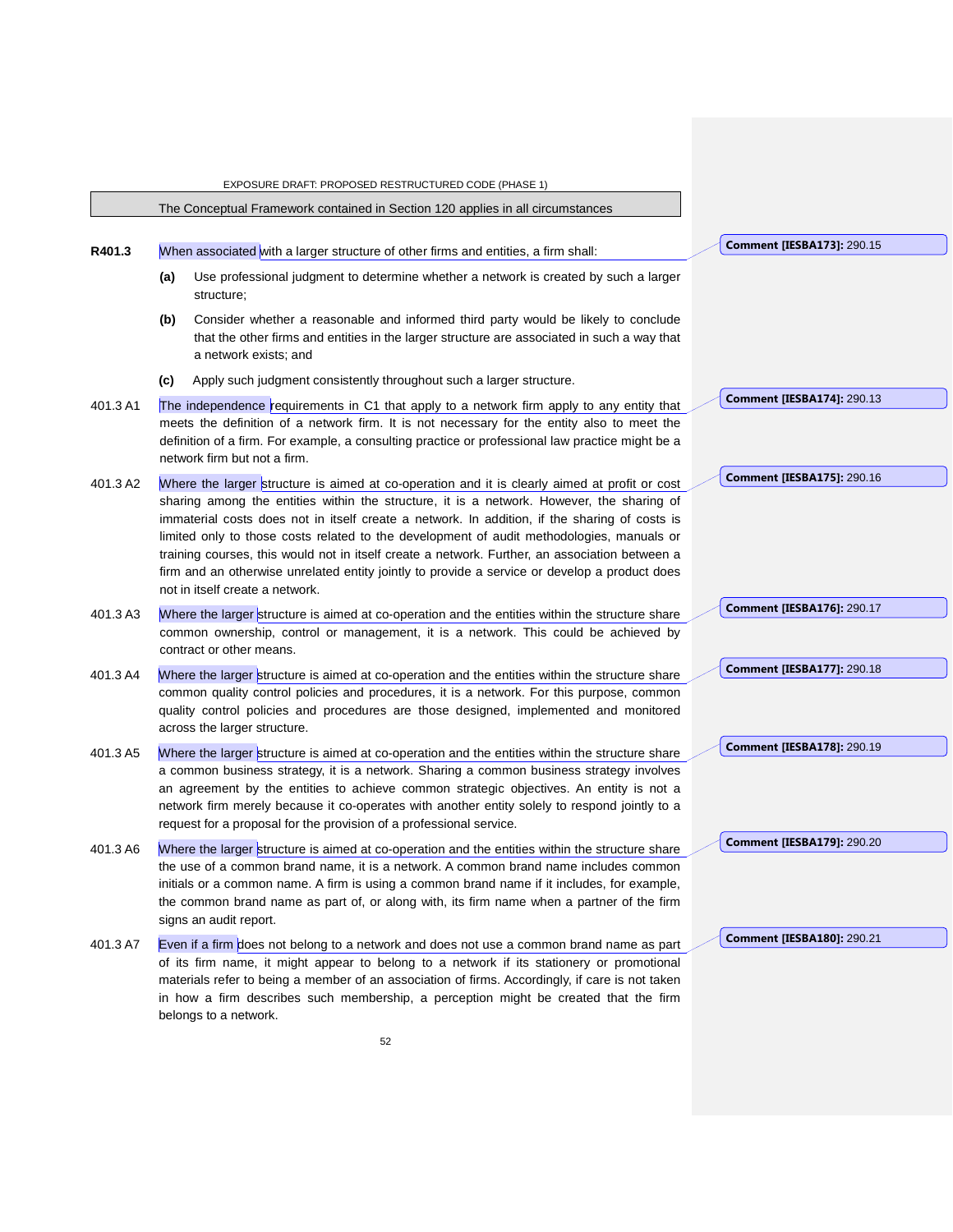The Conceptual Framework contained in Section 120 applies in all circumstances

**R401.3** When associated with a larger structure of other firms and entities, a firm shall:

**(a)** Use professional judgment to determine whether a network is created by such a larger structure;

**(b)** Consider whether a reasonable and informed third party would be likely to conclude that the other firms and entities in the larger structure are associated in such a way that a network exists; and

**(c)** Apply such judgment consistently throughout such a larger structure.

401.3 A1 The independence requirements in C1 that apply to a network firm apply to any entity that meets the definition of a network firm. It is not necessary for the entity also to meet the definition of a firm. For example, a consulting practice or professional law practice might be a network firm but not a firm.

401.3 A2 Where the larger structure is aimed at co-operation and it is clearly aimed at profit or cost sharing among the entities within the structure, it is a network. However, the sharing of immaterial costs does not in itself create a network. In addition, if the sharing of costs is limited only to those costs related to the development of audit methodologies, manuals or training courses, this would not in itself create a network. Further, an association between a firm and an otherwise unrelated entity jointly to provide a service or develop a product does not in itself create a network.

401.3 A3 Where the larger structure is aimed at co-operation and the entities within the structure share common ownership, control or management, it is a network. This could be achieved by contract or other means.

401.3 A4 Where the larger structure is aimed at co-operation and the entities within the structure share common quality control policies and procedures, it is a network. For this purpose, common quality control policies and procedures are those designed, implemented and monitored across the larger structure.

401.3 A5 Where the larger structure is aimed at co-operation and the entities within the structure share a common business strategy, it is a network. Sharing a common business strategy involves an agreement by the entities to achieve common strategic objectives. An entity is not a network firm merely because it co-operates with another entity solely to respond jointly to a request for a proposal for the provision of a professional service.

401.3 A6 Where the larger structure is aimed at co-operation and the entities within the structure share the use of a common brand name, it is a network. A common brand name includes common initials or a common name. A firm is using a common brand name if it includes, for example, the common brand name as part of, or along with, its firm name when a partner of the firm signs an audit report.

401.3 A7 Even if a firm does not belong to a network and does not use a common brand name as part of its firm name, it might appear to belong to a network if its stationery or promotional materials refer to being a member of an association of firms. Accordingly, if care is not taken in how a firm describes such membership, a perception might be created that the firm belongs to a network.

**Comment [IESBA173]:** 290.15

**Comment [IESBA174]:** 290.13

**Comment [IESBA175]:** 290.16

**Comment [IESBA176]:** 290.17

**Comment [IESBA177]:** 290.18

**Comment [IESBA178]:** 290.19

**Comment [IESBA179]:** 290.20

**Comment [IESBA180]:** 290.21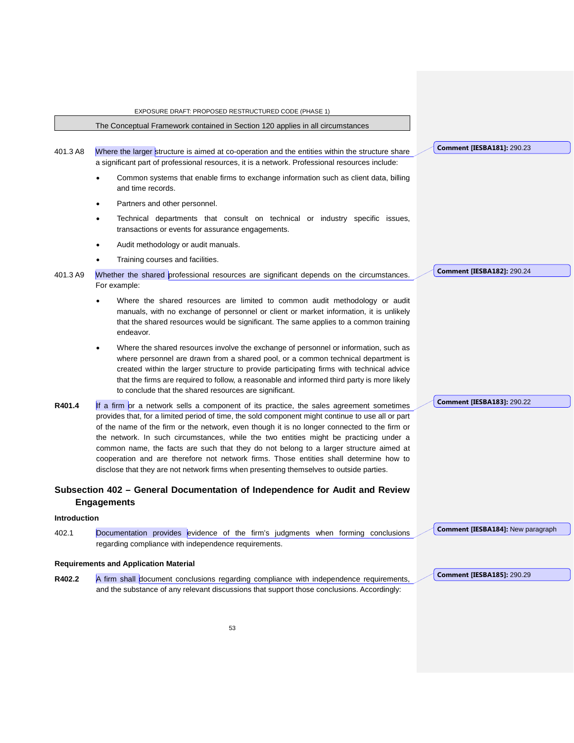The Conceptual Framework contained in Section 120 applies in all circumstances

401.3 A8 Where the larger structure is aimed at co-operation and the entities within the structure share a significant part of professional resources, it is a network. Professional resources include:

- Common systems that enable firms to exchange information such as client data, billing and time records.
- Partners and other personnel.
- Technical departments that consult on technical or industry specific issues, transactions or events for assurance engagements.
- Audit methodology or audit manuals.
- Training courses and facilities.

401.3 A9 Whether the shared professional resources are significant depends on the circumstances. For example:

- Where the shared resources are limited to common audit methodology or audit manuals, with no exchange of personnel or client or market information, it is unlikely that the shared resources would be significant. The same applies to a common training endeavor.
- Where the shared resources involve the exchange of personnel or information, such as where personnel are drawn from a shared pool, or a common technical department is created within the larger structure to provide participating firms with technical advice that the firms are required to follow, a reasonable and informed third party is more likely to conclude that the shared resources are significant.

**R401.4** If a firm or a network sells a component of its practice, the sales agreement sometimes provides that, for a limited period of time, the sold component might continue to use all or part of the name of the firm or the network, even though it is no longer connected to the firm or the network. In such circumstances, while the two entities might be practicing under a common name, the facts are such that they do not belong to a larger structure aimed at cooperation and are therefore not network firms. Those entities shall determine how to disclose that they are not network firms when presenting themselves to outside parties.

## Subsection 402 – General Documentation of Independence for Audit and Review Engagements

#### Introduction

402.1 Documentation provides evidence of the firm's judgments when forming conclusions regarding compliance with independence requirements.

#### Requirements and Application Material

**R402.2** A firm shall document conclusions regarding compliance with independence requirements, and the substance of any relevant discussions that support those conclusions. Accordingly:

Comment [IESBA181]: 290.23

Comment [IESBA182]: 290.24

Comment [IESBA183]: 290.22

Comment [IESBA184]: New paragraph

Comment [IESBA185]: 290.29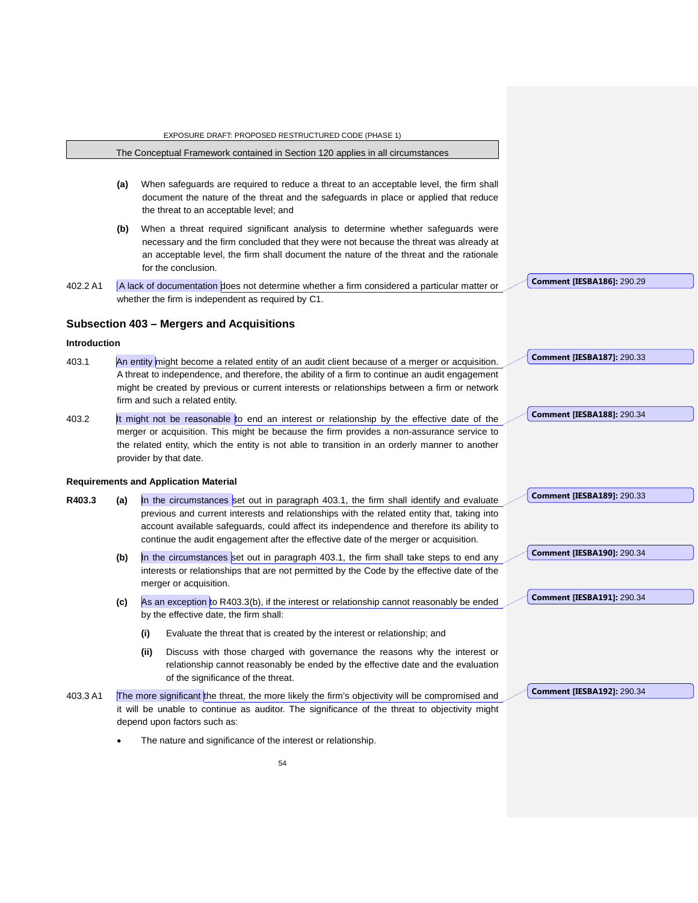The Conceptual Framework contained in Section 120 applies in all circumstances

(a) When safeguards are required to reduce a threat to an acceptable level, the firm shall document the nature of the threat and the safeguards in place or applied that reduce the threat to an acceptable level; and

(b) When a threat required significant analysis to determine whether safeguards were necessary and the firm concluded that they were not because the threat was already at an acceptable level, the firm shall document the nature of the threat and the rationale for the conclusion.

402.2 A1 A lack of documentation does not determine whether a firm considered a particular matter or whether the firm is independent as required by C1.

**Comment [IESBA186]:** 290.29

## Subsection 403 – Mergers and Acquisitions

### Introduction

403.1 An entity might become a related entity of an audit client because of a merger or acquisition. A threat to independence, and therefore, the ability of a firm to continue an audit engagement might be created by previous or current interests or relationships between a firm or network firm and such a related entity.

**Comment [IESBA187]:** 290.33

403.2 It might not be reasonable to end an interest or relationship by the effective date of the merger or acquisition. This might be because the firm provides a non-assurance service to the related entity, which the entity is not able to transition in an orderly manner to another provider by that date.

**Comment [IESBA188]:** 290.34

### Requirements and Application Material

**R403.3** **(a)** In the circumstances set out in paragraph 403.1, the firm shall identify and evaluate previous and current interests and relationships with the related entity that, taking into account available safeguards, could affect its independence and therefore its ability to continue the audit engagement after the effective date of the merger or acquisition.

**Comment [IESBA189]:** 290.33

**(b)** In the circumstances set out in paragraph 403.1, the firm shall take steps to end any interests or relationships that are not permitted by the Code by the effective date of the merger or acquisition.

**Comment [IESBA190]:** 290.34

**(c)** As an exception to R403.3(b), if the interest or relationship cannot reasonably be ended by the effective date, the firm shall:

**Comment [IESBA191]:** 290.34

**(i)** Evaluate the threat that is created by the interest or relationship; and

**(ii)** Discuss with those charged with governance the reasons why the interest or relationship cannot reasonably be ended by the effective date and the evaluation of the significance of the threat.

403.3 A1 The more significant the threat, the more likely the firm's objectivity will be compromised and it will be unable to continue as auditor. The significance of the threat to objectivity might depend upon factors such as:

**Comment [IESBA192]:** 290.34

- The nature and significance of the interest or relationship.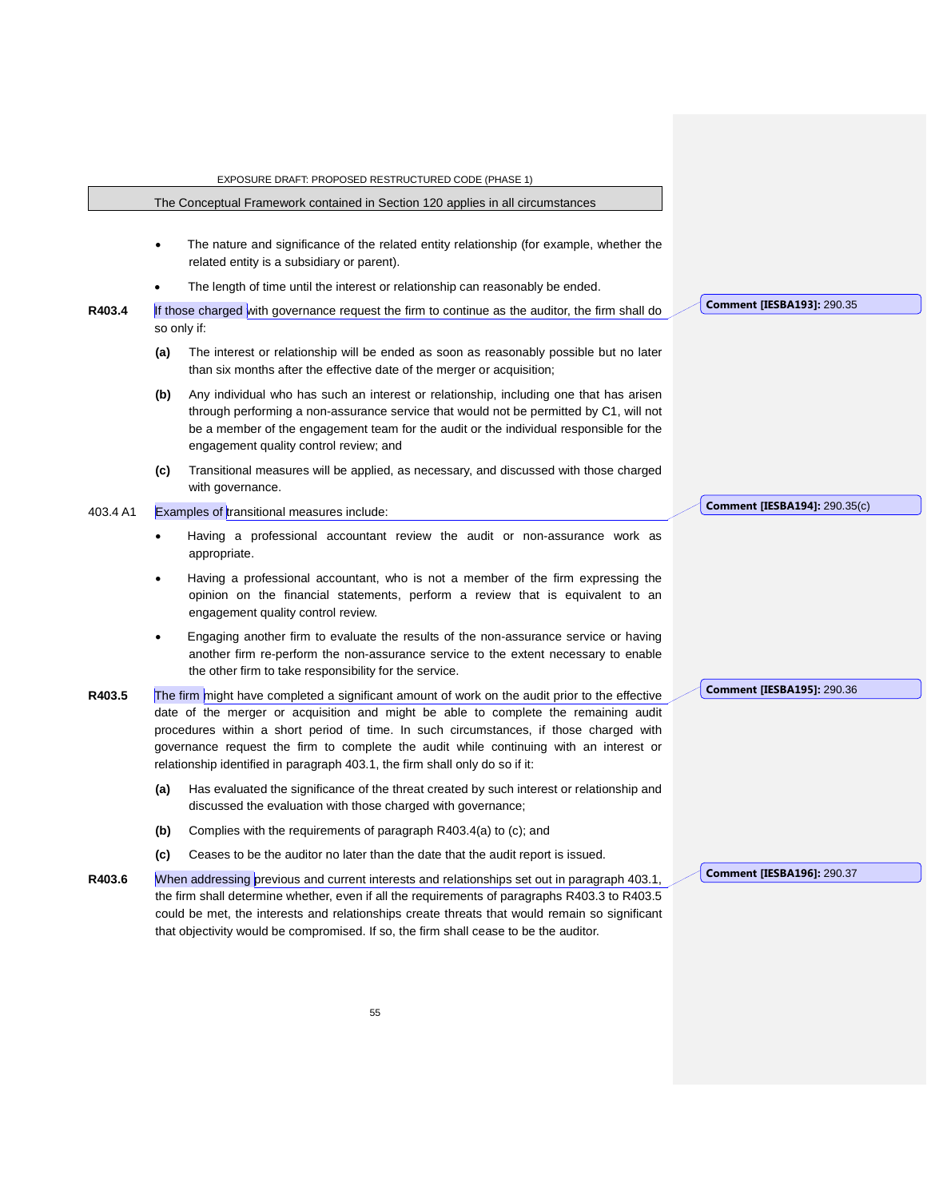The Conceptual Framework contained in Section 120 applies in all circumstances

- The nature and significance of the related entity relationship (for example, whether the related entity is a subsidiary or parent).
- The length of time until the interest or relationship can reasonably be ended.

**R403.4** If those charged with governance request the firm to continue as the auditor, the firm shall do so only if:

**(a)** The interest or relationship will be ended as soon as reasonably possible but no later than six months after the effective date of the merger or acquisition;

**(b)** Any individual who has such an interest or relationship, including one that has arisen through performing a non-assurance service that would not be permitted by C1, will not be a member of the engagement team for the audit or the individual responsible for the engagement quality control review; and

**(c)** Transitional measures will be applied, as necessary, and discussed with those charged with governance.

**Comment [IESBA193]:** 290.35

403.4 A1 Examples of transitional measures include:

- Having a professional accountant review the audit or non-assurance work as appropriate.
- Having a professional accountant, who is not a member of the firm expressing the opinion on the financial statements, perform a review that is equivalent to an engagement quality control review.
- Engaging another firm to evaluate the results of the non-assurance service or having another firm re-perform the non-assurance service to the extent necessary to enable the other firm to take responsibility for the service.

**Comment [IESBA194]:** 290.35(c)

**R403.5** The firm might have completed a significant amount of work on the audit prior to the effective date of the merger or acquisition and might be able to complete the remaining audit procedures within a short period of time. In such circumstances, if those charged with governance request the firm to complete the audit while continuing with an interest or relationship identified in paragraph 403.1, the firm shall only do so if it:

**(a)** Has evaluated the significance of the threat created by such interest or relationship and discussed the evaluation with those charged with governance;

**(b)** Complies with the requirements of paragraph R403.4(a) to (c); and

**(c)** Ceases to be the auditor no later than the date that the audit report is issued.

**Comment [IESBA195]:** 290.36

**R403.6** When addressing previous and current interests and relationships set out in paragraph 403.1, the firm shall determine whether, even if all the requirements of paragraphs R403.3 to R403.5 could be met, the interests and relationships create threats that would remain so significant that objectivity would be compromised. If so, the firm shall cease to be the auditor.

**Comment [IESBA196]:** 290.37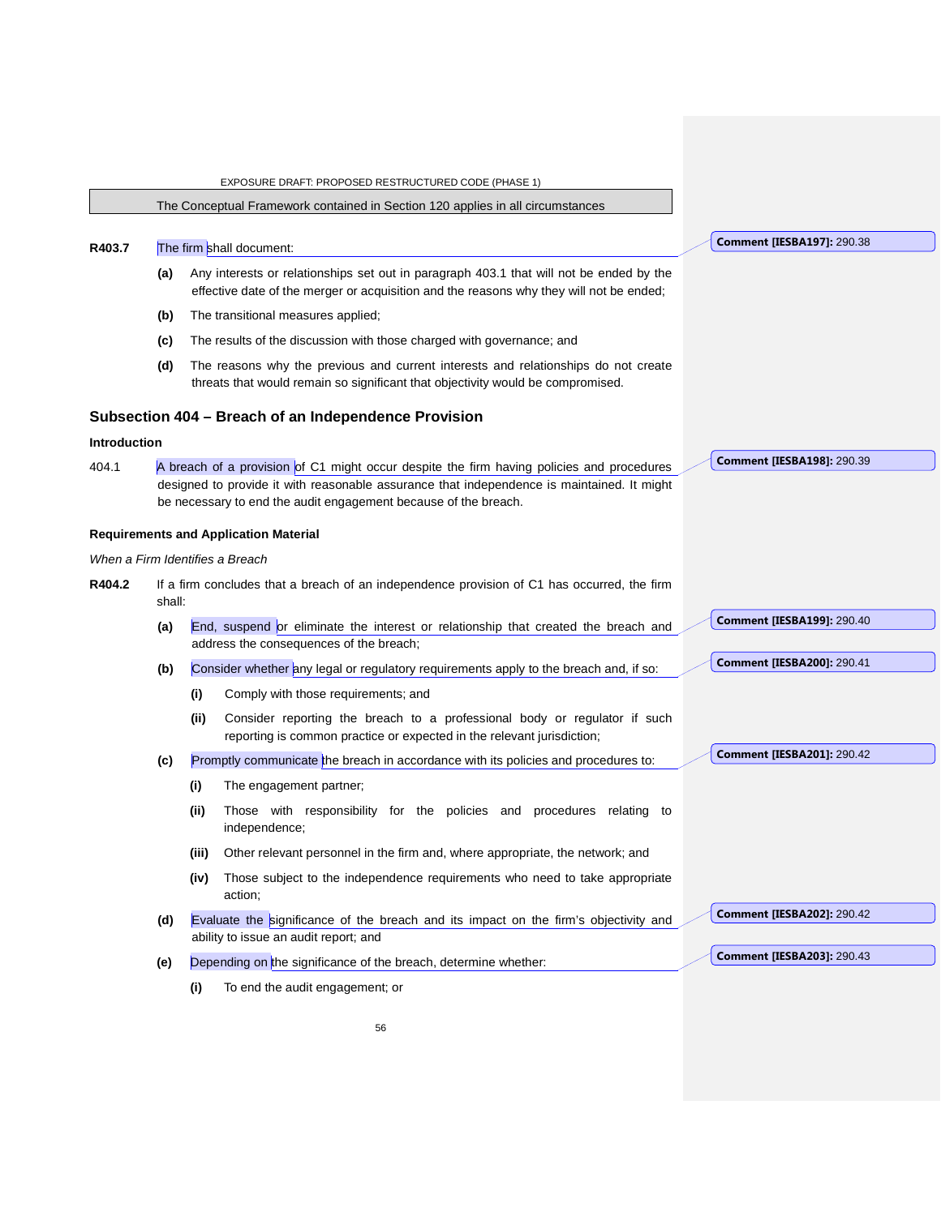The Conceptual Framework contained in Section 120 applies in all circumstances

**R403.7** The firm shall document:

- **(a)** Any interests or relationships set out in paragraph 403.1 that will not be ended by the effective date of the merger or acquisition and the reasons why they will not be ended;
- **(b)** The transitional measures applied;
- **(c)** The results of the discussion with those charged with governance; and
- **(d)** The reasons why the previous and current interests and relationships do not create threats that would remain so significant that objectivity would be compromised.

Comment [IESBA197]: 290.38

## Subsection 404 – Breach of an Independence Provision

**Introduction**

404.1 A breach of a provision of C1 might occur despite the firm having policies and procedures designed to provide it with reasonable assurance that independence is maintained. It might be necessary to end the audit engagement because of the breach.

Comment [IESBA198]: 290.39

**Requirements and Application Material**

*When a Firm Identifies a Breach*

**R404.2** If a firm concludes that a breach of an independence provision of C1 has occurred, the firm shall:

- **(a)** End, suspend or eliminate the interest or relationship that created the breach and address the consequences of the breach;
- **(b)** Consider whether any legal or regulatory requirements apply to the breach and, if so:
  - **(i)** Comply with those requirements; and
  - **(ii)** Consider reporting the breach to a professional body or regulator if such reporting is common practice or expected in the relevant jurisdiction;
- **(c)** Promptly communicate the breach in accordance with its policies and procedures to:
  - **(i)** The engagement partner;
  - **(ii)** Those with responsibility for the policies and procedures relating to independence;
  - **(iii)** Other relevant personnel in the firm and, where appropriate, the network; and
  - **(iv)** Those subject to the independence requirements who need to take appropriate action;
- **(d)** Evaluate the significance of the breach and its impact on the firm's objectivity and ability to issue an audit report; and
- **(e)** Depending on the significance of the breach, determine whether:
  - **(i)** To end the audit engagement; or

Comment [IESBA199]: 290.40

Comment [IESBA200]: 290.41

Comment [IESBA201]: 290.42

Comment [IESBA202]: 290.42

Comment [IESBA203]: 290.43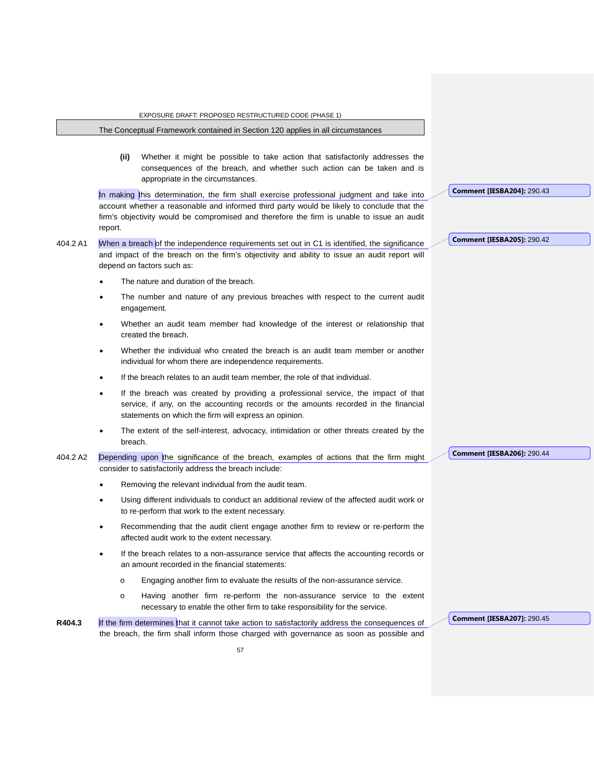(ii) Whether it might be possible to take action that satisfactorily addresses the consequences of the breach, and whether such action can be taken and is appropriate in the circumstances.

In making this determination, the firm shall exercise professional judgment and take into account whether a reasonable and informed third party would be likely to conclude that the firm's objectivity would be compromised and therefore the firm is unable to issue an audit report.

**Comment [IESBA204]:** 290.43

404.2 A1 When a breach of the independence requirements set out in C1 is identified, the significance and impact of the breach on the firm's objectivity and ability to issue an audit report will depend on factors such as:

**Comment [IESBA205]:** 290.42

- The nature and duration of the breach.
- The number and nature of any previous breaches with respect to the current audit engagement.
- Whether an audit team member had knowledge of the interest or relationship that created the breach.
- Whether the individual who created the breach is an audit team member or another individual for whom there are independence requirements.
- If the breach relates to an audit team member, the role of that individual.
- If the breach was created by providing a professional service, the impact of that service, if any, on the accounting records or the amounts recorded in the financial statements on which the firm will express an opinion.
- The extent of the self-interest, advocacy, intimidation or other threats created by the breach.

404.2 A2 Depending upon the significance of the breach, examples of actions that the firm might consider to satisfactorily address the breach include:

**Comment [IESBA206]:** 290.44

- Removing the relevant individual from the audit team.
- Using different individuals to conduct an additional review of the affected audit work or to re-perform that work to the extent necessary.
- Recommending that the audit client engage another firm to review or re-perform the affected audit work to the extent necessary.
- If the breach relates to a non-assurance service that affects the accounting records or an amount recorded in the financial statements:
  - Engaging another firm to evaluate the results of the non-assurance service.
  - Having another firm re-perform the non-assurance service to the extent necessary to enable the other firm to take responsibility for the service.

**R404.3** If the firm determines that it cannot take action to satisfactorily address the consequences of the breach, the firm shall inform those charged with governance as soon as possible and

**Comment [IESBA207]:** 290.45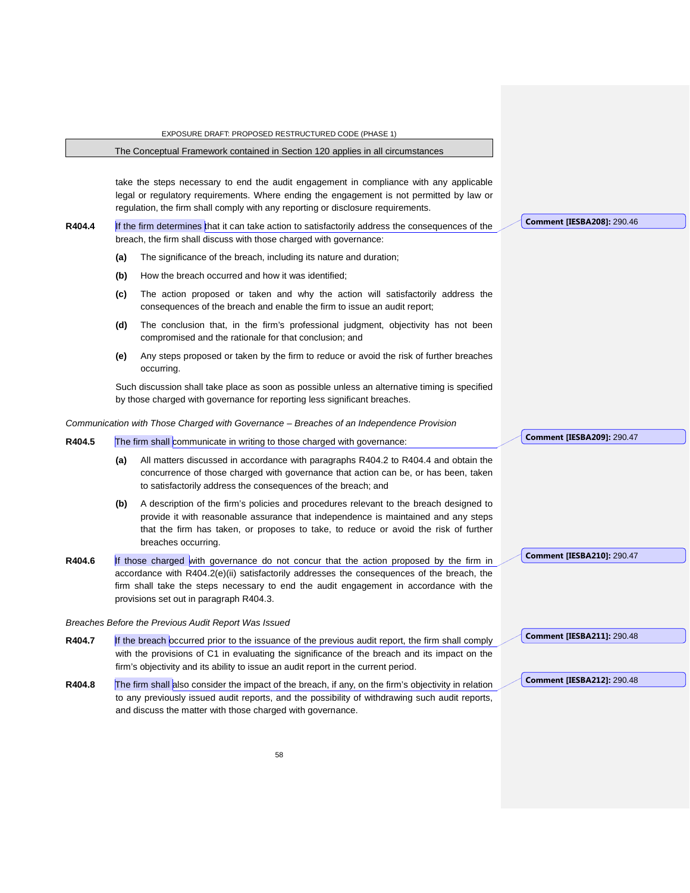take the steps necessary to end the audit engagement in compliance with any applicable legal or regulatory requirements. Where ending the engagement is not permitted by law or regulation, the firm shall comply with any reporting or disclosure requirements.

**R404.4** If the firm determines that it can take action to satisfactorily address the consequences of the breach, the firm shall discuss with those charged with governance:

**(a)** The significance of the breach, including its nature and duration;

**(b)** How the breach occurred and how it was identified;

**(c)** The action proposed or taken and why the action will satisfactorily address the consequences of the breach and enable the firm to issue an audit report;

**(d)** The conclusion that, in the firm's professional judgment, objectivity has not been compromised and the rationale for that conclusion; and

**(e)** Any steps proposed or taken by the firm to reduce or avoid the risk of further breaches occurring.

Such discussion shall take place as soon as possible unless an alternative timing is specified by those charged with governance for reporting less significant breaches.

*Communication with Those Charged with Governance – Breaches of an Independence Provision*

**R404.5** The firm shall communicate in writing to those charged with governance:

**(a)** All matters discussed in accordance with paragraphs R404.2 to R404.4 and obtain the concurrence of those charged with governance that action can be, or has been, taken to satisfactorily address the consequences of the breach; and

**(b)** A description of the firm's policies and procedures relevant to the breach designed to provide it with reasonable assurance that independence is maintained and any steps that the firm has taken, or proposes to take, to reduce or avoid the risk of further breaches occurring.

**R404.6** If those charged with governance do not concur that the action proposed by the firm in accordance with R404.2(e)(ii) satisfactorily addresses the consequences of the breach, the firm shall take the steps necessary to end the audit engagement in accordance with the provisions set out in paragraph R404.3.

*Breaches Before the Previous Audit Report Was Issued*

**R404.7** If the breach occurred prior to the issuance of the previous audit report, the firm shall comply with the provisions of C1 in evaluating the significance of the breach and its impact on the firm's objectivity and its ability to issue an audit report in the current period.

**R404.8** The firm shall also consider the impact of the breach, if any, on the firm's objectivity in relation to any previously issued audit reports, and the possibility of withdrawing such audit reports, and discuss the matter with those charged with governance.

**Comment [IESBA208]:** 290.46

**Comment [IESBA209]:** 290.47

**Comment [IESBA210]:** 290.47

**Comment [IESBA211]:** 290.48

**Comment [IESBA212]:** 290.48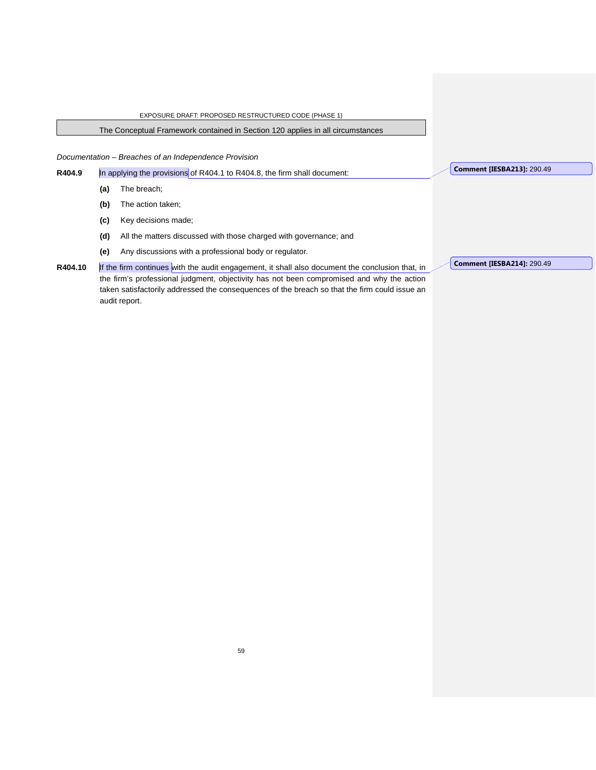The Conceptual Framework contained in Section 120 applies in all circumstances

*Documentation – Breaches of an Independence Provision*

**R404.9** In applying the provisions of R404.1 to R404.8, the firm shall document:

**(a)** The breach;

**(b)** The action taken;

**(c)** Key decisions made;

**(d)** All the matters discussed with those charged with governance; and

**(e)** Any discussions with a professional body or regulator.

**R404.10** If the firm continues with the audit engagement, it shall also document the conclusion that, in the firm's professional judgment, objectivity has not been compromised and why the action taken satisfactorily addressed the consequences of the breach so that the firm could issue an audit report.

**Comment [IESBA213]:** 290.49

**Comment [IESBA214]:** 290.49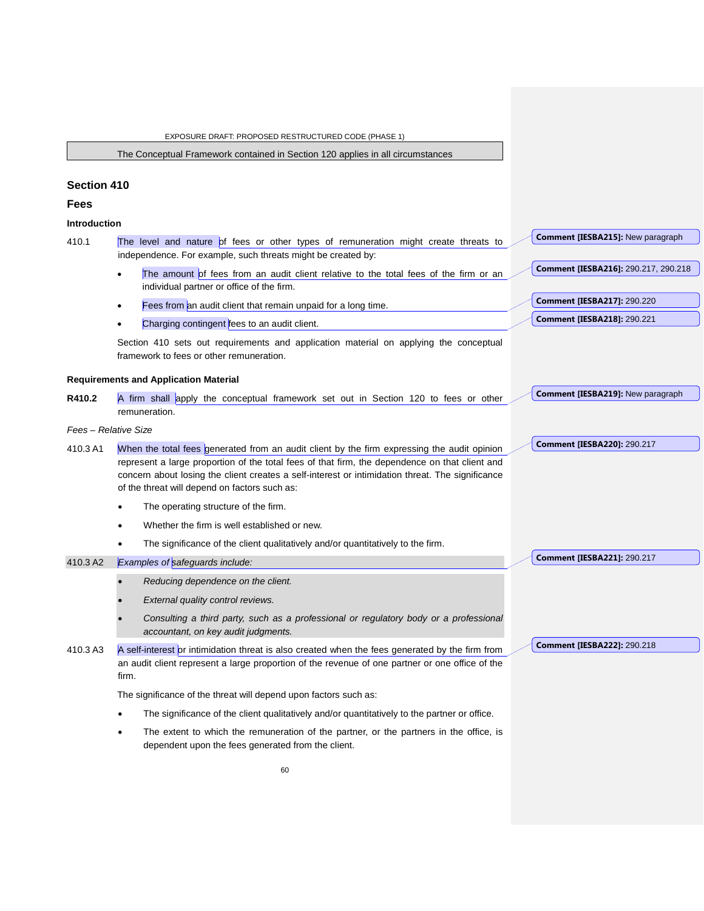The Conceptual Framework contained in Section 120 applies in all circumstances

## Section 410

## Fees

### Introduction

410.1 The level and nature of fees or other types of remuneration might create threats to independence. For example, such threats might be created by:

- The amount of fees from an audit client relative to the total fees of the firm or an individual partner or office of the firm.
- Fees from an audit client that remain unpaid for a long time.
- Charging contingent fees to an audit client.

Section 410 sets out requirements and application material on applying the conceptual framework to fees or other remuneration.

Comment [IESBA215]: New paragraph

Comment [IESBA216]: 290.217, 290.218

Comment [IESBA217]: 290.220

Comment [IESBA218]: 290.221

### Requirements and Application Material

**R410.2** A firm shall apply the conceptual framework set out in Section 120 to fees or other remuneration.

Comment [IESBA219]: New paragraph

*Fees – Relative Size*

410.3 A1 When the total fees generated from an audit client by the firm expressing the audit opinion represent a large proportion of the total fees of that firm, the dependence on that client and concern about losing the client creates a self-interest or intimidation threat. The significance of the threat will depend on factors such as:

- The operating structure of the firm.
- Whether the firm is well established or new.
- The significance of the client qualitatively and/or quantitatively to the firm.

Comment [IESBA220]: 290.217

410.3 A2 *Examples of safeguards include:*

- *Reducing dependence on the client.*
- *External quality control reviews.*
- *Consulting a third party, such as a professional or regulatory body or a professional accountant, on key audit judgments.*

Comment [IESBA221]: 290.217

410.3 A3 A self-interest or intimidation threat is also created when the fees generated by the firm from an audit client represent a large proportion of the revenue of one partner or one office of the firm.

The significance of the threat will depend upon factors such as:

- The significance of the client qualitatively and/or quantitatively to the partner or office.
- The extent to which the remuneration of the partner, or the partners in the office, is dependent upon the fees generated from the client.

Comment [IESBA222]: 290.218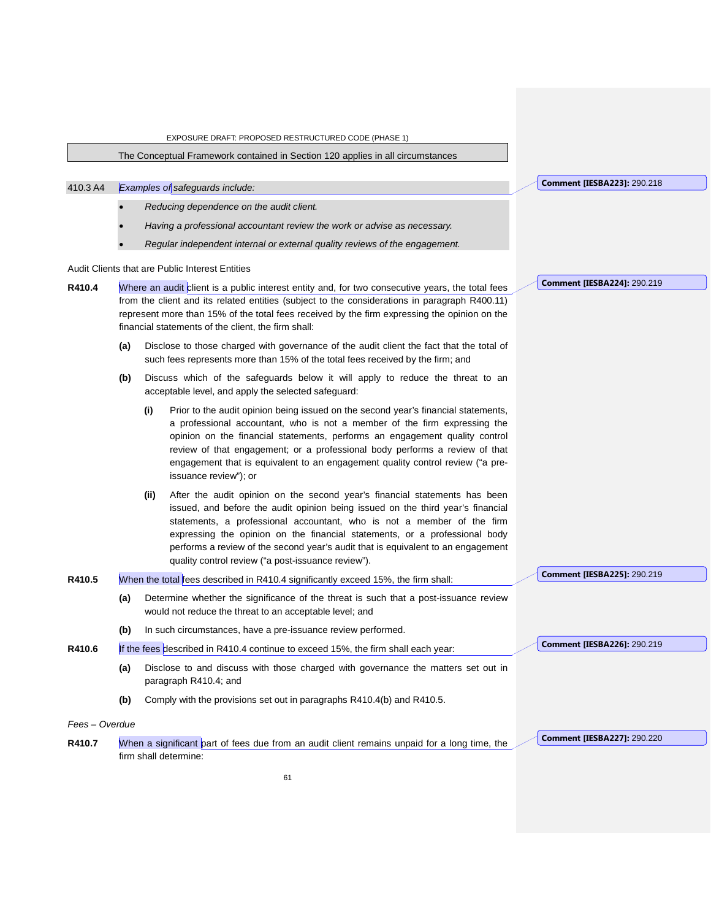The Conceptual Framework contained in Section 120 applies in all circumstances

410.3 A4 *Examples of safeguards include:*

- *Reducing dependence on the audit client.*
- *Having a professional accountant review the work or advise as necessary.*
- *Regular independent internal or external quality reviews of the engagement.*

Audit Clients that are Public Interest Entities

**R410.4** Where an audit client is a public interest entity and, for two consecutive years, the total fees from the client and its related entities (subject to the considerations in paragraph R400.11) represent more than 15% of the total fees received by the firm expressing the opinion on the financial statements of the client, the firm shall:

**(a)** Disclose to those charged with governance of the audit client the fact that the total of such fees represents more than 15% of the total fees received by the firm; and

**(b)** Discuss which of the safeguards below it will apply to reduce the threat to an acceptable level, and apply the selected safeguard:

**(i)** Prior to the audit opinion being issued on the second year's financial statements, a professional accountant, who is not a member of the firm expressing the opinion on the financial statements, performs an engagement quality control review of that engagement; or a professional body performs a review of that engagement that is equivalent to an engagement quality control review ("a pre-issuance review"); or

**(ii)** After the audit opinion on the second year's financial statements has been issued, and before the audit opinion being issued on the third year's financial statements, a professional accountant, who is not a member of the firm expressing the opinion on the financial statements, or a professional body performs a review of the second year's audit that is equivalent to an engagement quality control review ("a post-issuance review").

**R410.5** When the total fees described in R410.4 significantly exceed 15%, the firm shall:

**(a)** Determine whether the significance of the threat is such that a post-issuance review would not reduce the threat to an acceptable level; and

**(b)** In such circumstances, have a pre-issuance review performed.

**R410.6** If the fees described in R410.4 continue to exceed 15%, the firm shall each year:

**(a)** Disclose to and discuss with those charged with governance the matters set out in paragraph R410.4; and

**(b)** Comply with the provisions set out in paragraphs R410.4(b) and R410.5.

*Fees – Overdue*

**R410.7** When a significant part of fees due from an audit client remains unpaid for a long time, the firm shall determine:

Comment [IESBA223]: 290.218

Comment [IESBA224]: 290.219

Comment [IESBA225]: 290.219

Comment [IESBA226]: 290.219

Comment [IESBA227]: 290.220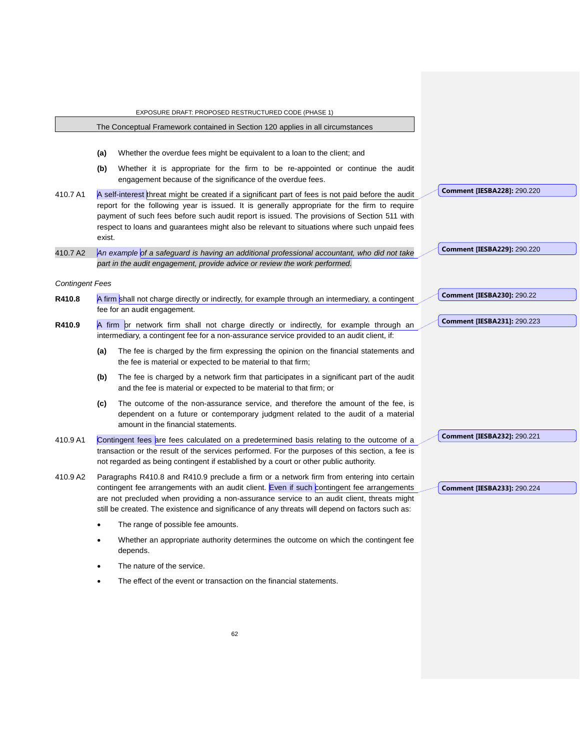The Conceptual Framework contained in Section 120 applies in all circumstances

**(a)** Whether the overdue fees might be equivalent to a loan to the client; and

**(b)** Whether it is appropriate for the firm to be re-appointed or continue the audit engagement because of the significance of the overdue fees.

410.7 A1 A self-interest threat might be created if a significant part of fees is not paid before the audit report for the following year is issued. It is generally appropriate for the firm to require payment of such fees before such audit report is issued. The provisions of Section 511 with respect to loans and guarantees might also be relevant to situations where such unpaid fees exist.

410.7 A2 *An example of a safeguard is having an additional professional accountant, who did not take part in the audit engagement, provide advice or review the work performed.*

*Contingent Fees*

**R410.8** A firm shall not charge directly or indirectly, for example through an intermediary, a contingent fee for an audit engagement.

**R410.9** A firm or network firm shall not charge directly or indirectly, for example through an intermediary, a contingent fee for a non-assurance service provided to an audit client, if:

**(a)** The fee is charged by the firm expressing the opinion on the financial statements and the fee is material or expected to be material to that firm;

**(b)** The fee is charged by a network firm that participates in a significant part of the audit and the fee is material or expected to be material to that firm; or

**(c)** The outcome of the non-assurance service, and therefore the amount of the fee, is dependent on a future or contemporary judgment related to the audit of a material amount in the financial statements.

410.9 A1 Contingent fees are fees calculated on a predetermined basis relating to the outcome of a transaction or the result of the services performed. For the purposes of this section, a fee is not regarded as being contingent if established by a court or other public authority.

410.9 A2 Paragraphs R410.8 and R410.9 preclude a firm or a network firm from entering into certain contingent fee arrangements with an audit client. Even if such contingent fee arrangements are not precluded when providing a non-assurance service to an audit client, threats might still be created. The existence and significance of any threats will depend on factors such as:

- The range of possible fee amounts.
- Whether an appropriate authority determines the outcome on which the contingent fee depends.
- The nature of the service.
- The effect of the event or transaction on the financial statements.

**Comment [IESBA228]:** 290.220

**Comment [IESBA229]:** 290.220

**Comment [IESBA230]:** 290.22

**Comment [IESBA231]:** 290.223

**Comment [IESBA232]:** 290.221

**Comment [IESBA233]:** 290.224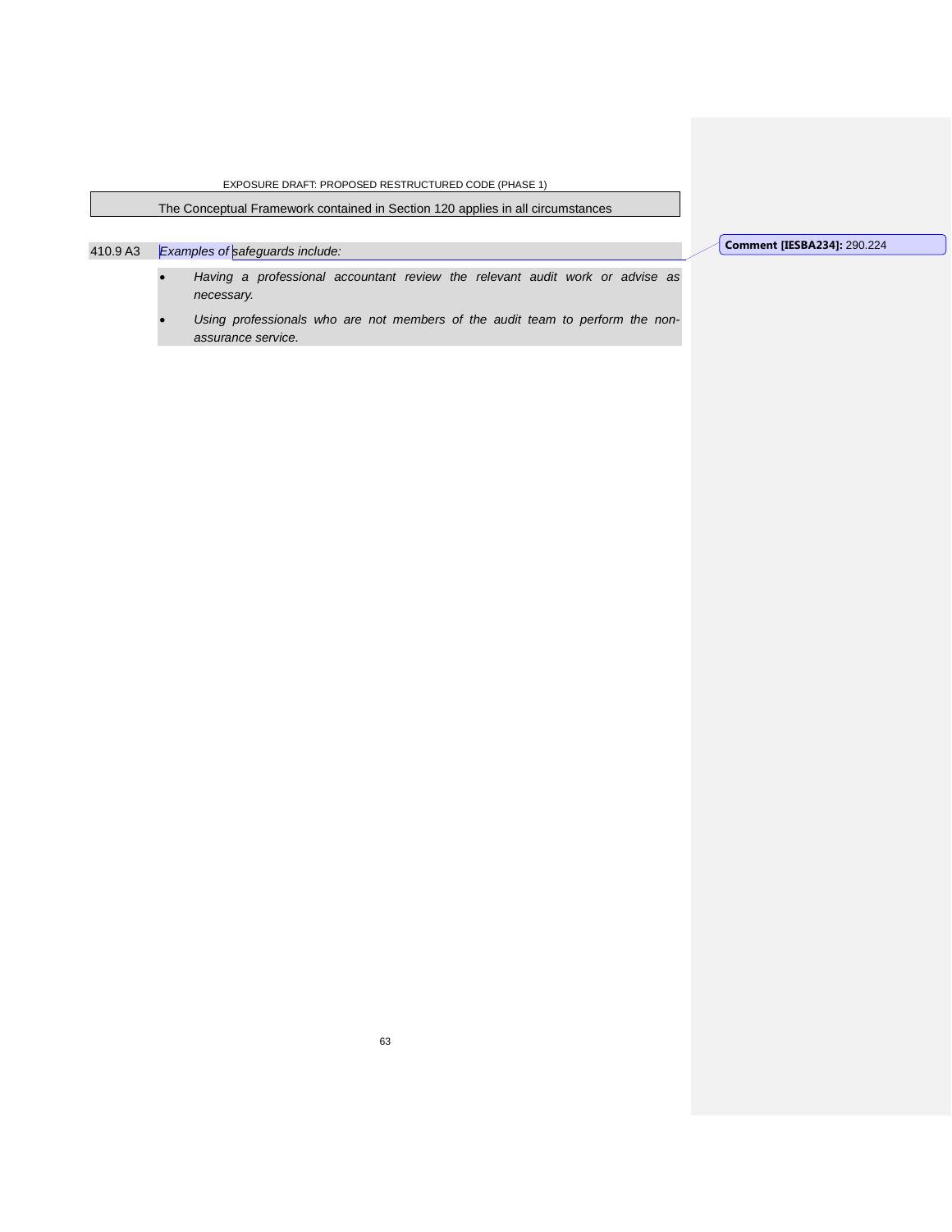The Conceptual Framework contained in Section 120 applies in all circumstances

410.9 A3 *Examples of safeguards include:*

- *Having a professional accountant review the relevant audit work or advise as necessary.*
- *Using professionals who are not members of the audit team to perform the non-assurance service.*

**Comment [IESBA234]:** 290.224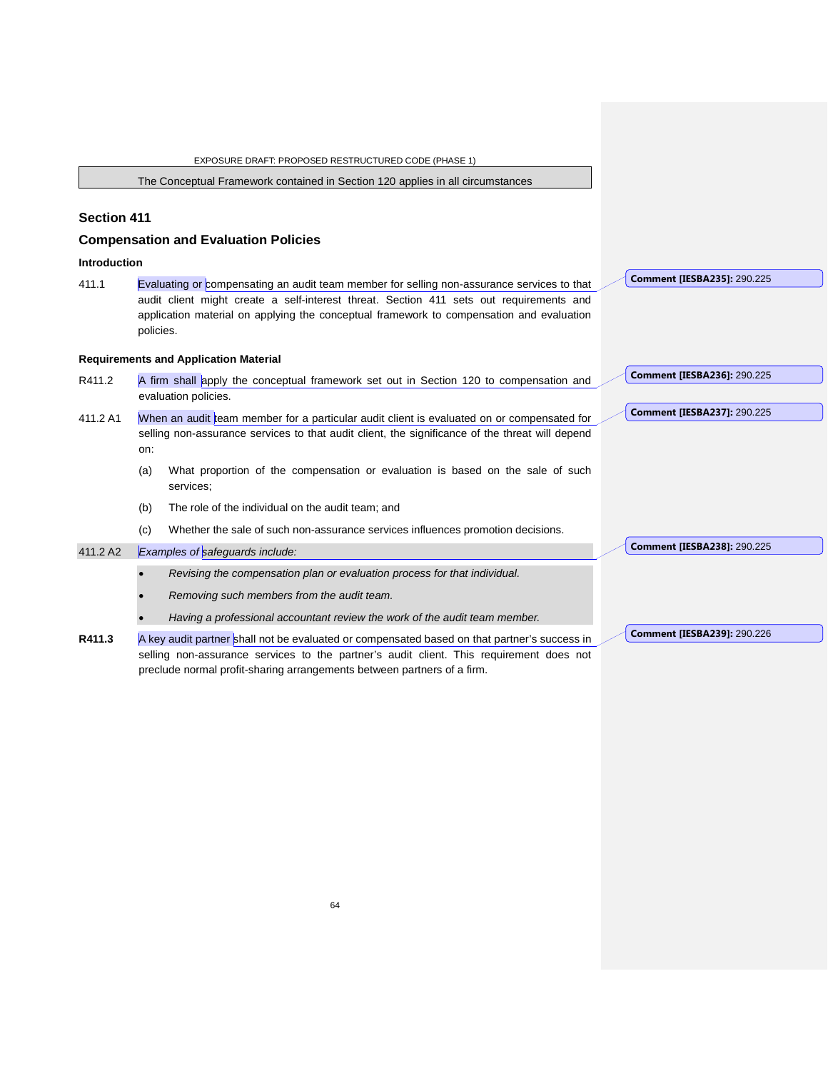The Conceptual Framework contained in Section 120 applies in all circumstances

## Section 411

## Compensation and Evaluation Policies

### Introduction

411.1 Evaluating or compensating an audit team member for selling non-assurance services to that audit client might create a self-interest threat. Section 411 sets out requirements and application material on applying the conceptual framework to compensation and evaluation policies.

### Requirements and Application Material

R411.2 A firm shall apply the conceptual framework set out in Section 120 to compensation and evaluation policies.

411.2 A1 When an audit team member for a particular audit client is evaluated on or compensated for selling non-assurance services to that audit client, the significance of the threat will depend on:

(a) What proportion of the compensation or evaluation is based on the sale of such services;

(b) The role of the individual on the audit team; and

(c) Whether the sale of such non-assurance services influences promotion decisions.

411.2 A2 *Examples of safeguards include:*

- *Revising the compensation plan or evaluation process for that individual.*
- *Removing such members from the audit team.*
- *Having a professional accountant review the work of the audit team member.*

**R411.3** A key audit partner shall not be evaluated or compensated based on that partner's success in selling non-assurance services to the partner's audit client. This requirement does not preclude normal profit-sharing arrangements between partners of a firm.

Comment [IESBA235]: 290.225

Comment [IESBA236]: 290.225

Comment [IESBA237]: 290.225

Comment [IESBA238]: 290.225

Comment [IESBA239]: 290.226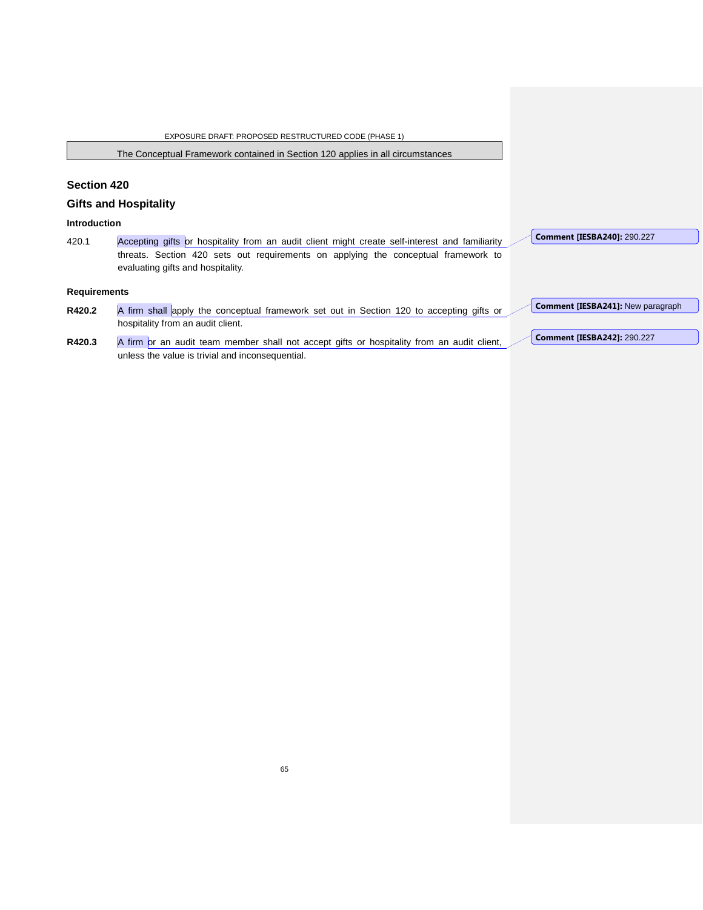The Conceptual Framework contained in Section 120 applies in all circumstances

## Section 420

## Gifts and Hospitality

### Introduction

420.1 Accepting gifts or hospitality from an audit client might create self-interest and familiarity threats. Section 420 sets out requirements on applying the conceptual framework to evaluating gifts and hospitality.

### Requirements

**R420.2** A firm shall apply the conceptual framework set out in Section 120 to accepting gifts or hospitality from an audit client.

**R420.3** A firm or an audit team member shall not accept gifts or hospitality from an audit client, unless the value is trivial and inconsequential.

**Comment [IESBA240]:** 290.227

**Comment [IESBA241]:** New paragraph

**Comment [IESBA242]:** 290.227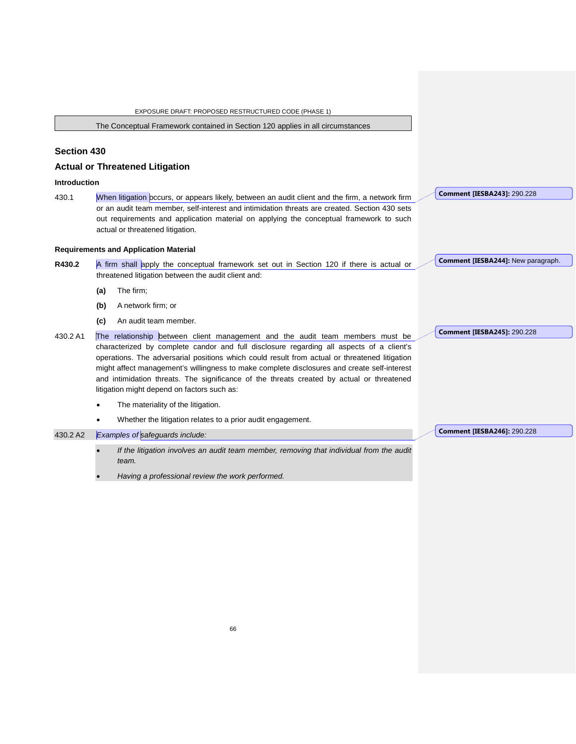The Conceptual Framework contained in Section 120 applies in all circumstances

## Section 430

## Actual or Threatened Litigation

### Introduction

430.1 When litigation occurs, or appears likely, between an audit client and the firm, a network firm or an audit team member, self-interest and intimidation threats are created. Section 430 sets out requirements and application material on applying the conceptual framework to such actual or threatened litigation.

Comment [IESBA243]: 290.228

### Requirements and Application Material

**R430.2** A firm shall apply the conceptual framework set out in Section 120 if there is actual or threatened litigation between the audit client and:

Comment [IESBA244]: New paragraph.

**(a)** The firm;

**(b)** A network firm; or

**(c)** An audit team member.

430.2 A1 The relationship between client management and the audit team members must be characterized by complete candor and full disclosure regarding all aspects of a client's operations. The adversarial positions which could result from actual or threatened litigation might affect management's willingness to make complete disclosures and create self-interest and intimidation threats. The significance of the threats created by actual or threatened litigation might depend on factors such as:

Comment [IESBA245]: 290.228

- The materiality of the litigation.
- Whether the litigation relates to a prior audit engagement.

430.2 A2 *Examples of safeguards include:*

Comment [IESBA246]: 290.228

- *If the litigation involves an audit team member, removing that individual from the audit team.*
- *Having a professional review the work performed.*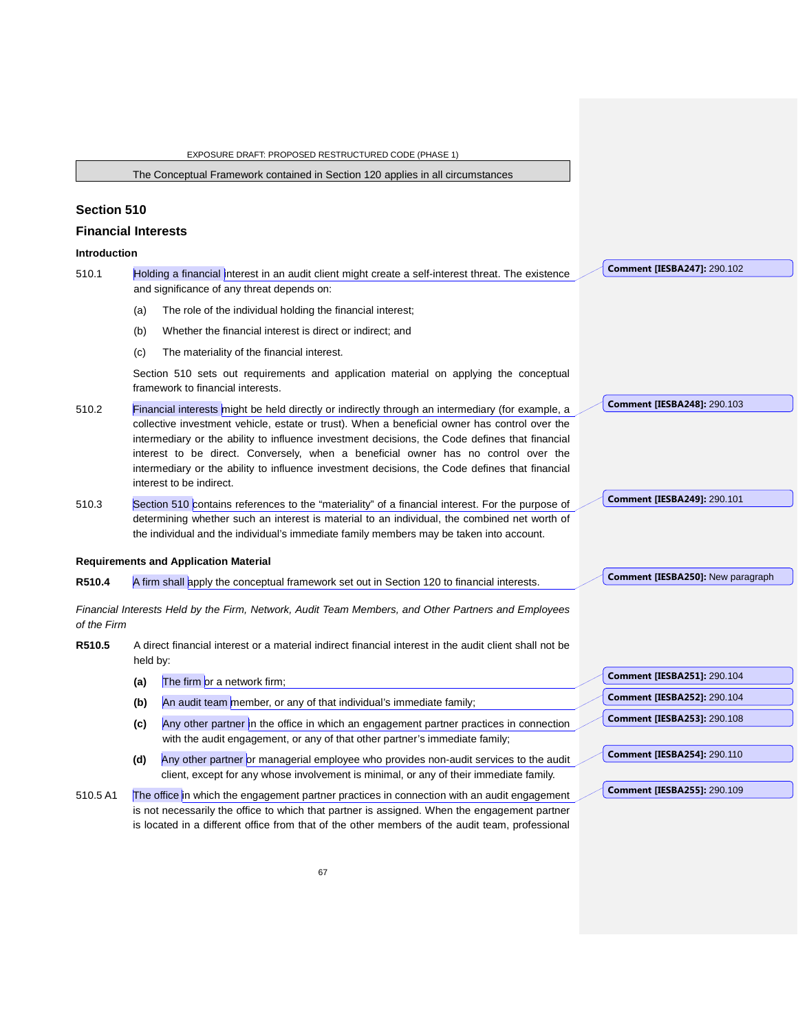The Conceptual Framework contained in Section 120 applies in all circumstances

## Section 510

## Financial Interests

### Introduction

510.1 Holding a financial interest in an audit client might create a self-interest threat. The existence and significance of any threat depends on:

(a) The role of the individual holding the financial interest;

(b) Whether the financial interest is direct or indirect; and

(c) The materiality of the financial interest.

Section 510 sets out requirements and application material on applying the conceptual framework to financial interests.

510.2 Financial interests might be held directly or indirectly through an intermediary (for example, a collective investment vehicle, estate or trust). When a beneficial owner has control over the intermediary or the ability to influence investment decisions, the Code defines that financial interest to be direct. Conversely, when a beneficial owner has no control over the intermediary or the ability to influence investment decisions, the Code defines that financial interest to be indirect.

510.3 Section 510 contains references to the "materiality" of a financial interest. For the purpose of determining whether such an interest is material to an individual, the combined net worth of the individual and the individual's immediate family members may be taken into account.

### Requirements and Application Material

**R510.4** A firm shall apply the conceptual framework set out in Section 120 to financial interests.

*Financial Interests Held by the Firm, Network, Audit Team Members, and Other Partners and Employees of the Firm*

**R510.5** A direct financial interest or a material indirect financial interest in the audit client shall not be held by:

**(a)** The firm or a network firm;

**(b)** An audit team member, or any of that individual's immediate family;

**(c)** Any other partner in the office in which an engagement partner practices in connection with the audit engagement, or any of that other partner's immediate family;

**(d)** Any other partner or managerial employee who provides non-audit services to the audit client, except for any whose involvement is minimal, or any of their immediate family.

510.5 A1 The office in which the engagement partner practices in connection with an audit engagement is not necessarily the office to which that partner is assigned. When the engagement partner is located in a different office from that of the other members of the audit team, professional

**Comment [IESBA247]:** 290.102

**Comment [IESBA248]:** 290.103

**Comment [IESBA249]:** 290.101

**Comment [IESBA250]:** New paragraph

**Comment [IESBA251]:** 290.104

**Comment [IESBA252]:** 290.104

**Comment [IESBA253]:** 290.108

**Comment [IESBA254]:** 290.110

**Comment [IESBA255]:** 290.109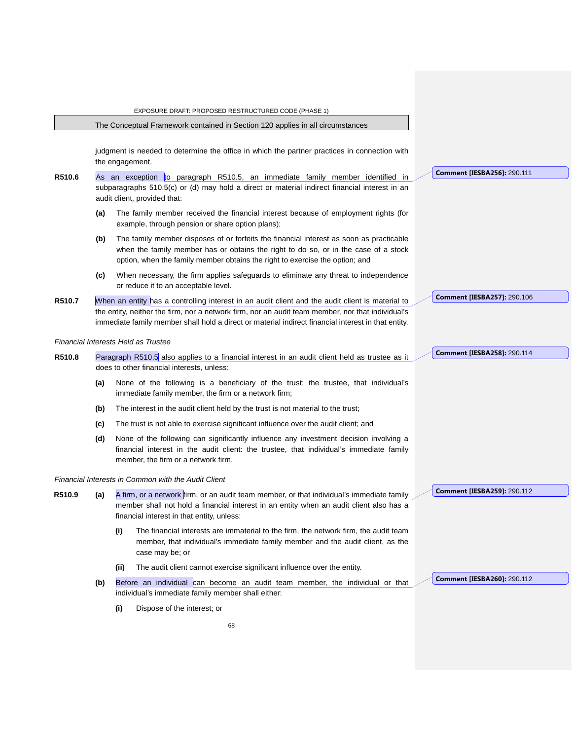judgment is needed to determine the office in which the partner practices in connection with the engagement.

**R510.6** As an exception to paragraph R510.5, an immediate family member identified in subparagraphs 510.5(c) or (d) may hold a direct or material indirect financial interest in an audit client, provided that:

- **(a)** The family member received the financial interest because of employment rights (for example, through pension or share option plans);
- **(b)** The family member disposes of or forfeits the financial interest as soon as practicable when the family member has or obtains the right to do so, or in the case of a stock option, when the family member obtains the right to exercise the option; and
- **(c)** When necessary, the firm applies safeguards to eliminate any threat to independence or reduce it to an acceptable level.

**R510.7** When an entity has a controlling interest in an audit client and the audit client is material to the entity, neither the firm, nor a network firm, nor an audit team member, nor that individual's immediate family member shall hold a direct or material indirect financial interest in that entity.

*Financial Interests Held as Trustee*

**R510.8** Paragraph R510.5 also applies to a financial interest in an audit client held as trustee as it does to other financial interests, unless:

- **(a)** None of the following is a beneficiary of the trust: the trustee, that individual's immediate family member, the firm or a network firm;
- **(b)** The interest in the audit client held by the trust is not material to the trust;
- **(c)** The trust is not able to exercise significant influence over the audit client; and
- **(d)** None of the following can significantly influence any investment decision involving a financial interest in the audit client: the trustee, that individual's immediate family member, the firm or a network firm.

*Financial Interests in Common with the Audit Client*

**R510.9**

- **(a)** A firm, or a network firm, or an audit team member, or that individual's immediate family member shall not hold a financial interest in an entity when an audit client also has a financial interest in that entity, unless:
  - **(i)** The financial interests are immaterial to the firm, the network firm, the audit team member, that individual's immediate family member and the audit client, as the case may be; or
  - **(ii)** The audit client cannot exercise significant influence over the entity.
- **(b)** Before an individual can become an audit team member, the individual or that individual's immediate family member shall either:
  - **(i)** Dispose of the interest; or

Comment [IESBA256]: 290.111

Comment [IESBA257]: 290.106

Comment [IESBA258]: 290.114

Comment [IESBA259]: 290.112

Comment [IESBA260]: 290.112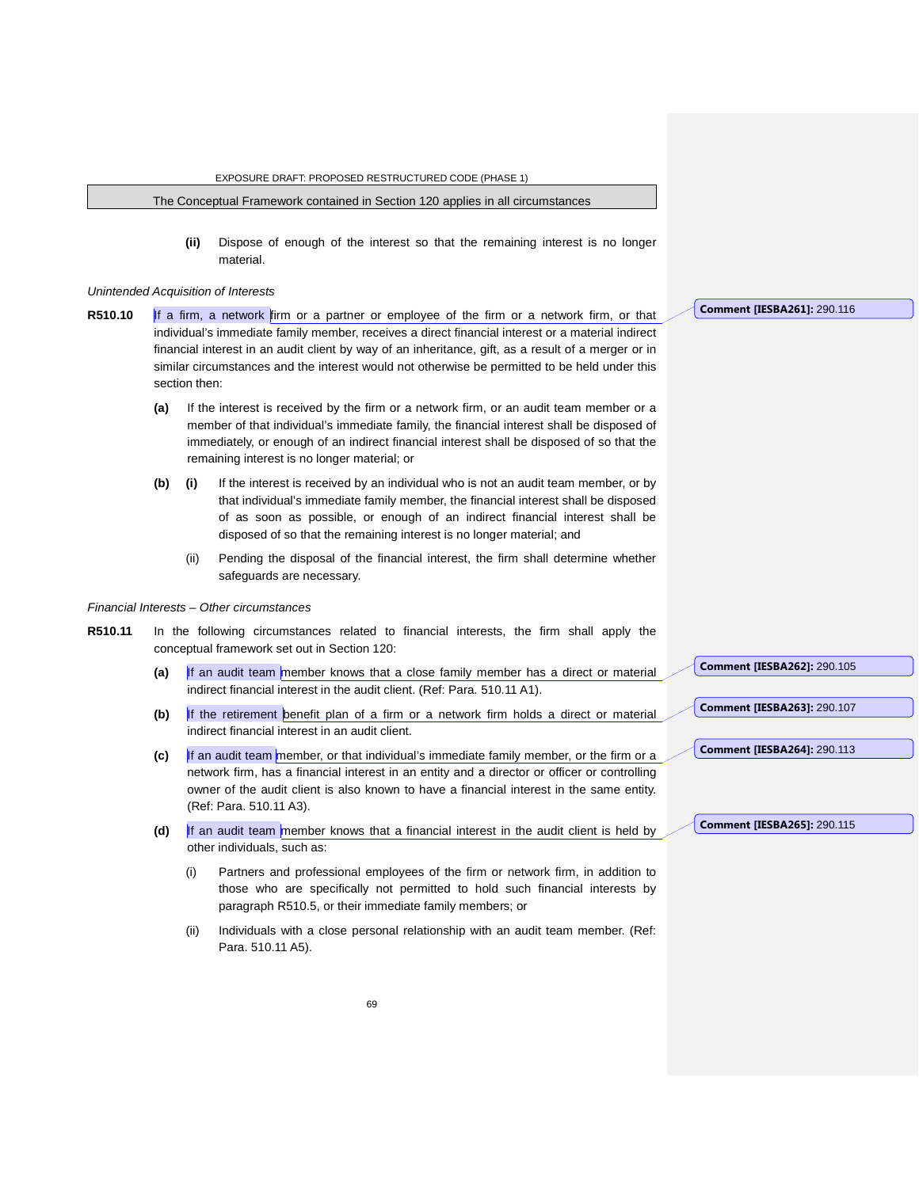(ii) Dispose of enough of the interest so that the remaining interest is no longer material.

*Unintended Acquisition of Interests*

**R510.10** If a firm, a network firm or a partner or employee of the firm or a network firm, or that individual's immediate family member, receives a direct financial interest or a material indirect financial interest in an audit client by way of an inheritance, gift, as a result of a merger or in similar circumstances and the interest would not otherwise be permitted to be held under this section then:

**(a)** If the interest is received by the firm or a network firm, or an audit team member or a member of that individual's immediate family, the financial interest shall be disposed of immediately, or enough of an indirect financial interest shall be disposed of so that the remaining interest is no longer material; or

**(b)** **(i)** If the interest is received by an individual who is not an audit team member, or by that individual's immediate family member, the financial interest shall be disposed of as soon as possible, or enough of an indirect financial interest shall be disposed of so that the remaining interest is no longer material; and

(ii) Pending the disposal of the financial interest, the firm shall determine whether safeguards are necessary.

*Financial Interests – Other circumstances*

**R510.11** In the following circumstances related to financial interests, the firm shall apply the conceptual framework set out in Section 120:

**(a)** If an audit team member knows that a close family member has a direct or material indirect financial interest in the audit client. (Ref: Para. 510.11 A1).

**(b)** If the retirement benefit plan of a firm or a network firm holds a direct or material indirect financial interest in an audit client.

**(c)** If an audit team member, or that individual's immediate family member, or the firm or a network firm, has a financial interest in an entity and a director or officer or controlling owner of the audit client is also known to have a financial interest in the same entity. (Ref: Para. 510.11 A3).

**(d)** If an audit team member knows that a financial interest in the audit client is held by other individuals, such as:

(i) Partners and professional employees of the firm or network firm, in addition to those who are specifically not permitted to hold such financial interests by paragraph R510.5, or their immediate family members; or

(ii) Individuals with a close personal relationship with an audit team member. (Ref: Para. 510.11 A5).

**Comment [IESBA261]:** 290.116

**Comment [IESBA262]:** 290.105

**Comment [IESBA263]:** 290.107

**Comment [IESBA264]:** 290.113

**Comment [IESBA265]:** 290.115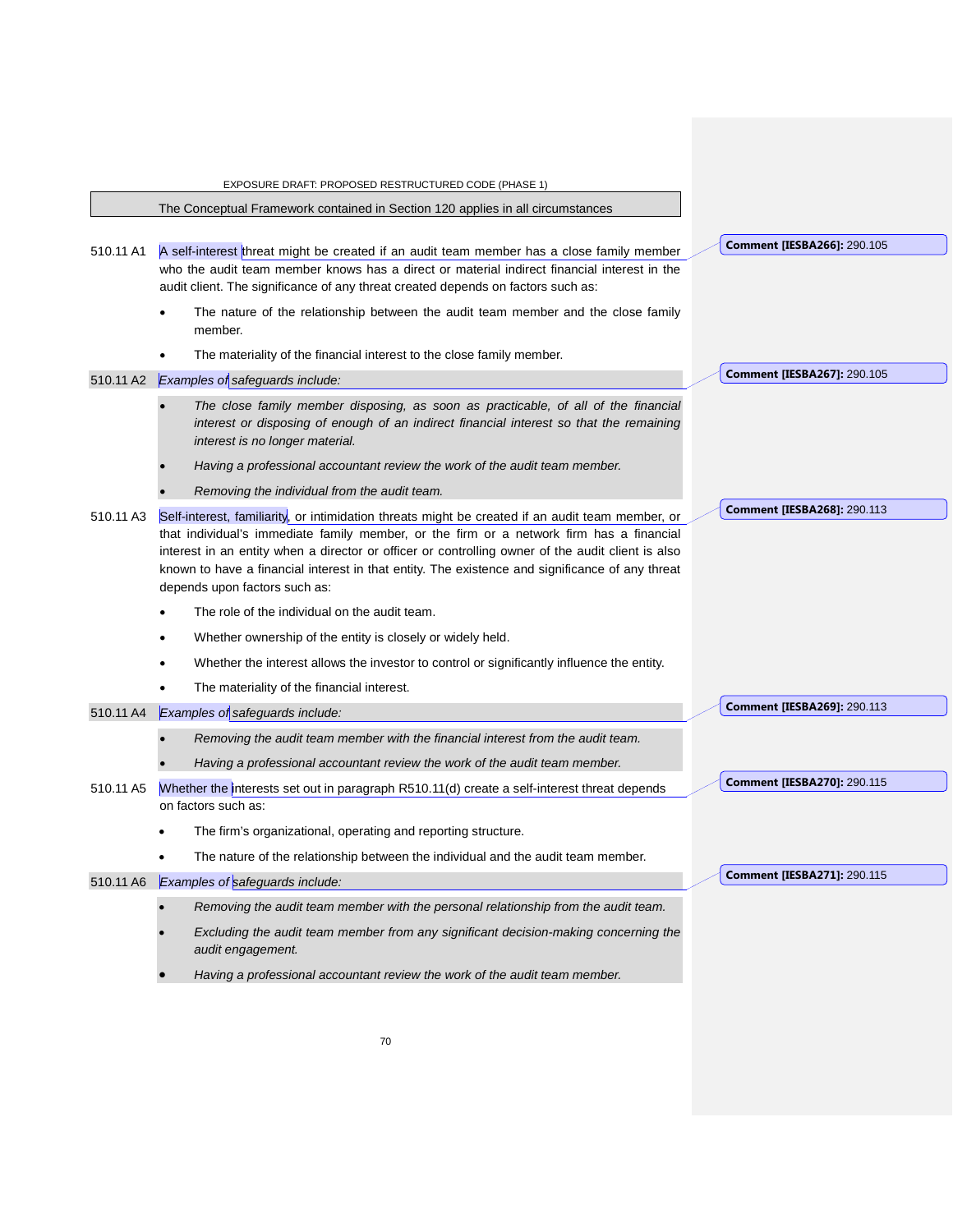The Conceptual Framework contained in Section 120 applies in all circumstances

510.11 A1 A self-interest threat might be created if an audit team member has a close family member who the audit team member knows has a direct or material indirect financial interest in the audit client. The significance of any threat created depends on factors such as:

- The nature of the relationship between the audit team member and the close family member.
- The materiality of the financial interest to the close family member.

510.11 A2 *Examples of safeguards include:*

- *The close family member disposing, as soon as practicable, of all of the financial interest or disposing of enough of an indirect financial interest so that the remaining interest is no longer material.*
- *Having a professional accountant review the work of the audit team member.*
- *Removing the individual from the audit team.*

510.11 A3 Self-interest, familiarity, or intimidation threats might be created if an audit team member, or that individual's immediate family member, or the firm or a network firm has a financial interest in an entity when a director or officer or controlling owner of the audit client is also known to have a financial interest in that entity. The existence and significance of any threat depends upon factors such as:

- The role of the individual on the audit team.
- Whether ownership of the entity is closely or widely held.
- Whether the interest allows the investor to control or significantly influence the entity.
- The materiality of the financial interest.

510.11 A4 *Examples of safeguards include:*

- *Removing the audit team member with the financial interest from the audit team.*
- *Having a professional accountant review the work of the audit team member.*

510.11 A5 Whether the interests set out in paragraph R510.11(d) create a self-interest threat depends on factors such as:

- The firm's organizational, operating and reporting structure.
- The nature of the relationship between the individual and the audit team member.

510.11 A6 *Examples of safeguards include:*

- *Removing the audit team member with the personal relationship from the audit team.*
- *Excluding the audit team member from any significant decision-making concerning the audit engagement.*
- *Having a professional accountant review the work of the audit team member.*

**Comment [IESBA266]:** 290.105

**Comment [IESBA267]:** 290.105

**Comment [IESBA268]:** 290.113

**Comment [IESBA269]:** 290.113

**Comment [IESBA270]:** 290.115

**Comment [IESBA271]:** 290.115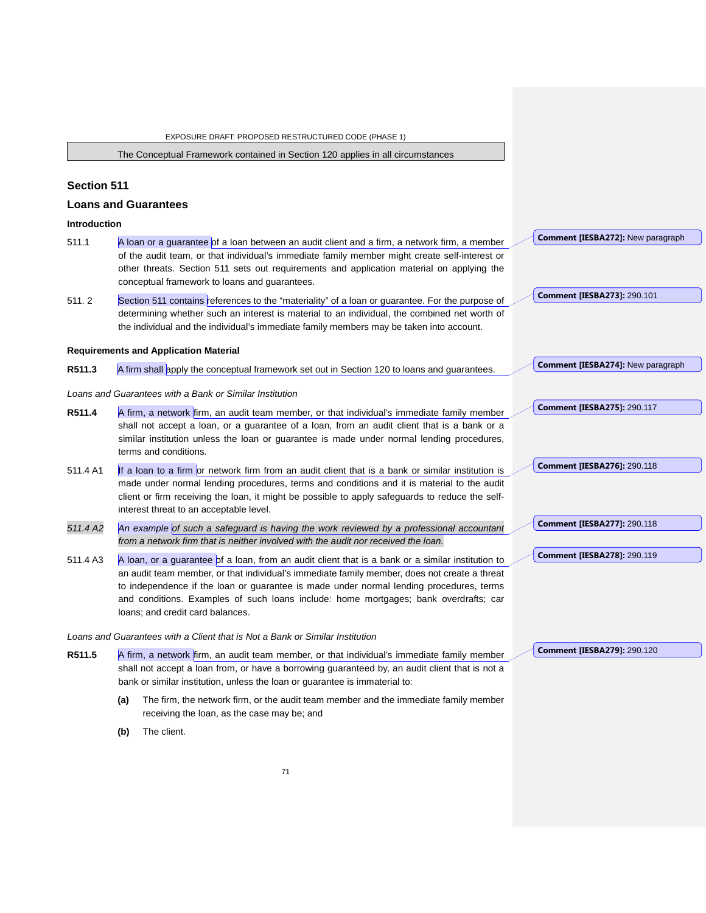The Conceptual Framework contained in Section 120 applies in all circumstances

## Section 511

## Loans and Guarantees

### Introduction

511.1 A loan or a guarantee of a loan between an audit client and a firm, a network firm, a member of the audit team, or that individual's immediate family member might create self-interest or other threats. Section 511 sets out requirements and application material on applying the conceptual framework to loans and guarantees.

511. 2 Section 511 contains references to the "materiality" of a loan or guarantee. For the purpose of determining whether such an interest is material to an individual, the combined net worth of the individual and the individual's immediate family members may be taken into account.

### Requirements and Application Material

**R511.3** A firm shall apply the conceptual framework set out in Section 120 to loans and guarantees.

*Loans and Guarantees with a Bank or Similar Institution*

**R511.4** A firm, a network firm, an audit team member, or that individual's immediate family member shall not accept a loan, or a guarantee of a loan, from an audit client that is a bank or a similar institution unless the loan or guarantee is made under normal lending procedures, terms and conditions.

511.4 A1 If a loan to a firm or network firm from an audit client that is a bank or similar institution is made under normal lending procedures, terms and conditions and it is material to the audit client or firm receiving the loan, it might be possible to apply safeguards to reduce the self-interest threat to an acceptable level.

*511.4 A2* *An example of such a safeguard is having the work reviewed by a professional accountant from a network firm that is neither involved with the audit nor received the loan.*

511.4 A3 A loan, or a guarantee of a loan, from an audit client that is a bank or a similar institution to an audit team member, or that individual's immediate family member, does not create a threat to independence if the loan or guarantee is made under normal lending procedures, terms and conditions. Examples of such loans include: home mortgages; bank overdrafts; car loans; and credit card balances.

*Loans and Guarantees with a Client that is Not a Bank or Similar Institution*

**R511.5** A firm, a network firm, an audit team member, or that individual's immediate family member shall not accept a loan from, or have a borrowing guaranteed by, an audit client that is not a bank or similar institution, unless the loan or guarantee is immaterial to:

**(a)** The firm, the network firm, or the audit team member and the immediate family member receiving the loan, as the case may be; and

**(b)** The client.

**Comment [IESBA272]:** New paragraph

**Comment [IESBA273]:** 290.101

**Comment [IESBA274]:** New paragraph

**Comment [IESBA275]:** 290.117

**Comment [IESBA276]:** 290.118

**Comment [IESBA277]:** 290.118

**Comment [IESBA278]:** 290.119

**Comment [IESBA279]:** 290.120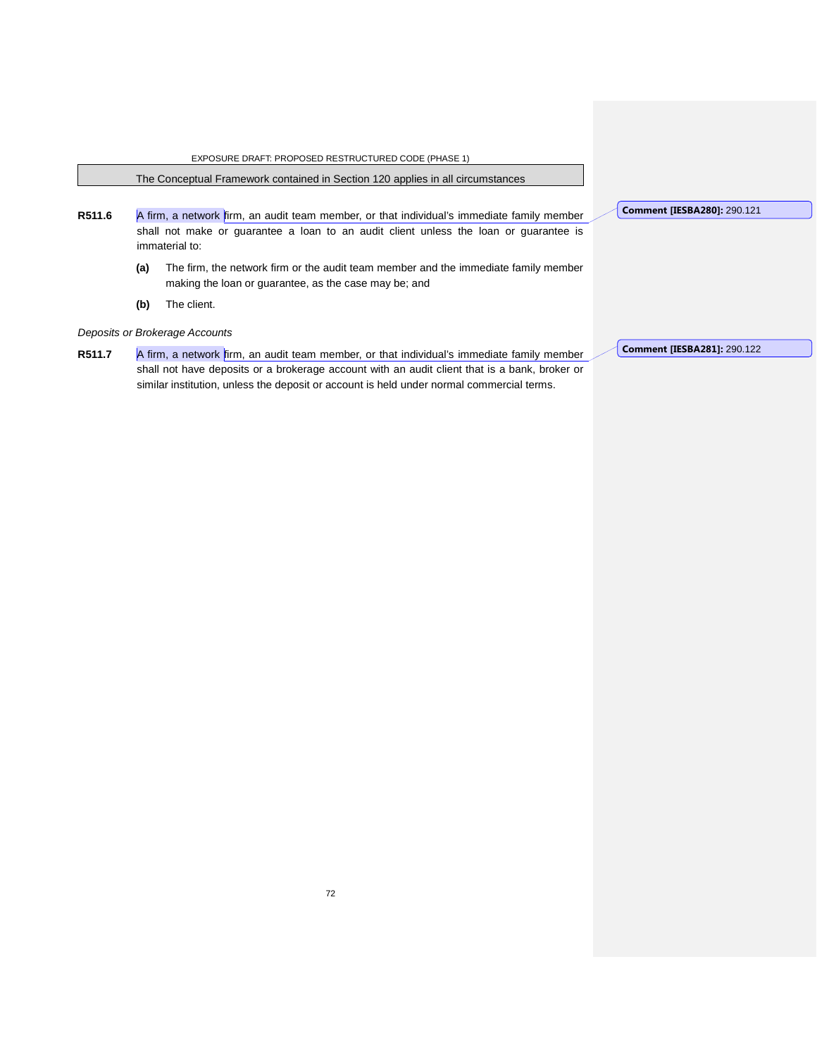The Conceptual Framework contained in Section 120 applies in all circumstances

**R511.6** A firm, a network firm, an audit team member, or that individual's immediate family member shall not make or guarantee a loan to an audit client unless the loan or guarantee is immaterial to:

**(a)** The firm, the network firm or the audit team member and the immediate family member making the loan or guarantee, as the case may be; and

**(b)** The client.

*Deposits or Brokerage Accounts*

**R511.7** A firm, a network firm, an audit team member, or that individual's immediate family member shall not have deposits or a brokerage account with an audit client that is a bank, broker or similar institution, unless the deposit or account is held under normal commercial terms.

**Comment [IESBA280]:** 290.121

**Comment [IESBA281]:** 290.122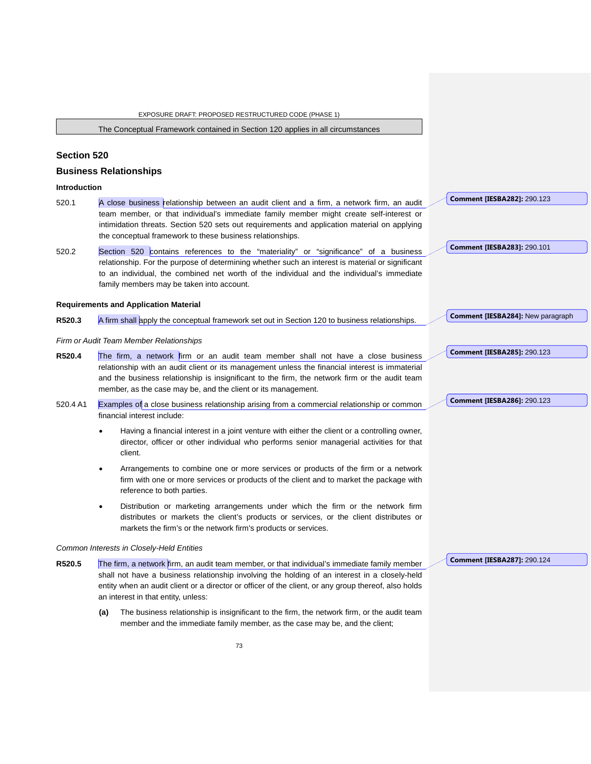The Conceptual Framework contained in Section 120 applies in all circumstances

## Section 520

## Business Relationships

### Introduction

520.1 A close business relationship between an audit client and a firm, a network firm, an audit team member, or that individual's immediate family member might create self-interest or intimidation threats. Section 520 sets out requirements and application material on applying the conceptual framework to these business relationships.

520.2 Section 520 contains references to the "materiality" or "significance" of a business relationship. For the purpose of determining whether such an interest is material or significant to an individual, the combined net worth of the individual and the individual's immediate family members may be taken into account.

### Requirements and Application Material

**R520.3** A firm shall apply the conceptual framework set out in Section 120 to business relationships.

*Firm or Audit Team Member Relationships*

**R520.4** The firm, a network firm or an audit team member shall not have a close business relationship with an audit client or its management unless the financial interest is immaterial and the business relationship is insignificant to the firm, the network firm or the audit team member, as the case may be, and the client or its management.

520.4 A1 Examples of a close business relationship arising from a commercial relationship or common financial interest include:

- Having a financial interest in a joint venture with either the client or a controlling owner, director, officer or other individual who performs senior managerial activities for that client.
- Arrangements to combine one or more services or products of the firm or a network firm with one or more services or products of the client and to market the package with reference to both parties.
- Distribution or marketing arrangements under which the firm or the network firm distributes or markets the client's products or services, or the client distributes or markets the firm's or the network firm's products or services.

*Common Interests in Closely-Held Entities*

**R520.5** The firm, a network firm, an audit team member, or that individual's immediate family member shall not have a business relationship involving the holding of an interest in a closely-held entity when an audit client or a director or officer of the client, or any group thereof, also holds an interest in that entity, unless:

**(a)** The business relationship is insignificant to the firm, the network firm, or the audit team member and the immediate family member, as the case may be, and the client;

---

Comment [IESBA282]: 290.123

Comment [IESBA283]: 290.101

Comment [IESBA284]: New paragraph

Comment [IESBA285]: 290.123

Comment [IESBA286]: 290.123

Comment [IESBA287]: 290.124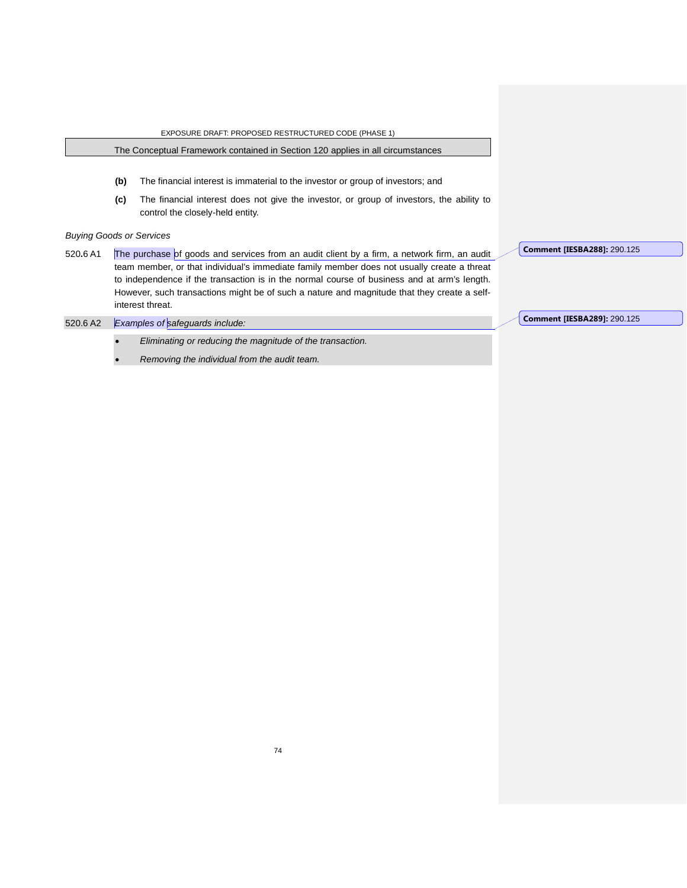(b) The financial interest is immaterial to the investor or group of investors; and

(c) The financial interest does not give the investor, or group of investors, the ability to control the closely-held entity.

*Buying Goods or Services*

520.6 A1 The purchase of goods and services from an audit client by a firm, a network firm, an audit team member, or that individual's immediate family member does not usually create a threat to independence if the transaction is in the normal course of business and at arm's length. However, such transactions might be of such a nature and magnitude that they create a self-interest threat.

520.6 A2 *Examples of safeguards include:*

- *Eliminating or reducing the magnitude of the transaction.*
- *Removing the individual from the audit team.*

**Comment [IESBA288]:** 290.125

**Comment [IESBA289]:** 290.125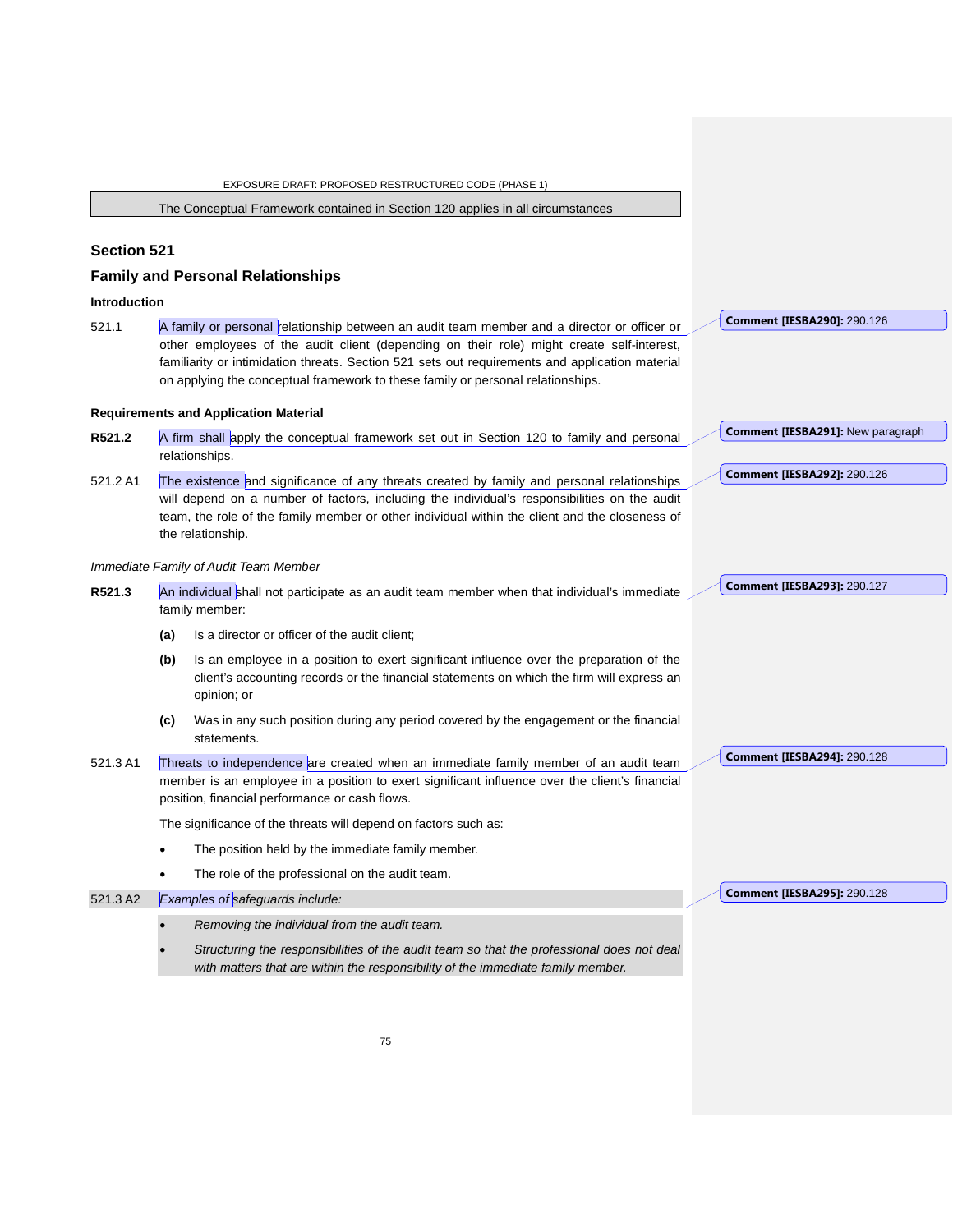The Conceptual Framework contained in Section 120 applies in all circumstances

## Section 521

## Family and Personal Relationships

### Introduction

521.1 A family or personal relationship between an audit team member and a director or officer or other employees of the audit client (depending on their role) might create self-interest, familiarity or intimidation threats. Section 521 sets out requirements and application material on applying the conceptual framework to these family or personal relationships.

### Requirements and Application Material

**R521.2** A firm shall apply the conceptual framework set out in Section 120 to family and personal relationships.

521.2 A1 The existence and significance of any threats created by family and personal relationships will depend on a number of factors, including the individual's responsibilities on the audit team, the role of the family member or other individual within the client and the closeness of the relationship.

*Immediate Family of Audit Team Member*

**R521.3** An individual shall not participate as an audit team member when that individual's immediate family member:

- **(a)** Is a director or officer of the audit client;
- **(b)** Is an employee in a position to exert significant influence over the preparation of the client's accounting records or the financial statements on which the firm will express an opinion; or
- **(c)** Was in any such position during any period covered by the engagement or the financial statements.

521.3 A1 Threats to independence are created when an immediate family member of an audit team member is an employee in a position to exert significant influence over the client's financial position, financial performance or cash flows.

The significance of the threats will depend on factors such as:

- The position held by the immediate family member.
- The role of the professional on the audit team.

521.3 A2 *Examples of safeguards include:*

- *Removing the individual from the audit team.*
- *Structuring the responsibilities of the audit team so that the professional does not deal with matters that are within the responsibility of the immediate family member.*

Comment [IESBA290]: 290.126

Comment [IESBA291]: New paragraph

Comment [IESBA292]: 290.126

Comment [IESBA293]: 290.127

Comment [IESBA294]: 290.128

Comment [IESBA295]: 290.128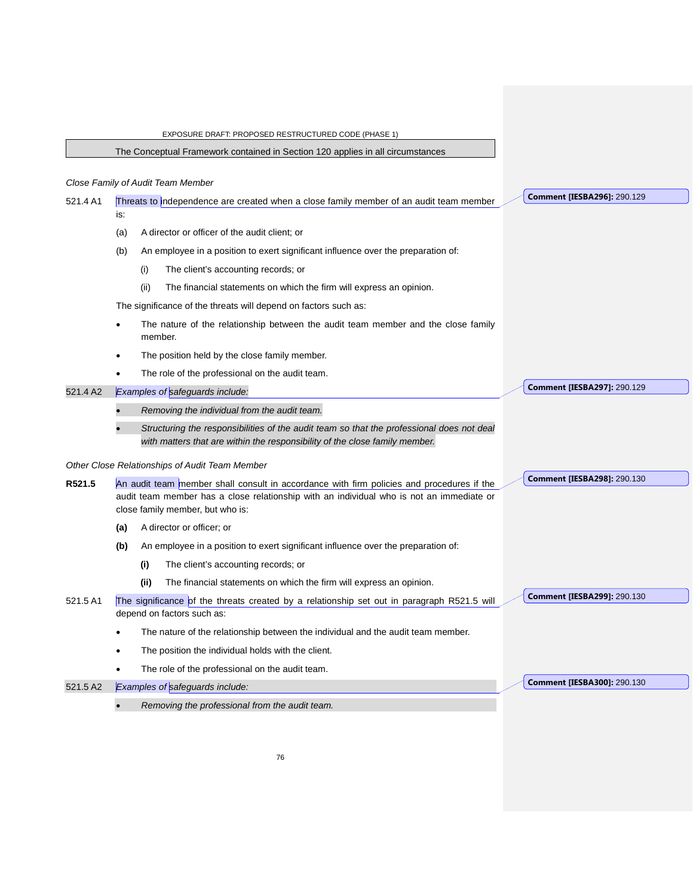The Conceptual Framework contained in Section 120 applies in all circumstances

*Close Family of Audit Team Member*

521.4 A1 Threats to independence are created when a close family member of an audit team member is:

(a) A director or officer of the audit client; or

(b) An employee in a position to exert significant influence over the preparation of:

(i) The client's accounting records; or

(ii) The financial statements on which the firm will express an opinion.

The significance of the threats will depend on factors such as:

- The nature of the relationship between the audit team member and the close family member.
- The position held by the close family member.
- The role of the professional on the audit team.

521.4 A2 *Examples of safeguards include:*

- *Removing the individual from the audit team.*
- *Structuring the responsibilities of the audit team so that the professional does not deal with matters that are within the responsibility of the close family member.*

*Other Close Relationships of Audit Team Member*

**R521.5** An audit team member shall consult in accordance with firm policies and procedures if the audit team member has a close relationship with an individual who is not an immediate or close family member, but who is:

**(a)** A director or officer; or

**(b)** An employee in a position to exert significant influence over the preparation of:

**(i)** The client's accounting records; or

**(ii)** The financial statements on which the firm will express an opinion.

521.5 A1 The significance of the threats created by a relationship set out in paragraph R521.5 will depend on factors such as:

- The nature of the relationship between the individual and the audit team member.
- The position the individual holds with the client.
- The role of the professional on the audit team.

521.5 A2 *Examples of safeguards include:*

- *Removing the professional from the audit team.*

Comment [IESBA296]: 290.129

Comment [IESBA297]: 290.129

Comment [IESBA298]: 290.130

Comment [IESBA299]: 290.130

Comment [IESBA300]: 290.130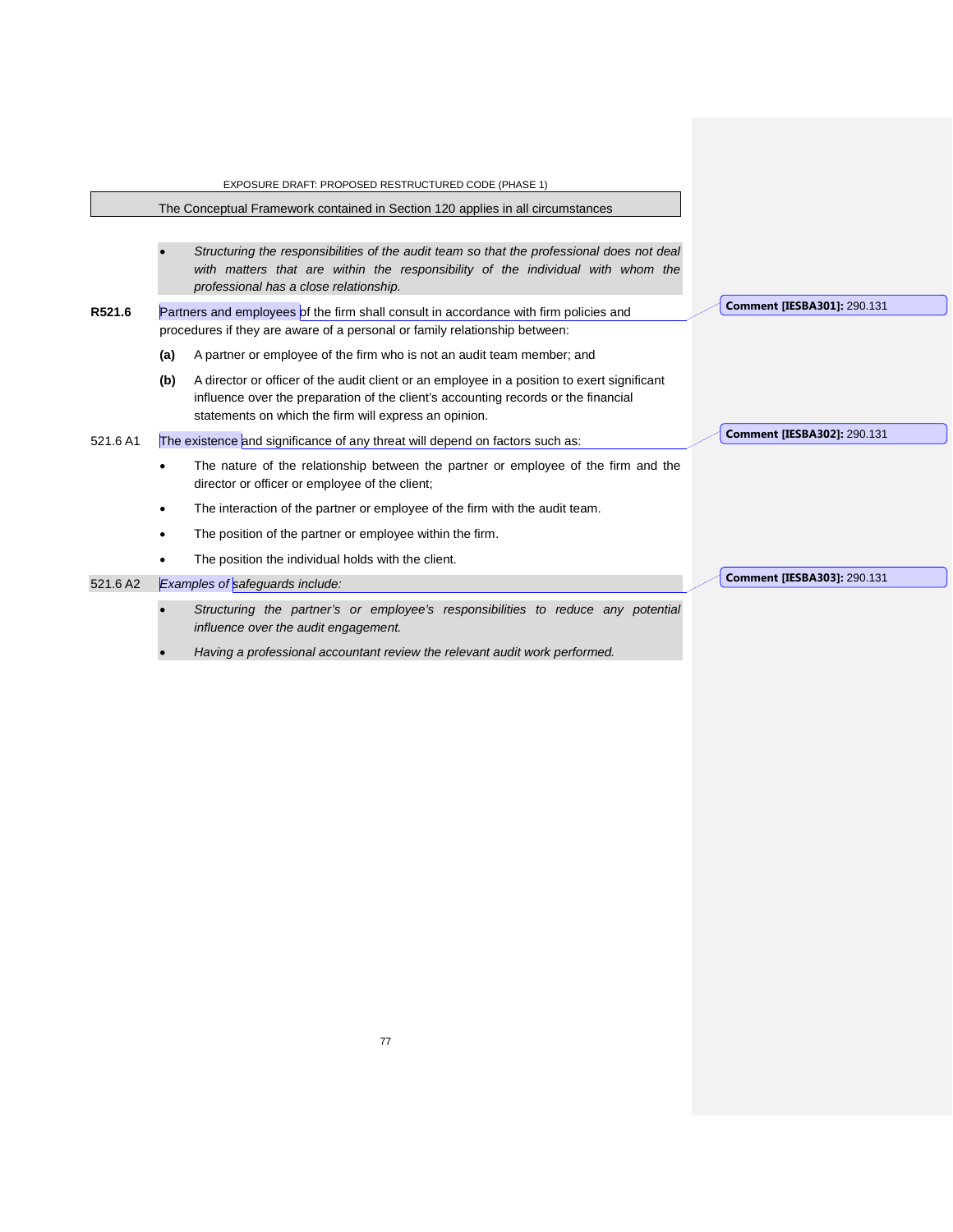The Conceptual Framework contained in Section 120 applies in all circumstances

- *Structuring the responsibilities of the audit team so that the professional does not deal with matters that are within the responsibility of the individual with whom the professional has a close relationship.*

**R521.6** Partners and employees of the firm shall consult in accordance with firm policies and procedures if they are aware of a personal or family relationship between:

**(a)** A partner or employee of the firm who is not an audit team member; and

**(b)** A director or officer of the audit client or an employee in a position to exert significant influence over the preparation of the client's accounting records or the financial statements on which the firm will express an opinion.

521.6 A1 The existence and significance of any threat will depend on factors such as:

- The nature of the relationship between the partner or employee of the firm and the director or officer or employee of the client;
- The interaction of the partner or employee of the firm with the audit team.
- The position of the partner or employee within the firm.
- The position the individual holds with the client.

521.6 A2 *Examples of safeguards include:*

- *Structuring the partner's or employee's responsibilities to reduce any potential influence over the audit engagement.*
- *Having a professional accountant review the relevant audit work performed.*

**Comment [IESBA301]:** 290.131

**Comment [IESBA302]:** 290.131

**Comment [IESBA303]:** 290.131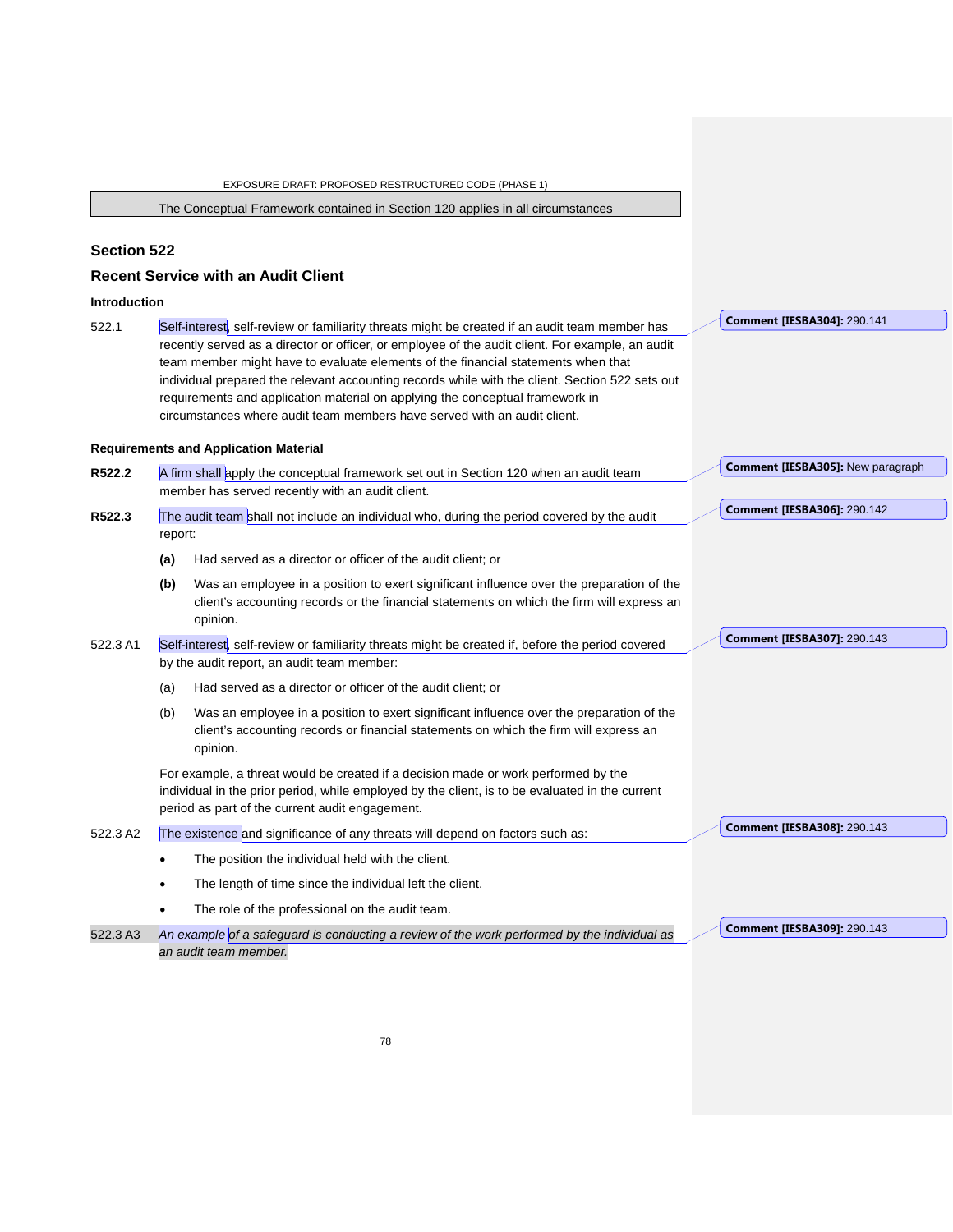The Conceptual Framework contained in Section 120 applies in all circumstances

## Section 522

## Recent Service with an Audit Client

### Introduction

522.1 Self-interest, self-review or familiarity threats might be created if an audit team member has recently served as a director or officer, or employee of the audit client. For example, an audit team member might have to evaluate elements of the financial statements when that individual prepared the relevant accounting records while with the client. Section 522 sets out requirements and application material on applying the conceptual framework in circumstances where audit team members have served with an audit client.

### Requirements and Application Material

**R522.2** A firm shall apply the conceptual framework set out in Section 120 when an audit team member has served recently with an audit client.

**R522.3** The audit team shall not include an individual who, during the period covered by the audit report:

- **(a)** Had served as a director or officer of the audit client; or
- **(b)** Was an employee in a position to exert significant influence over the preparation of the client's accounting records or the financial statements on which the firm will express an opinion.

522.3 A1 Self-interest, self-review or familiarity threats might be created if, before the period covered by the audit report, an audit team member:

- (a) Had served as a director or officer of the audit client; or
- (b) Was an employee in a position to exert significant influence over the preparation of the client's accounting records or financial statements on which the firm will express an opinion.

For example, a threat would be created if a decision made or work performed by the individual in the prior period, while employed by the client, is to be evaluated in the current period as part of the current audit engagement.

522.3 A2 The existence and significance of any threats will depend on factors such as:

- The position the individual held with the client.
- The length of time since the individual left the client.
- The role of the professional on the audit team.

522.3 A3 *An example of a safeguard is conducting a review of the work performed by the individual as an audit team member.*

Comment [IESBA304]: 290.141

Comment [IESBA305]: New paragraph

Comment [IESBA306]: 290.142

Comment [IESBA307]: 290.143

Comment [IESBA308]: 290.143

Comment [IESBA309]: 290.143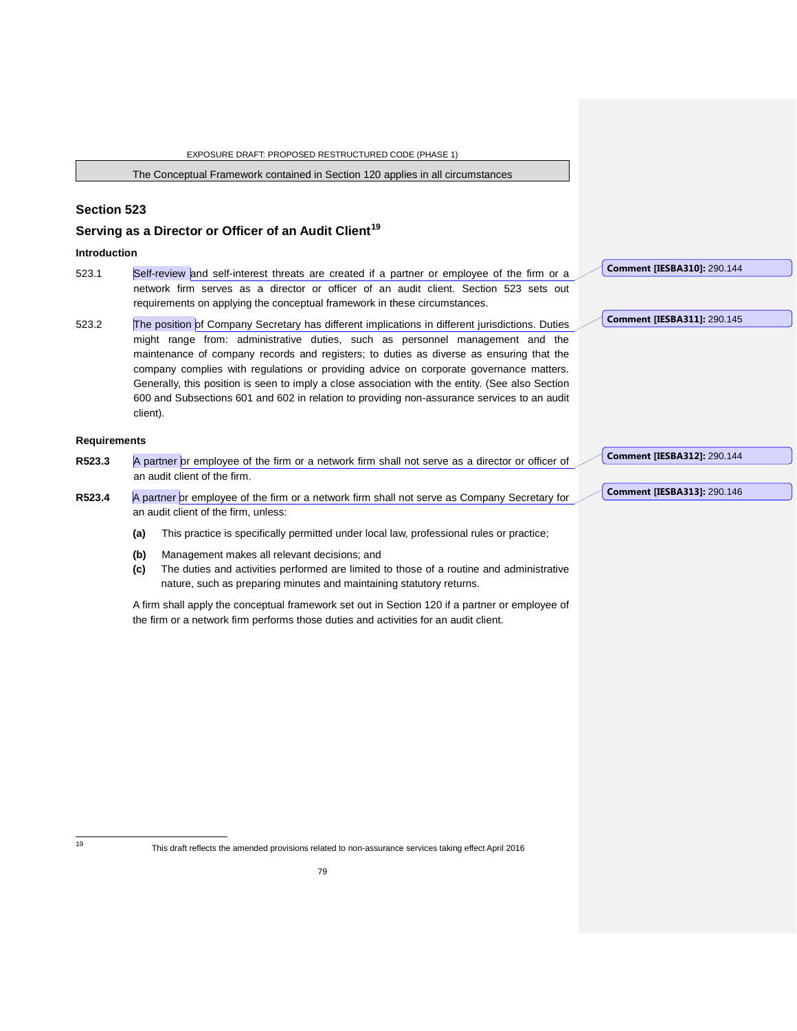The Conceptual Framework contained in Section 120 applies in all circumstances

## Section 523

## Serving as a Director or Officer of an Audit Client[19]

### Introduction

523.1 Self-review and self-interest threats are created if a partner or employee of the firm or a network firm serves as a director or officer of an audit client. Section 523 sets out requirements on applying the conceptual framework in these circumstances.

523.2 The position of Company Secretary has different implications in different jurisdictions. Duties might range from: administrative duties, such as personnel management and the maintenance of company records and registers; to duties as diverse as ensuring that the company complies with regulations or providing advice on corporate governance matters. Generally, this position is seen to imply a close association with the entity. (See also Section 600 and Subsections 601 and 602 in relation to providing non-assurance services to an audit client).

### Requirements

**R523.3** A partner or employee of the firm or a network firm shall not serve as a director or officer of an audit client of the firm.

**R523.4** A partner or employee of the firm or a network firm shall not serve as Company Secretary for an audit client of the firm, unless:

**(a)** This practice is specifically permitted under local law, professional rules or practice;

**(b)** Management makes all relevant decisions; and

**(c)** The duties and activities performed are limited to those of a routine and administrative nature, such as preparing minutes and maintaining statutory returns.

A firm shall apply the conceptual framework set out in Section 120 if a partner or employee of the firm or a network firm performs those duties and activities for an audit client.

**Comment [IESBA310]:** 290.144

**Comment [IESBA311]:** 290.145

**Comment [IESBA312]:** 290.144

**Comment [IESBA313]:** 290.146

---

[19] This draft reflects the amended provisions related to non-assurance services taking effect April 2016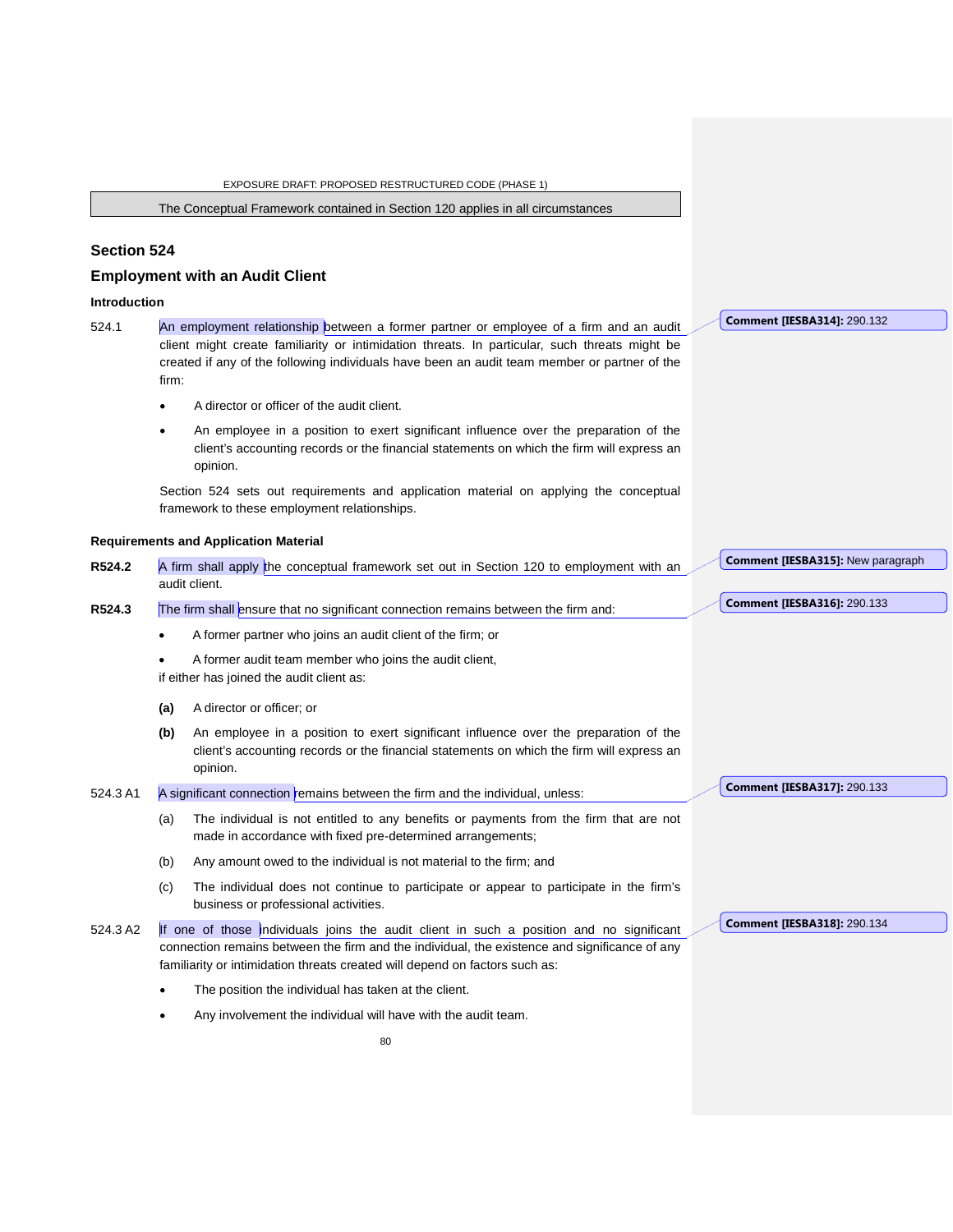The Conceptual Framework contained in Section 120 applies in all circumstances

## Section 524

## Employment with an Audit Client

### Introduction

524.1 An employment relationship between a former partner or employee of a firm and an audit client might create familiarity or intimidation threats. In particular, such threats might be created if any of the following individuals have been an audit team member or partner of the firm:

- A director or officer of the audit client.
- An employee in a position to exert significant influence over the preparation of the client's accounting records or the financial statements on which the firm will express an opinion.

Section 524 sets out requirements and application material on applying the conceptual framework to these employment relationships.

### Requirements and Application Material

**R524.2** A firm shall apply the conceptual framework set out in Section 120 to employment with an audit client.

**R524.3** The firm shall ensure that no significant connection remains between the firm and:

- A former partner who joins an audit client of the firm; or
- A former audit team member who joins the audit client,

if either has joined the audit client as:

**(a)** A director or officer; or

**(b)** An employee in a position to exert significant influence over the preparation of the client's accounting records or the financial statements on which the firm will express an opinion.

524.3 A1 A significant connection remains between the firm and the individual, unless:

(a) The individual is not entitled to any benefits or payments from the firm that are not made in accordance with fixed pre-determined arrangements;

(b) Any amount owed to the individual is not material to the firm; and

(c) The individual does not continue to participate or appear to participate in the firm's business or professional activities.

524.3 A2 If one of those individuals joins the audit client in such a position and no significant connection remains between the firm and the individual, the existence and significance of any familiarity or intimidation threats created will depend on factors such as:

- The position the individual has taken at the client.
- Any involvement the individual will have with the audit team.

Comment [IESBA314]: 290.132

Comment [IESBA315]: New paragraph

Comment [IESBA316]: 290.133

Comment [IESBA317]: 290.133

Comment [IESBA318]: 290.134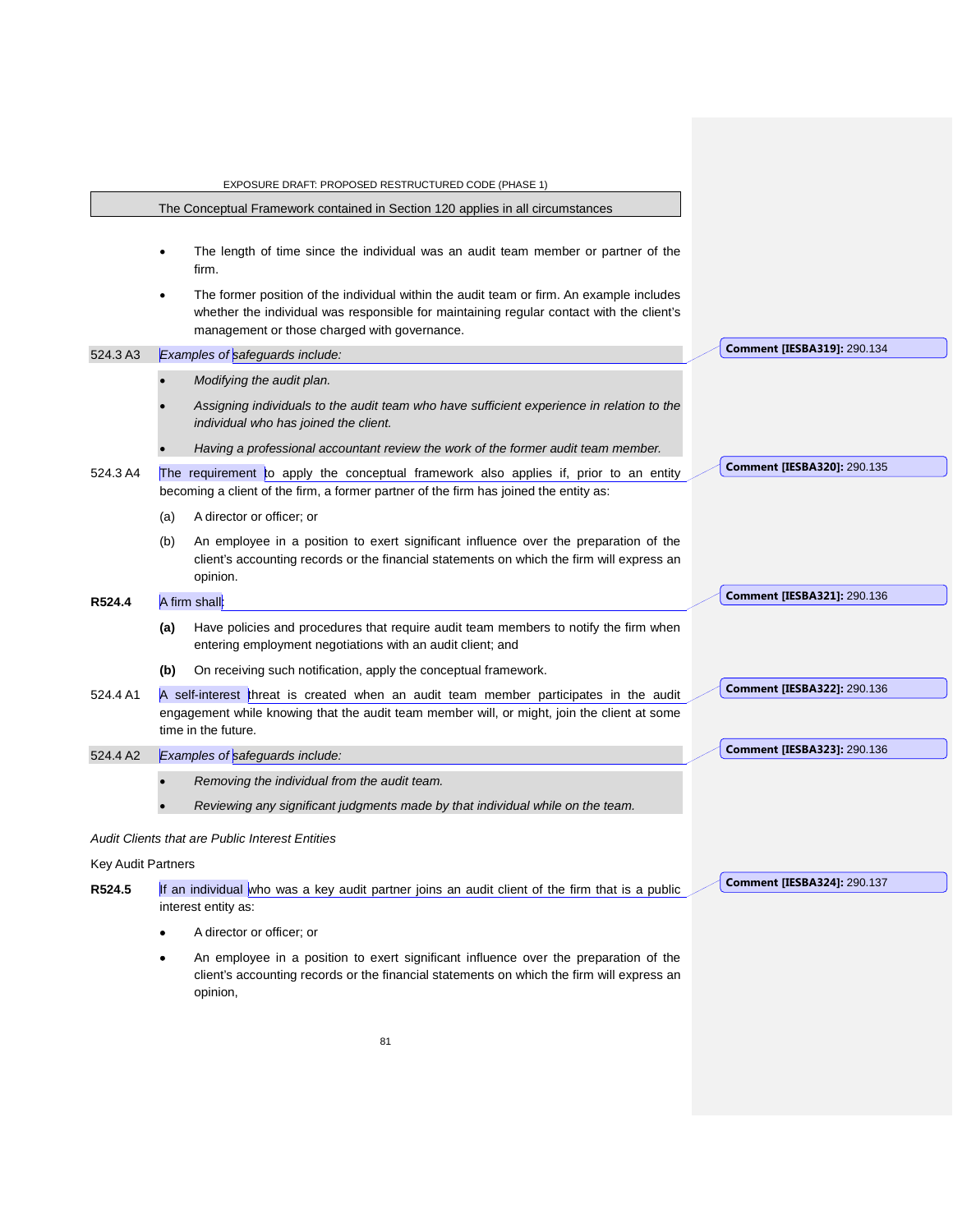The Conceptual Framework contained in Section 120 applies in all circumstances

- The length of time since the individual was an audit team member or partner of the firm.
- The former position of the individual within the audit team or firm. An example includes whether the individual was responsible for maintaining regular contact with the client's management or those charged with governance.

524.3 A3 *Examples of safeguards include:*

- *Modifying the audit plan.*
- *Assigning individuals to the audit team who have sufficient experience in relation to the individual who has joined the client.*
- *Having a professional accountant review the work of the former audit team member.*

524.3 A4 The requirement to apply the conceptual framework also applies if, prior to an entity becoming a client of the firm, a former partner of the firm has joined the entity as:

(a) A director or officer; or

(b) An employee in a position to exert significant influence over the preparation of the client's accounting records or the financial statements on which the firm will express an opinion.

**R524.4** A firm shall:

**(a)** Have policies and procedures that require audit team members to notify the firm when entering employment negotiations with an audit client; and

**(b)** On receiving such notification, apply the conceptual framework.

524.4 A1 A self-interest threat is created when an audit team member participates in the audit engagement while knowing that the audit team member will, or might, join the client at some time in the future.

524.4 A2 *Examples of safeguards include:*

- *Removing the individual from the audit team.*
- *Reviewing any significant judgments made by that individual while on the team.*

*Audit Clients that are Public Interest Entities*

Key Audit Partners

**R524.5** If an individual who was a key audit partner joins an audit client of the firm that is a public interest entity as:

- A director or officer; or
- An employee in a position to exert significant influence over the preparation of the client's accounting records or the financial statements on which the firm will express an opinion,

**Comment [IESBA319]:** 290.134

**Comment [IESBA320]:** 290.135

**Comment [IESBA321]:** 290.136

**Comment [IESBA322]:** 290.136

**Comment [IESBA323]:** 290.136

**Comment [IESBA324]:** 290.137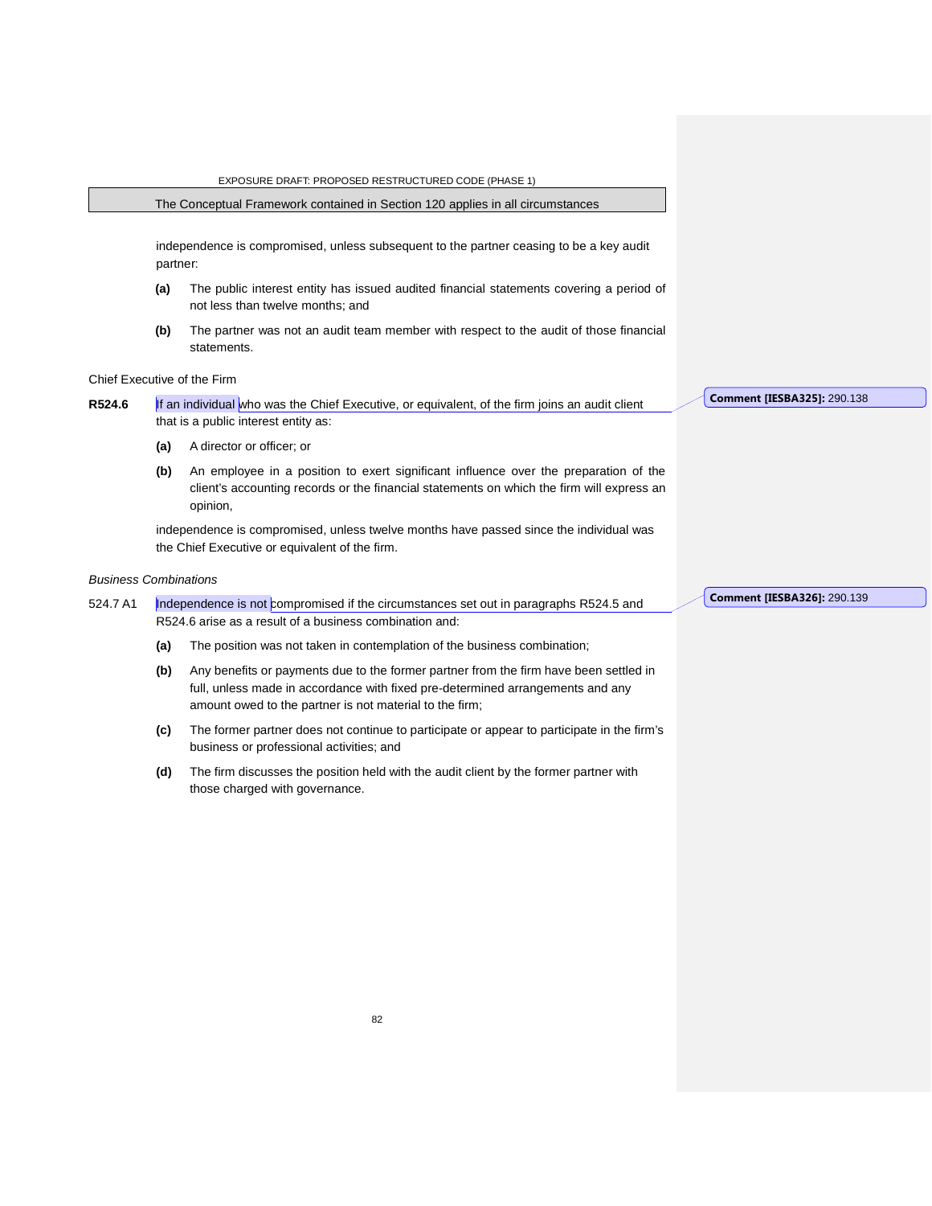The Conceptual Framework contained in Section 120 applies in all circumstances

independence is compromised, unless subsequent to the partner ceasing to be a key audit partner:

**(a)** The public interest entity has issued audited financial statements covering a period of not less than twelve months; and

**(b)** The partner was not an audit team member with respect to the audit of those financial statements.

Chief Executive of the Firm

**R524.6** If an individual who was the Chief Executive, or equivalent, of the firm joins an audit client that is a public interest entity as:

**(a)** A director or officer; or

**(b)** An employee in a position to exert significant influence over the preparation of the client's accounting records or the financial statements on which the firm will express an opinion,

independence is compromised, unless twelve months have passed since the individual was the Chief Executive or equivalent of the firm.

**Comment [IESBA325]:** 290.138

*Business Combinations*

524.7 A1 Independence is not compromised if the circumstances set out in paragraphs R524.5 and R524.6 arise as a result of a business combination and:

**(a)** The position was not taken in contemplation of the business combination;

**(b)** Any benefits or payments due to the former partner from the firm have been settled in full, unless made in accordance with fixed pre-determined arrangements and any amount owed to the partner is not material to the firm;

**(c)** The former partner does not continue to participate or appear to participate in the firm's business or professional activities; and

**(d)** The firm discusses the position held with the audit client by the former partner with those charged with governance.

**Comment [IESBA326]:** 290.139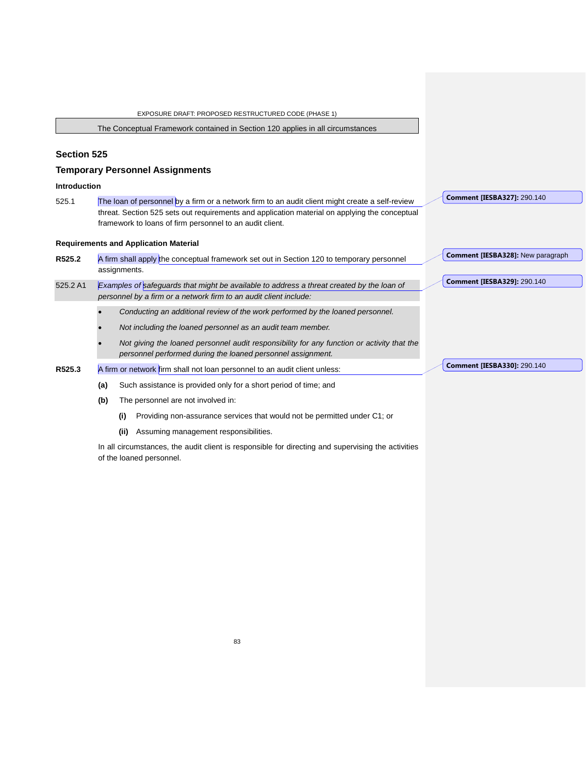The Conceptual Framework contained in Section 120 applies in all circumstances

## Section 525

## Temporary Personnel Assignments

### Introduction

525.1 The loan of personnel by a firm or a network firm to an audit client might create a self-review threat. Section 525 sets out requirements and application material on applying the conceptual framework to loans of firm personnel to an audit client.

### Requirements and Application Material

**R525.2** A firm shall apply the conceptual framework set out in Section 120 to temporary personnel assignments.

525.2 A1 *Examples of safeguards that might be available to address a threat created by the loan of personnel by a firm or a network firm to an audit client include:*

- *Conducting an additional review of the work performed by the loaned personnel.*
- *Not including the loaned personnel as an audit team member.*
- *Not giving the loaned personnel audit responsibility for any function or activity that the personnel performed during the loaned personnel assignment.*

**R525.3** A firm or network firm shall not loan personnel to an audit client unless:

**(a)** Such assistance is provided only for a short period of time; and

**(b)** The personnel are not involved in:

  **(i)** Providing non-assurance services that would not be permitted under C1; or

  **(ii)** Assuming management responsibilities.

In all circumstances, the audit client is responsible for directing and supervising the activities of the loaned personnel.

**Comment [IESBA327]:** 290.140

**Comment [IESBA328]:** New paragraph

**Comment [IESBA329]:** 290.140

**Comment [IESBA330]:** 290.140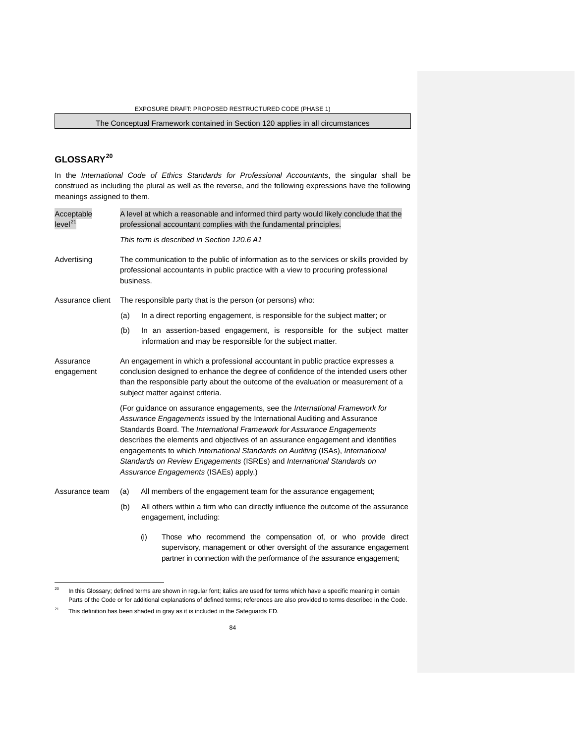The Conceptual Framework contained in Section 120 applies in all circumstances

## GLOSSARY[20]

In the *International Code of Ethics Standards for Professional Accountants*, the singular shall be construed as including the plural as well as the reverse, and the following expressions have the following meanings assigned to them.

**Acceptable level**[21] — A level at which a reasonable and informed third party would likely conclude that the professional accountant complies with the fundamental principles.

*This term is described in Section 120.6 A1*

**Advertising** — The communication to the public of information as to the services or skills provided by professional accountants in public practice with a view to procuring professional business.

**Assurance client** — The responsible party that is the person (or persons) who:

(a) In a direct reporting engagement, is responsible for the subject matter; or

(b) In an assertion-based engagement, is responsible for the subject matter information and may be responsible for the subject matter.

**Assurance engagement** — An engagement in which a professional accountant in public practice expresses a conclusion designed to enhance the degree of confidence of the intended users other than the responsible party about the outcome of the evaluation or measurement of a subject matter against criteria.

(For guidance on assurance engagements, see the *International Framework for Assurance Engagements* issued by the International Auditing and Assurance Standards Board. The *International Framework for Assurance Engagements* describes the elements and objectives of an assurance engagement and identifies engagements to which *International Standards on Auditing* (ISAs), *International Standards on Review Engagements* (ISREs) and *International Standards on Assurance Engagements* (ISAEs) apply.)

**Assurance team** — (a) All members of the engagement team for the assurance engagement;

(b) All others within a firm who can directly influence the outcome of the assurance engagement, including:

(i) Those who recommend the compensation of, or who provide direct supervisory, management or other oversight of the assurance engagement partner in connection with the performance of the assurance engagement;

---

[20] In this Glossary; defined terms are shown in regular font; italics are used for terms which have a specific meaning in certain Parts of the Code or for additional explanations of defined terms; references are also provided to terms described in the Code.

[21] This definition has been shaded in gray as it is included in the Safeguards ED.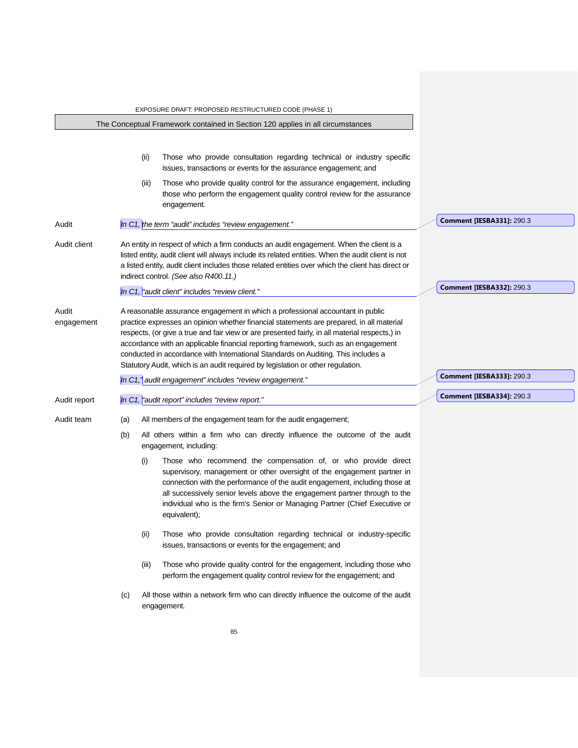The Conceptual Framework contained in Section 120 applies in all circumstances

(ii) Those who provide consultation regarding technical or industry specific issues, transactions or events for the assurance engagement; and

(iii) Those who provide quality control for the assurance engagement, including those who perform the engagement quality control review for the assurance engagement.

| | |
|---|---|
| Audit | *In C1, the term "audit" includes "review engagement."* |
| Audit client | An entity in respect of which a firm conducts an audit engagement. When the client is a listed entity, audit client will always include its related entities. When the client is not a listed entity, audit client includes those related entities over which the client has direct or indirect control. *(See also R400.11.)* *In C1, "audit client" includes "review client."* |
| Audit engagement | A reasonable assurance engagement in which a professional accountant in public practice expresses an opinion whether financial statements are prepared, in all material respects, (or give a true and fair view or are presented fairly, in all material respects,) in accordance with an applicable financial reporting framework, such as an engagement conducted in accordance with International Standards on Auditing. This includes a Statutory Audit, which is an audit required by legislation or other regulation. *In C1," audit engagement" includes "review engagement."* |
| Audit report | *In C1, "audit report" includes "review report."* |

Audit team

(a) All members of the engagement team for the audit engagement;

(b) All others within a firm who can directly influence the outcome of the audit engagement, including:

(i) Those who recommend the compensation of, or who provide direct supervisory, management or other oversight of the engagement partner in connection with the performance of the audit engagement, including those at all successively senior levels above the engagement partner through to the individual who is the firm's Senior or Managing Partner (Chief Executive or equivalent);

(ii) Those who provide consultation regarding technical or industry-specific issues, transactions or events for the engagement; and

(iii) Those who provide quality control for the engagement, including those who perform the engagement quality control review for the engagement; and

(c) All those within a network firm who can directly influence the outcome of the audit engagement.

**Comment [IESBA331]:** 290.3

**Comment [IESBA332]:** 290.3

**Comment [IESBA333]:** 290.3

**Comment [IESBA334]:** 290.3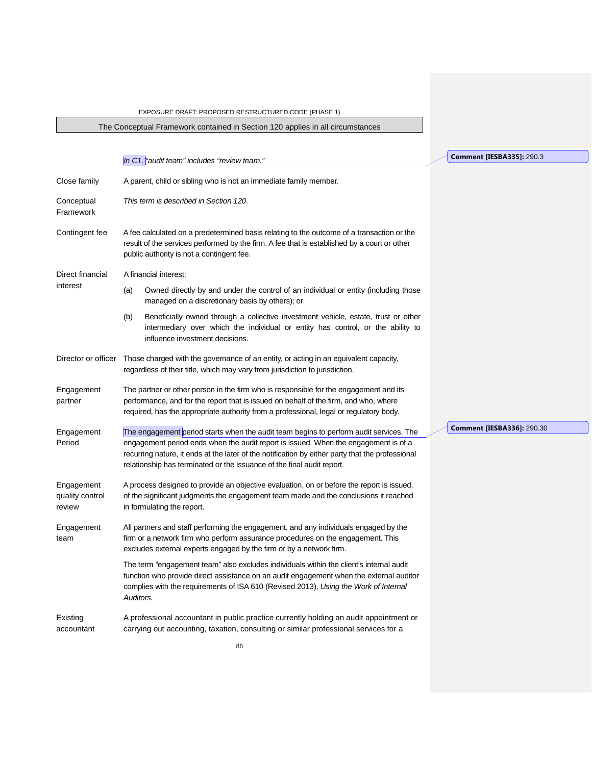*In C1, "audit team" includes "review team."*

Comment [IESBA335]: 290.3

| | |
|---|---|
| Close family | A parent, child or sibling who is not an immediate family member. |
| Conceptual Framework | *This term is described in Section 120.* |
| Contingent fee | A fee calculated on a predetermined basis relating to the outcome of a transaction or the result of the services performed by the firm. A fee that is established by a court or other public authority is not a contingent fee. |
| Direct financial interest | A financial interest: (a) Owned directly by and under the control of an individual or entity (including those managed on a discretionary basis by others); or (b) Beneficially owned through a collective investment vehicle, estate, trust or other intermediary over which the individual or entity has control, or the ability to influence investment decisions. |
| Director or officer | Those charged with the governance of an entity, or acting in an equivalent capacity, regardless of their title, which may vary from jurisdiction to jurisdiction. |
| Engagement partner | The partner or other person in the firm who is responsible for the engagement and its performance, and for the report that is issued on behalf of the firm, and who, where required, has the appropriate authority from a professional, legal or regulatory body. |
| Engagement Period | The engagement period starts when the audit team begins to perform audit services. The engagement period ends when the audit report is issued. When the engagement is of a recurring nature, it ends at the later of the notification by either party that the professional relationship has terminated or the issuance of the final audit report. |
| Engagement quality control review | A process designed to provide an objective evaluation, on or before the report is issued, of the significant judgments the engagement team made and the conclusions it reached in formulating the report. |
| Engagement team | All partners and staff performing the engagement, and any individuals engaged by the firm or a network firm who perform assurance procedures on the engagement. This excludes external experts engaged by the firm or by a network firm. The term "engagement team" also excludes individuals within the client's internal audit function who provide direct assistance on an audit engagement when the external auditor complies with the requirements of ISA 610 (Revised 2013), *Using the Work of Internal Auditors.* |
| Existing accountant | A professional accountant in public practice currently holding an audit appointment or carrying out accounting, taxation, consulting or similar professional services for a |

Comment [IESBA336]: 290.30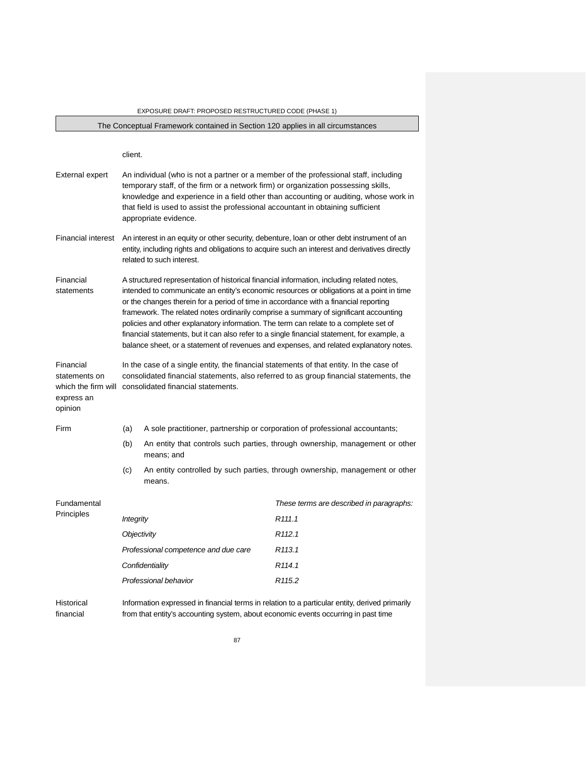client.

| | |
|---|---|
| External expert | An individual (who is not a partner or a member of the professional staff, including temporary staff, of the firm or a network firm) or organization possessing skills, knowledge and experience in a field other than accounting or auditing, whose work in that field is used to assist the professional accountant in obtaining sufficient appropriate evidence. |
| Financial interest | An interest in an equity or other security, debenture, loan or other debt instrument of an entity, including rights and obligations to acquire such an interest and derivatives directly related to such interest. |
| Financial statements | A structured representation of historical financial information, including related notes, intended to communicate an entity's economic resources or obligations at a point in time or the changes therein for a period of time in accordance with a financial reporting framework. The related notes ordinarily comprise a summary of significant accounting policies and other explanatory information. The term can relate to a complete set of financial statements, but it can also refer to a single financial statement, for example, a balance sheet, or a statement of revenues and expenses, and related explanatory notes. |
| Financial statements on which the firm will express an opinion | In the case of a single entity, the financial statements of that entity. In the case of consolidated financial statements, also referred to as group financial statements, the consolidated financial statements. |
| Firm | (a) A sole practitioner, partnership or corporation of professional accountants;<br>(b) An entity that controls such parties, through ownership, management or other means; and<br>(c) An entity controlled by such parties, through ownership, management or other means. |

Fundamental Principles

| | *These terms are described in paragraphs:* |
|---|---|
| *Integrity* | *R111.1* |
| *Objectivity* | *R112.1* |
| *Professional competence and due care* | *R113.1* |
| *Confidentiality* | *R114.1* |
| *Professional behavior* | *R115.2* |

| | |
|---|---|
| Historical financial | Information expressed in financial terms in relation to a particular entity, derived primarily from that entity's accounting system, about economic events occurring in past time |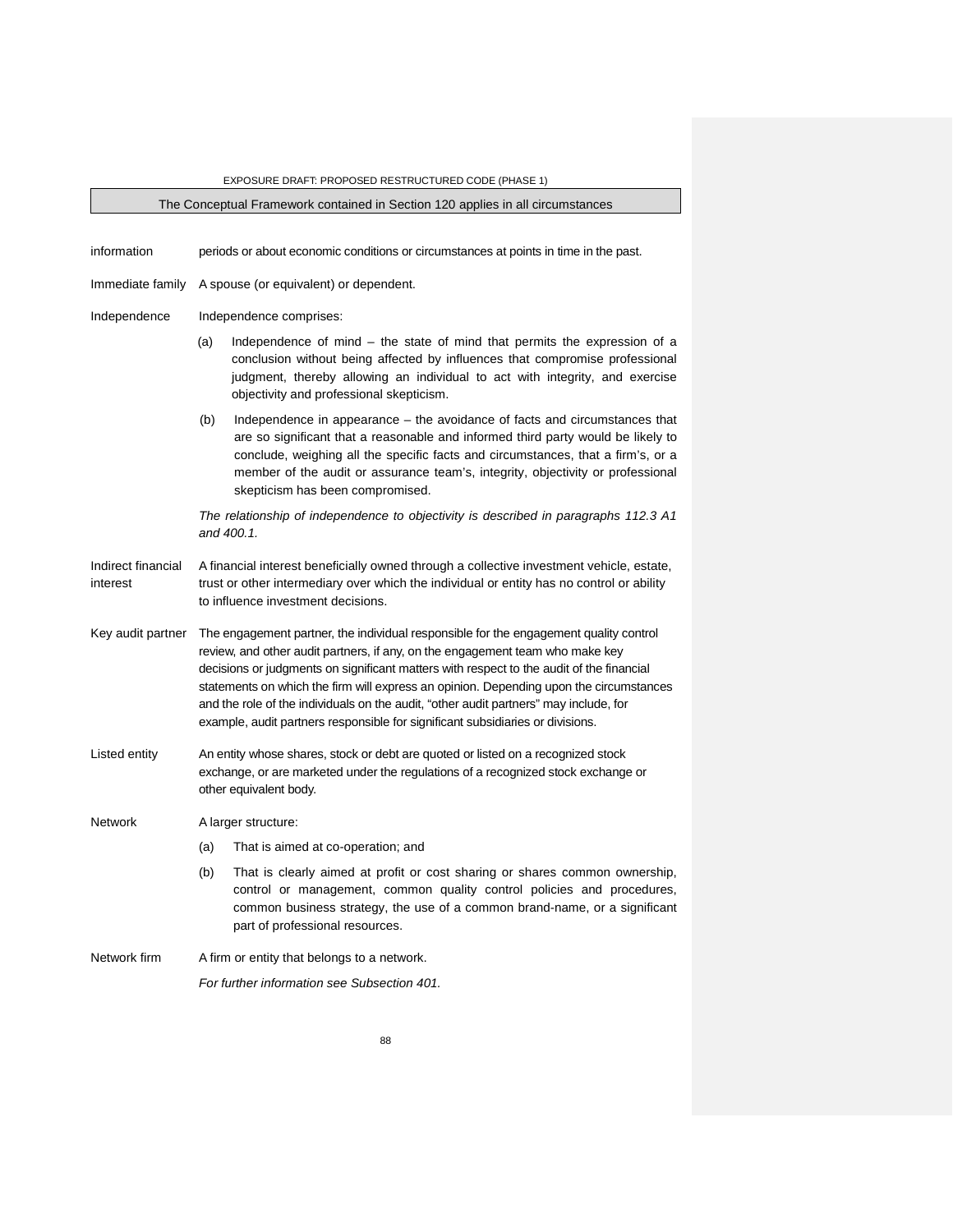The Conceptual Framework contained in Section 120 applies in all circumstances

**information** periods or about economic conditions or circumstances at points in time in the past.

**Immediate family** A spouse (or equivalent) or dependent.

**Independence** Independence comprises:

(a) Independence of mind – the state of mind that permits the expression of a conclusion without being affected by influences that compromise professional judgment, thereby allowing an individual to act with integrity, and exercise objectivity and professional skepticism.

(b) Independence in appearance – the avoidance of facts and circumstances that are so significant that a reasonable and informed third party would be likely to conclude, weighing all the specific facts and circumstances, that a firm's, or a member of the audit or assurance team's, integrity, objectivity or professional skepticism has been compromised.

*The relationship of independence to objectivity is described in paragraphs 112.3 A1 and 400.1.*

**Indirect financial interest** A financial interest beneficially owned through a collective investment vehicle, estate, trust or other intermediary over which the individual or entity has no control or ability to influence investment decisions.

**Key audit partner** The engagement partner, the individual responsible for the engagement quality control review, and other audit partners, if any, on the engagement team who make key decisions or judgments on significant matters with respect to the audit of the financial statements on which the firm will express an opinion. Depending upon the circumstances and the role of the individuals on the audit, "other audit partners" may include, for example, audit partners responsible for significant subsidiaries or divisions.

**Listed entity** An entity whose shares, stock or debt are quoted or listed on a recognized stock exchange, or are marketed under the regulations of a recognized stock exchange or other equivalent body.

**Network** A larger structure:

(a) That is aimed at co-operation; and

(b) That is clearly aimed at profit or cost sharing or shares common ownership, control or management, common quality control policies and procedures, common business strategy, the use of a common brand-name, or a significant part of professional resources.

**Network firm** A firm or entity that belongs to a network.

*For further information see Subsection 401.*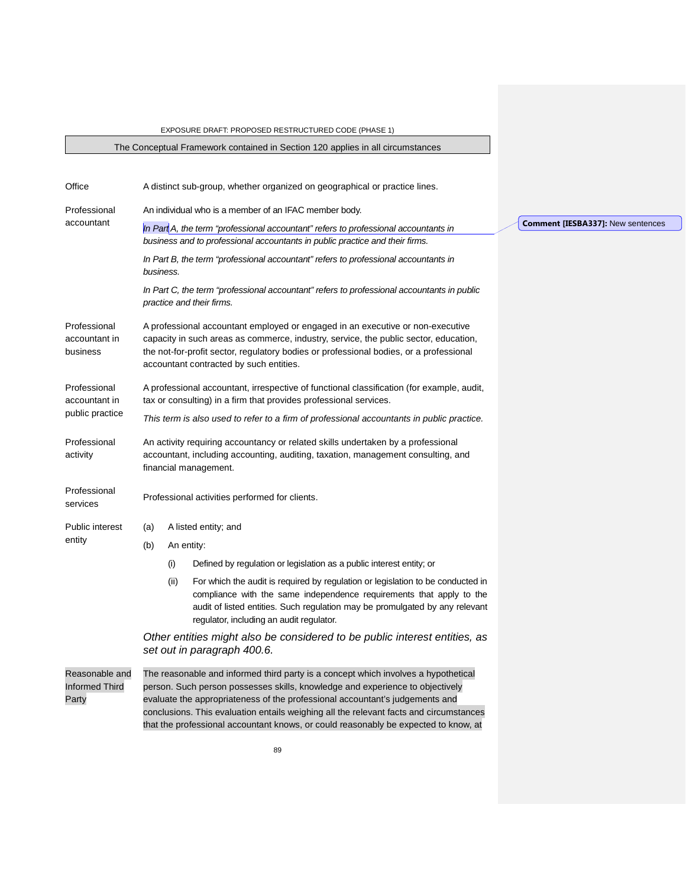The Conceptual Framework contained in Section 120 applies in all circumstances

| | |
|---|---|
| Office | A distinct sub-group, whether organized on geographical or practice lines. |
| Professional accountant | An individual who is a member of an IFAC member body.<br><br>*In Part A, the term "professional accountant" refers to professional accountants in business and to professional accountants in public practice and their firms.*<br><br>*In Part B, the term "professional accountant" refers to professional accountants in business.*<br><br>*In Part C, the term "professional accountant" refers to professional accountants in public practice and their firms.* |
| Professional accountant in business | A professional accountant employed or engaged in an executive or non-executive capacity in such areas as commerce, industry, service, the public sector, education, the not-for-profit sector, regulatory bodies or professional bodies, or a professional accountant contracted by such entities. |
| Professional accountant in public practice | A professional accountant, irrespective of functional classification (for example, audit, tax or consulting) in a firm that provides professional services.<br><br>*This term is also used to refer to a firm of professional accountants in public practice.* |
| Professional activity | An activity requiring accountancy or related skills undertaken by a professional accountant, including accounting, auditing, taxation, management consulting, and financial management. |
| Professional services | Professional activities performed for clients. |
| Public interest entity | (a) A listed entity; and<br>(b) An entity:<br>(i) Defined by regulation or legislation as a public interest entity; or<br>(ii) For which the audit is required by regulation or legislation to be conducted in compliance with the same independence requirements that apply to the audit of listed entities. Such regulation may be promulgated by any relevant regulator, including an audit regulator.<br><br>*Other entities might also be considered to be public interest entities, as set out in paragraph 400.6.* |
| Reasonable and Informed Third Party | The reasonable and informed third party is a concept which involves a hypothetical person. Such person possesses skills, knowledge and experience to objectively evaluate the appropriateness of the professional accountant's judgements and conclusions. This evaluation entails weighing all the relevant facts and circumstances that the professional accountant knows, or could reasonably be expected to know, at |

Comment [IESBA337]: New sentences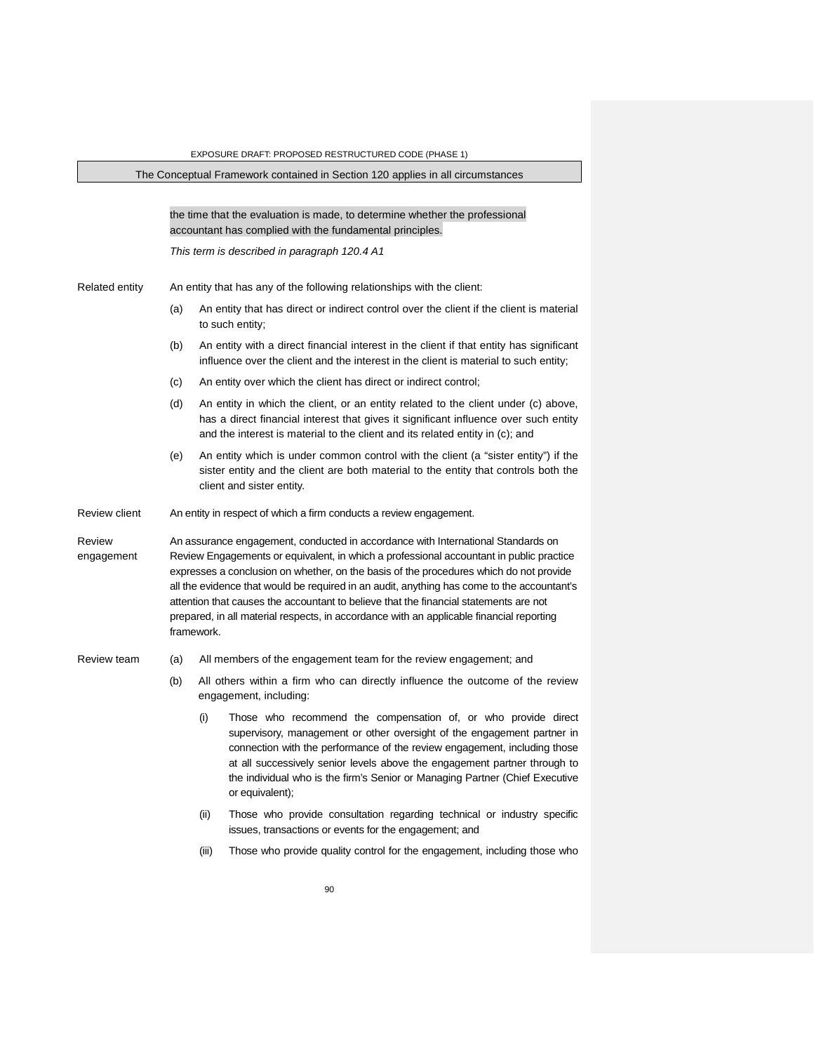the time that the evaluation is made, to determine whether the professional accountant has complied with the fundamental principles.

*This term is described in paragraph 120.4 A1*

| | |
|---|---|
| Related entity | An entity that has any of the following relationships with the client:<br>(a) An entity that has direct or indirect control over the client if the client is material to such entity;<br>(b) An entity with a direct financial interest in the client if that entity has significant influence over the client and the interest in the client is material to such entity;<br>(c) An entity over which the client has direct or indirect control;<br>(d) An entity in which the client, or an entity related to the client under (c) above, has a direct financial interest that gives it significant influence over such entity and the interest is material to the client and its related entity in (c); and<br>(e) An entity which is under common control with the client (a "sister entity") if the sister entity and the client are both material to the entity that controls both the client and sister entity. |
| Review client | An entity in respect of which a firm conducts a review engagement. |
| Review engagement | An assurance engagement, conducted in accordance with International Standards on Review Engagements or equivalent, in which a professional accountant in public practice expresses a conclusion on whether, on the basis of the procedures which do not provide all the evidence that would be required in an audit, anything has come to the accountant's attention that causes the accountant to believe that the financial statements are not prepared, in all material respects, in accordance with an applicable financial reporting framework. |
| Review team | (a) All members of the engagement team for the review engagement; and<br>(b) All others within a firm who can directly influence the outcome of the review engagement, including:<br>(i) Those who recommend the compensation of, or who provide direct supervisory, management or other oversight of the engagement partner in connection with the performance of the review engagement, including those at all successively senior levels above the engagement partner through to the individual who is the firm's Senior or Managing Partner (Chief Executive or equivalent);<br>(ii) Those who provide consultation regarding technical or industry specific issues, transactions or events for the engagement; and<br>(iii) Those who provide quality control for the engagement, including those who |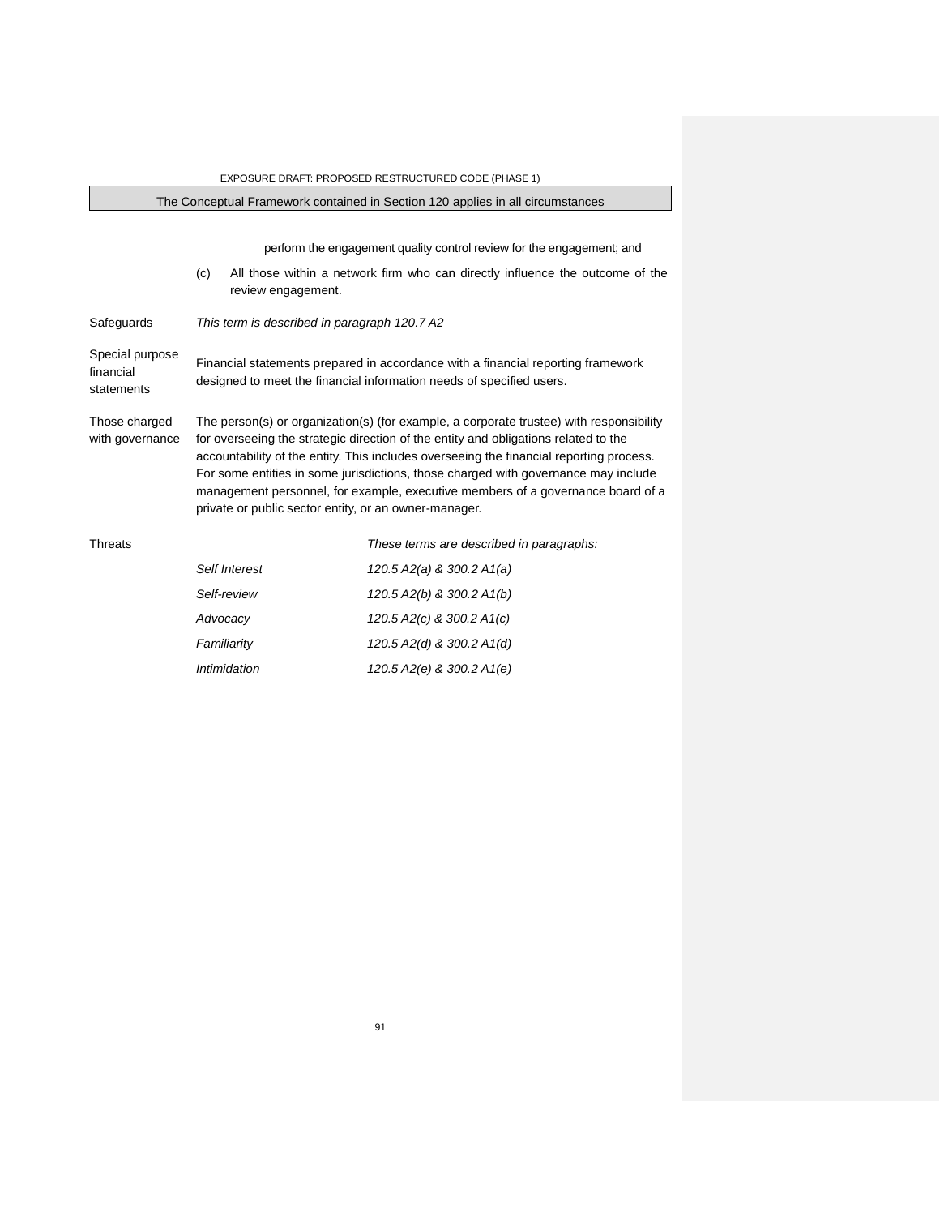perform the engagement quality control review for the engagement; and

(c) All those within a network firm who can directly influence the outcome of the review engagement.

| | |
|---|---|
| Safeguards | *This term is described in paragraph 120.7 A2* |
| Special purpose financial statements | Financial statements prepared in accordance with a financial reporting framework designed to meet the financial information needs of specified users. |
| Those charged with governance | The person(s) or organization(s) (for example, a corporate trustee) with responsibility for overseeing the strategic direction of the entity and obligations related to the accountability of the entity. This includes overseeing the financial reporting process. For some entities in some jurisdictions, those charged with governance may include management personnel, for example, executive members of a governance board of a private or public sector entity, or an owner-manager. |

| Threats | | *These terms are described in paragraphs:* |
|---|---|---|
| | *Self Interest* | *120.5 A2(a) & 300.2 A1(a)* |
| | *Self-review* | *120.5 A2(b) & 300.2 A1(b)* |
| | *Advocacy* | *120.5 A2(c) & 300.2 A1(c)* |
| | *Familiarity* | *120.5 A2(d) & 300.2 A1(d)* |
| | *Intimidation* | *120.5 A2(e) & 300.2 A1(e)* |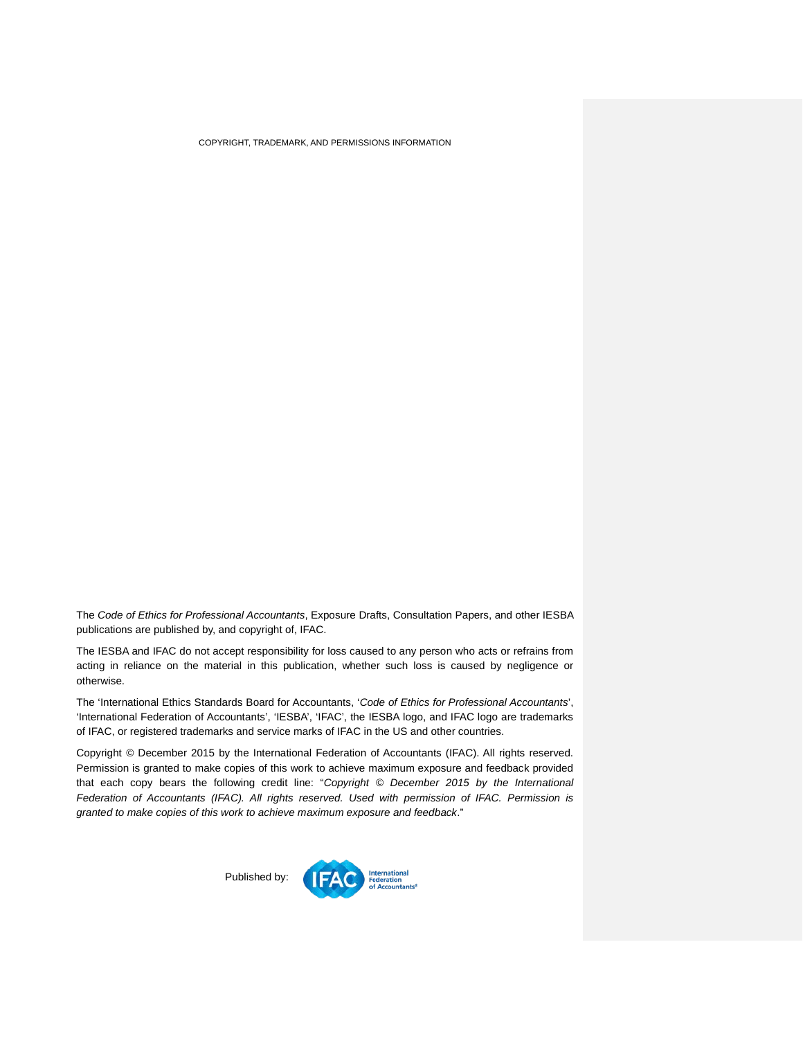COPYRIGHT, TRADEMARK, AND PERMISSIONS INFORMATION

The *Code of Ethics for Professional Accountants*, Exposure Drafts, Consultation Papers, and other IESBA publications are published by, and copyright of, IFAC.

The IESBA and IFAC do not accept responsibility for loss caused to any person who acts or refrains from acting in reliance on the material in this publication, whether such loss is caused by negligence or otherwise.

The 'International Ethics Standards Board for Accountants, '*Code of Ethics for Professional Accountants*', 'International Federation of Accountants', 'IESBA', 'IFAC', the IESBA logo, and IFAC logo are trademarks of IFAC, or registered trademarks and service marks of IFAC in the US and other countries.

Copyright © December 2015 by the International Federation of Accountants (IFAC). All rights reserved. Permission is granted to make copies of this work to achieve maximum exposure and feedback provided that each copy bears the following credit line: "*Copyright © December 2015 by the International Federation of Accountants (IFAC). All rights reserved. Used with permission of IFAC. Permission is granted to make copies of this work to achieve maximum exposure and feedback*."

Published by: IFAC International Federation of Accountants®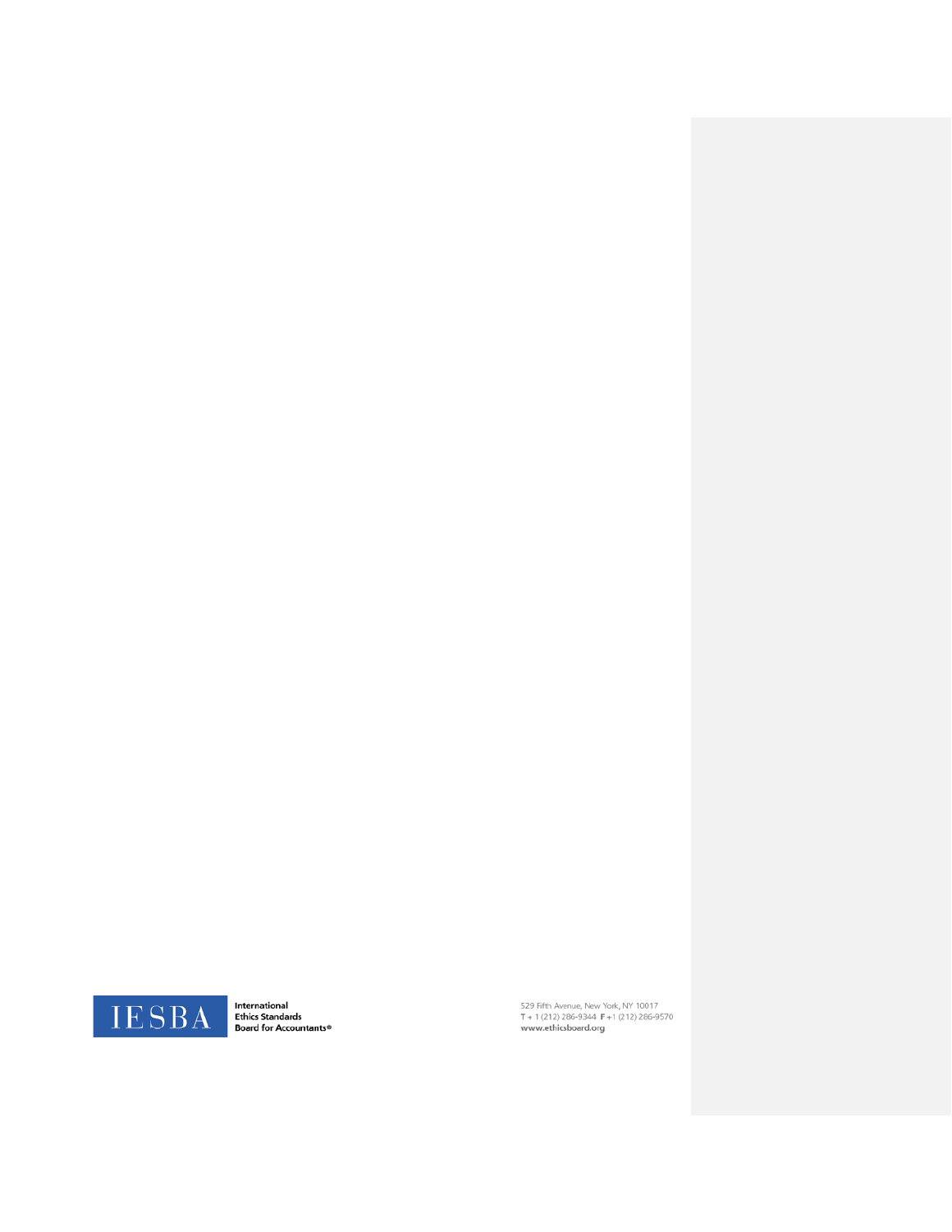IESBA

International
Ethics Standards
Board for Accountants®

529 Fifth Avenue, New York, NY 10017
T + 1 (212) 286-9344 F +1 (212) 286-9570
www.ethicsboard.org